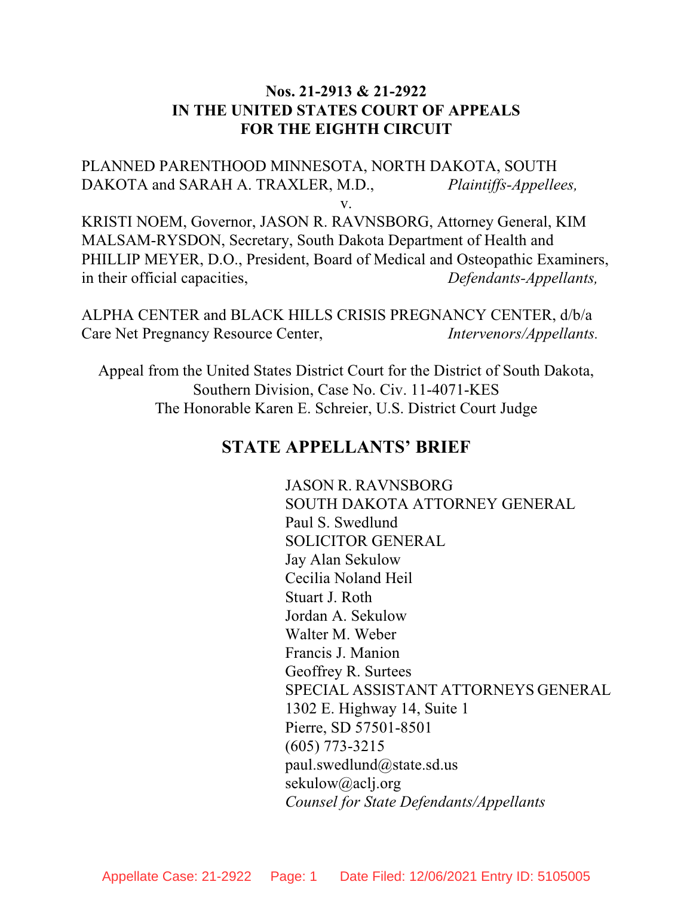**Nos. 21-2913 & 21-2922**
**IN THE UNITED STATES COURT OF APPEALS**
**FOR THE EIGHTH CIRCUIT**

PLANNED PARENTHOOD MINNESOTA, NORTH DAKOTA, SOUTH DAKOTA and SARAH A. TRAXLER, M.D., *Plaintiffs-Appellees,*

v.

KRISTI NOEM, Governor, JASON R. RAVNSBORG, Attorney General, KIM MALSAM-RYSDON, Secretary, South Dakota Department of Health and PHILLIP MEYER, D.O., President, Board of Medical and Osteopathic Examiners, in their official capacities, *Defendants-Appellants,*

ALPHA CENTER and BLACK HILLS CRISIS PREGNANCY CENTER, d/b/a Care Net Pregnancy Resource Center, *Intervenors/Appellants.*

Appeal from the United States District Court for the District of South Dakota, Southern Division, Case No. Civ. 11-4071-KES
The Honorable Karen E. Schreier, U.S. District Court Judge

## STATE APPELLANTS' BRIEF

JASON R. RAVNSBORG
SOUTH DAKOTA ATTORNEY GENERAL
Paul S. Swedlund
SOLICITOR GENERAL
Jay Alan Sekulow
Cecilia Noland Heil
Stuart J. Roth
Jordan A. Sekulow
Walter M. Weber
Francis J. Manion
Geoffrey R. Surtees
SPECIAL ASSISTANT ATTORNEYS GENERAL
1302 E. Highway 14, Suite 1
Pierre, SD 57501-8501
(605) 773-3215
paul.swedlund@state.sd.us
sekulow@aclj.org
*Counsel for State Defendants/Appellants*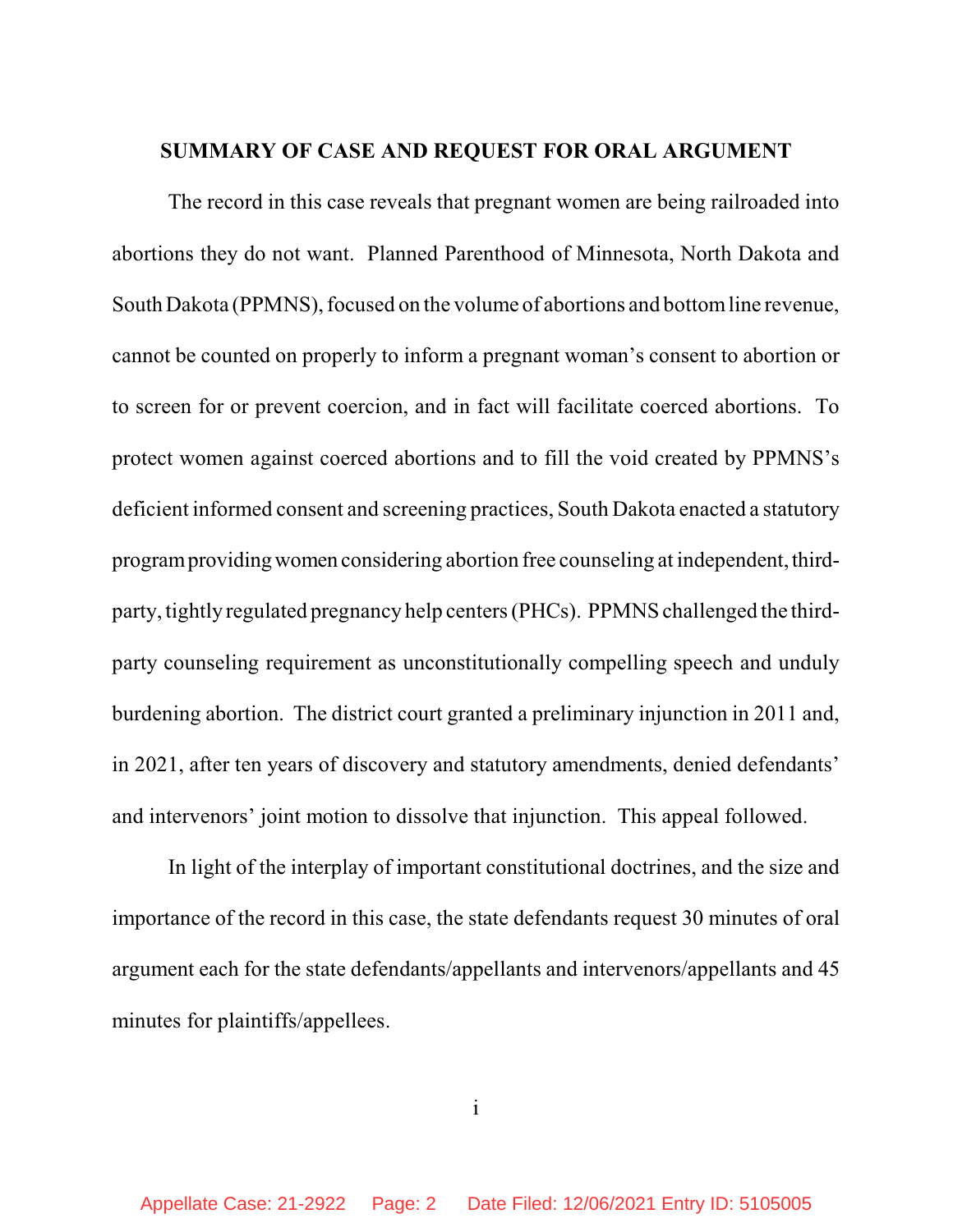## SUMMARY OF CASE AND REQUEST FOR ORAL ARGUMENT

The record in this case reveals that pregnant women are being railroaded into abortions they do not want. Planned Parenthood of Minnesota, North Dakota and South Dakota (PPMNS), focused on the volume of abortions and bottom line revenue, cannot be counted on properly to inform a pregnant woman's consent to abortion or to screen for or prevent coercion, and in fact will facilitate coerced abortions. To protect women against coerced abortions and to fill the void created by PPMNS's deficient informed consent and screening practices, South Dakota enacted a statutory program providing women considering abortion free counseling at independent, third-party, tightly regulated pregnancy help centers (PHCs). PPMNS challenged the third-party counseling requirement as unconstitutionally compelling speech and unduly burdening abortion. The district court granted a preliminary injunction in 2011 and, in 2021, after ten years of discovery and statutory amendments, denied defendants' and intervenors' joint motion to dissolve that injunction. This appeal followed.

In light of the interplay of important constitutional doctrines, and the size and importance of the record in this case, the state defendants request 30 minutes of oral argument each for the state defendants/appellants and intervenors/appellants and 45 minutes for plaintiffs/appellees.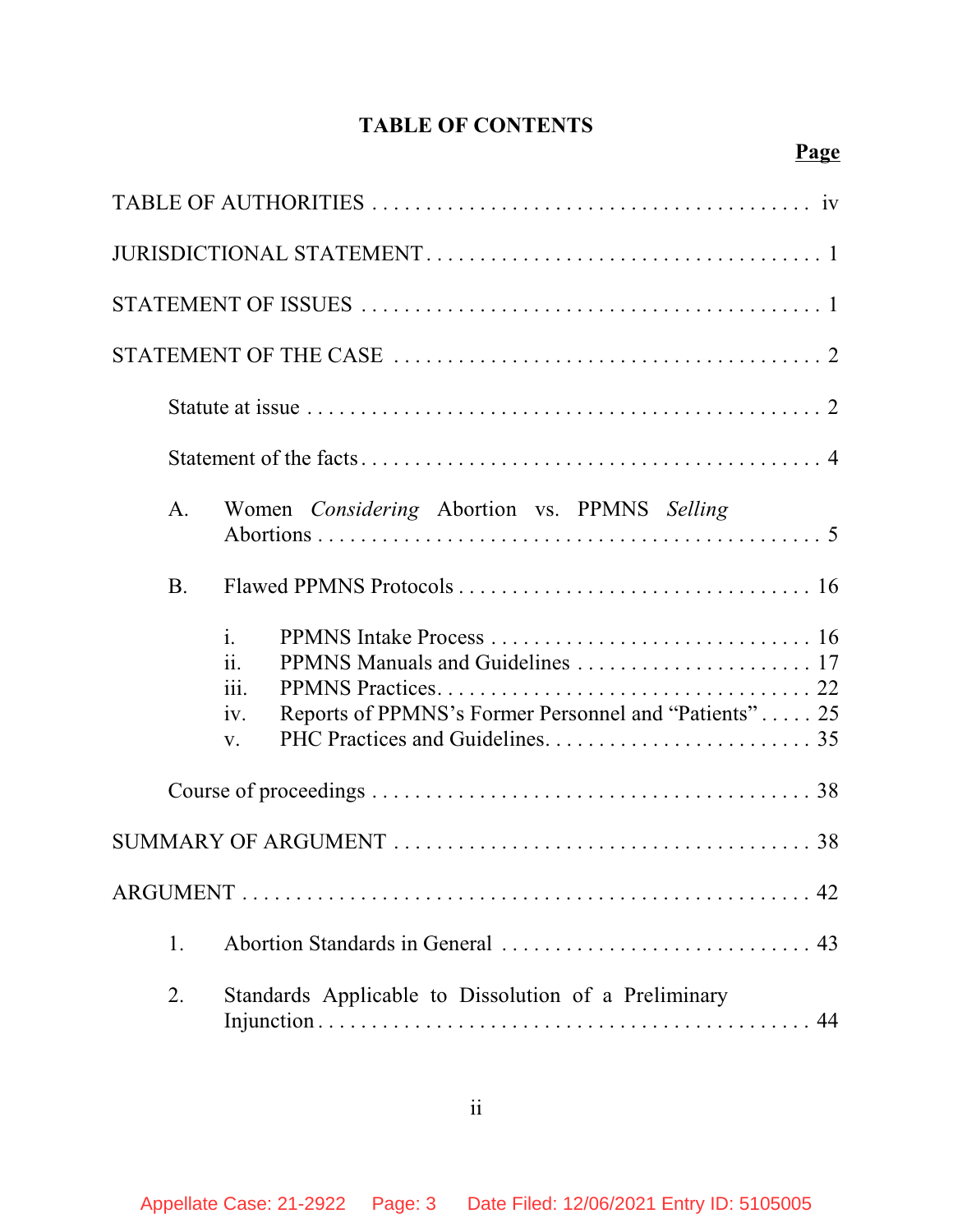# TABLE OF CONTENTS

**Page**

TABLE OF AUTHORITIES . . . . . . . . . . . . . . . . . . . . . . . . . . . . . . . . . . . . . . . . iv

JURISDICTIONAL STATEMENT . . . . . . . . . . . . . . . . . . . . . . . . . . . . . . . . . . . . 1

STATEMENT OF ISSUES . . . . . . . . . . . . . . . . . . . . . . . . . . . . . . . . . . . . . . . . . 1

STATEMENT OF THE CASE . . . . . . . . . . . . . . . . . . . . . . . . . . . . . . . . . . . . . . . 2

Statute at issue . . . . . . . . . . . . . . . . . . . . . . . . . . . . . . . . . . . . . . . . . . . . . . . 2

Statement of the facts . . . . . . . . . . . . . . . . . . . . . . . . . . . . . . . . . . . . . . . . . . 4

A. Women *Considering* Abortion vs. PPMNS *Selling* Abortions . . . . . . . . . . . . . . . . . . . . . . . . . . . . . . . . . . . . . . . . . . . . . 5

B. Flawed PPMNS Protocols . . . . . . . . . . . . . . . . . . . . . . . . . . . . . . . . . 16

i. PPMNS Intake Process . . . . . . . . . . . . . . . . . . . . . . . . . . . . . . . 16
ii. PPMNS Manuals and Guidelines . . . . . . . . . . . . . . . . . . . . . . . 17
iii. PPMNS Practices . . . . . . . . . . . . . . . . . . . . . . . . . . . . . . . . . . . 22
iv. Reports of PPMNS's Former Personnel and "Patients" . . . . . 25
v. PHC Practices and Guidelines . . . . . . . . . . . . . . . . . . . . . . . . . 35

Course of proceedings . . . . . . . . . . . . . . . . . . . . . . . . . . . . . . . . . . . . . . . . . 38

SUMMARY OF ARGUMENT . . . . . . . . . . . . . . . . . . . . . . . . . . . . . . . . . . . . . . 38

ARGUMENT . . . . . . . . . . . . . . . . . . . . . . . . . . . . . . . . . . . . . . . . . . . . . . . . . . . 42

1. Abortion Standards in General . . . . . . . . . . . . . . . . . . . . . . . . . . . . . 43

2. Standards Applicable to Dissolution of a Preliminary Injunction . . . . . . . . . . . . . . . . . . . . . . . . . . . . . . . . . . . . . . . . . . . . . 44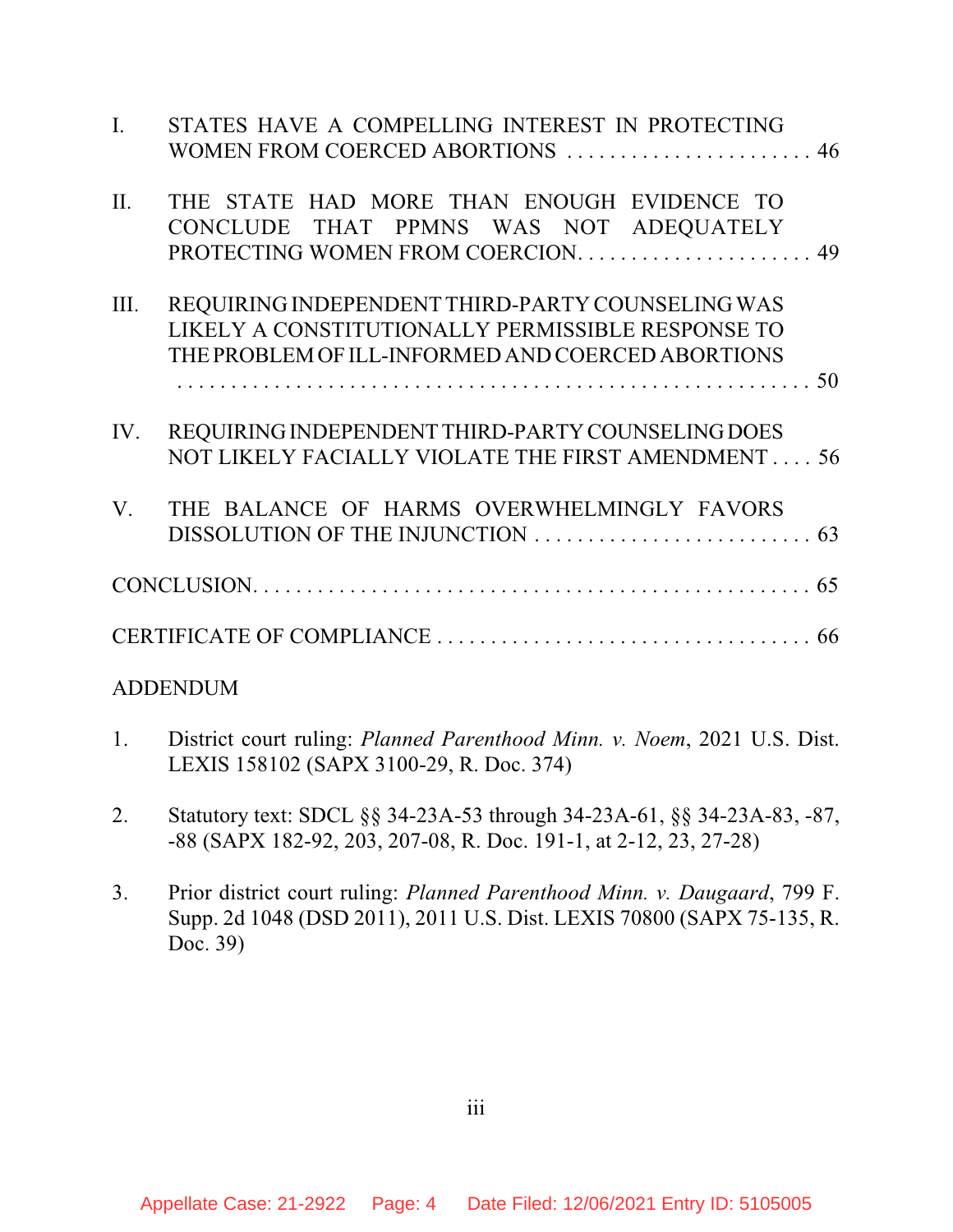I. STATES HAVE A COMPELLING INTEREST IN PROTECTING WOMEN FROM COERCED ABORTIONS . . . . . . . . . . . . . . . . . . . . . . . 46

II. THE STATE HAD MORE THAN ENOUGH EVIDENCE TO CONCLUDE THAT PPMNS WAS NOT ADEQUATELY PROTECTING WOMEN FROM COERCION. . . . . . . . . . . . . . . . . . . . . . 49

III. REQUIRING INDEPENDENT THIRD-PARTY COUNSELING WAS LIKELY A CONSTITUTIONALLY PERMISSIBLE RESPONSE TO THE PROBLEM OF ILL-INFORMED AND COERCED ABORTIONS . . . . . . . . . . . . . . . . . . . . . . . . . . . . . . . . . . . . . . . . . . . . . . . . . . . . . 50

IV. REQUIRING INDEPENDENT THIRD-PARTY COUNSELING DOES NOT LIKELY FACIALLY VIOLATE THE FIRST AMENDMENT . . . . 56

V. THE BALANCE OF HARMS OVERWHELMINGLY FAVORS DISSOLUTION OF THE INJUNCTION . . . . . . . . . . . . . . . . . . . . . . . . . . 63

CONCLUSION. . . . . . . . . . . . . . . . . . . . . . . . . . . . . . . . . . . . . . . . . . . . . . . . . . . . 65

CERTIFICATE OF COMPLIANCE . . . . . . . . . . . . . . . . . . . . . . . . . . . . . . . . . . 66

ADDENDUM

1. District court ruling: *Planned Parenthood Minn. v. Noem*, 2021 U.S. Dist. LEXIS 158102 (SAPX 3100-29, R. Doc. 374)

2. Statutory text: SDCL §§ 34-23A-53 through 34-23A-61, §§ 34-23A-83, -87, -88 (SAPX 182-92, 203, 207-08, R. Doc. 191-1, at 2-12, 23, 27-28)

3. Prior district court ruling: *Planned Parenthood Minn. v. Daugaard*, 799 F. Supp. 2d 1048 (DSD 2011), 2011 U.S. Dist. LEXIS 70800 (SAPX 75-135, R. Doc. 39)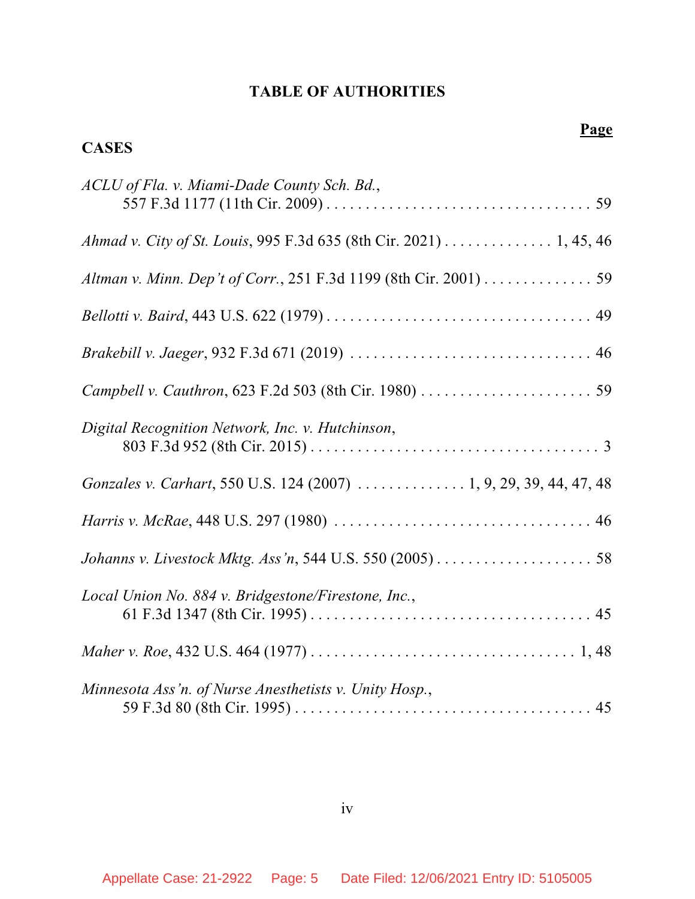# TABLE OF AUTHORITIES

**Page**

## CASES

*ACLU of Fla. v. Miami-Dade County Sch. Bd.*, 557 F.3d 1177 (11th Cir. 2009) . . . . . . . . . . . . . . . . . . . . . . . . . . . . . . . . . 59

*Ahmad v. City of St. Louis*, 995 F.3d 635 (8th Cir. 2021) . . . . . . . . . . . . . . 1, 45, 46

*Altman v. Minn. Dep't of Corr.*, 251 F.3d 1199 (8th Cir. 2001) . . . . . . . . . . . . . . 59

*Bellotti v. Baird*, 443 U.S. 622 (1979) . . . . . . . . . . . . . . . . . . . . . . . . . . . . . . . . . 49

*Brakebill v. Jaeger*, 932 F.3d 671 (2019) . . . . . . . . . . . . . . . . . . . . . . . . . . . . . . . 46

*Campbell v. Cauthron*, 623 F.2d 503 (8th Cir. 1980) . . . . . . . . . . . . . . . . . . . . . . 59

*Digital Recognition Network, Inc. v. Hutchinson*, 803 F.3d 952 (8th Cir. 2015) . . . . . . . . . . . . . . . . . . . . . . . . . . . . . . . . . . . . 3

*Gonzales v. Carhart*, 550 U.S. 124 (2007) . . . . . . . . . . . . . . 1, 9, 29, 39, 44, 47, 48

*Harris v. McRae*, 448 U.S. 297 (1980) . . . . . . . . . . . . . . . . . . . . . . . . . . . . . . . . . 46

*Johanns v. Livestock Mktg. Ass'n*, 544 U.S. 550 (2005) . . . . . . . . . . . . . . . . . . . . 58

*Local Union No. 884 v. Bridgestone/Firestone, Inc.*, 61 F.3d 1347 (8th Cir. 1995) . . . . . . . . . . . . . . . . . . . . . . . . . . . . . . . . . . . 45

*Maher v. Roe*, 432 U.S. 464 (1977) . . . . . . . . . . . . . . . . . . . . . . . . . . . . . . . . . 1, 48

*Minnesota Ass'n. of Nurse Anesthetists v. Unity Hosp.*, 59 F.3d 80 (8th Cir. 1995) . . . . . . . . . . . . . . . . . . . . . . . . . . . . . . . . . . . . . 45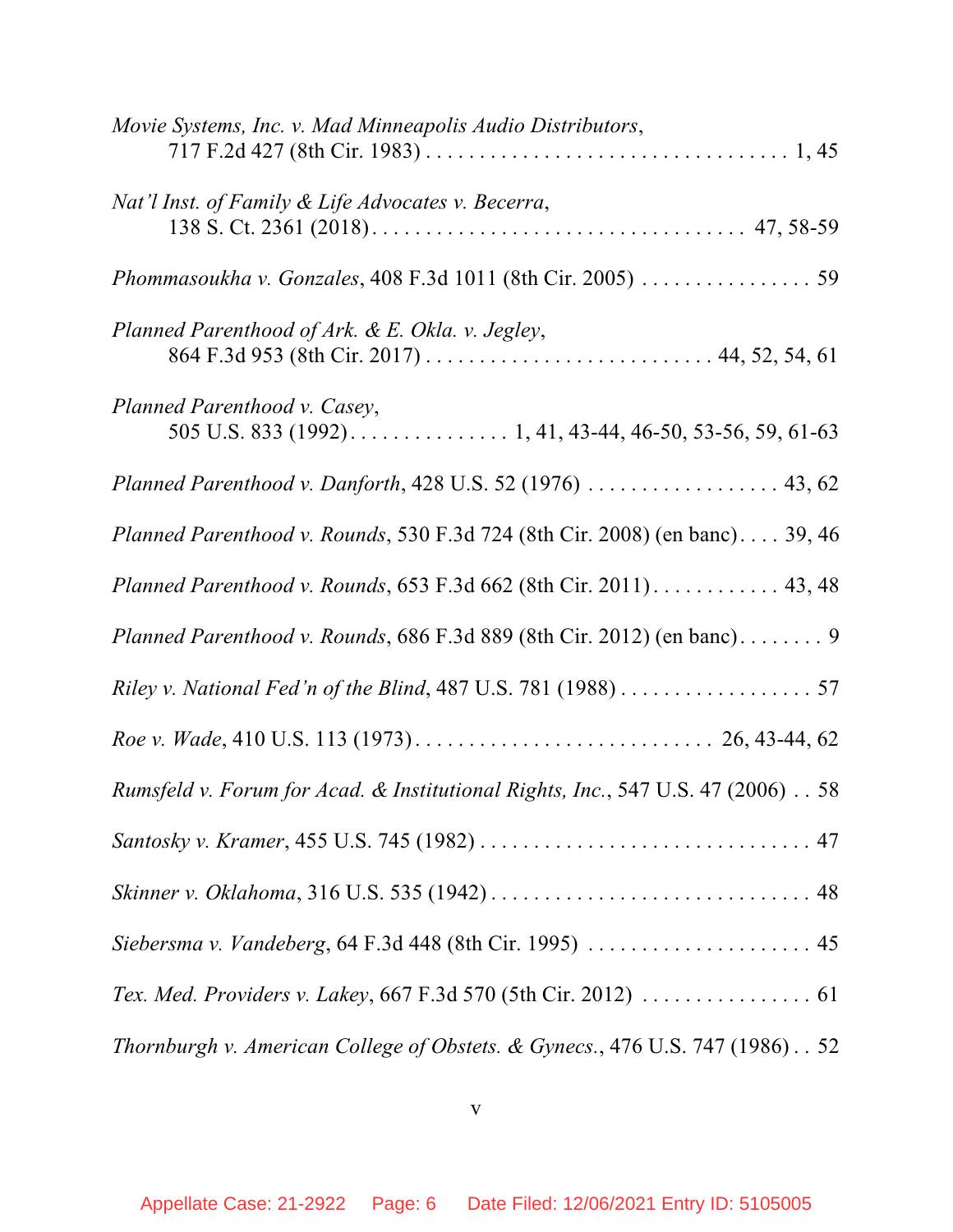*Movie Systems, Inc. v. Mad Minneapolis Audio Distributors*,
717 F.2d 427 (8th Cir. 1983) . . . . . . . . . . . . . . . . . . . . . . . . . . . . . . . . . . 1, 45

*Nat'l Inst. of Family & Life Advocates v. Becerra*,
138 S. Ct. 2361 (2018) . . . . . . . . . . . . . . . . . . . . . . . . . . . . . . . . . . 47, 58-59

*Phommasoukha v. Gonzales*, 408 F.3d 1011 (8th Cir. 2005) . . . . . . . . . . . . . . . . 59

*Planned Parenthood of Ark. & E. Okla. v. Jegley*,
864 F.3d 953 (8th Cir. 2017) . . . . . . . . . . . . . . . . . . . . . . . . . . 44, 52, 54, 61

*Planned Parenthood v. Casey*,
505 U.S. 833 (1992) . . . . . . . . . . . . . . . 1, 41, 43-44, 46-50, 53-56, 59, 61-63

*Planned Parenthood v. Danforth*, 428 U.S. 52 (1976) . . . . . . . . . . . . . . . . . . 43, 62

*Planned Parenthood v. Rounds*, 530 F.3d 724 (8th Cir. 2008) (en banc) . . . . 39, 46

*Planned Parenthood v. Rounds*, 653 F.3d 662 (8th Cir. 2011) . . . . . . . . . . . . 43, 48

*Planned Parenthood v. Rounds*, 686 F.3d 889 (8th Cir. 2012) (en banc) . . . . . . . . 9

*Riley v. National Fed'n of the Blind*, 487 U.S. 781 (1988) . . . . . . . . . . . . . . . . . . 57

*Roe v. Wade*, 410 U.S. 113 (1973) . . . . . . . . . . . . . . . . . . . . . . . . . . . 26, 43-44, 62

*Rumsfeld v. Forum for Acad. & Institutional Rights, Inc.*, 547 U.S. 47 (2006) . . 58

*Santosky v. Kramer*, 455 U.S. 745 (1982) . . . . . . . . . . . . . . . . . . . . . . . . . . . . . . . 47

*Skinner v. Oklahoma*, 316 U.S. 535 (1942) . . . . . . . . . . . . . . . . . . . . . . . . . . . . . . 48

*Siebersma v. Vandeberg*, 64 F.3d 448 (8th Cir. 1995) . . . . . . . . . . . . . . . . . . . . . 45

*Tex. Med. Providers v. Lakey*, 667 F.3d 570 (5th Cir. 2012) . . . . . . . . . . . . . . . . 61

*Thornburgh v. American College of Obstets. & Gynecs.*, 476 U.S. 747 (1986) . . 52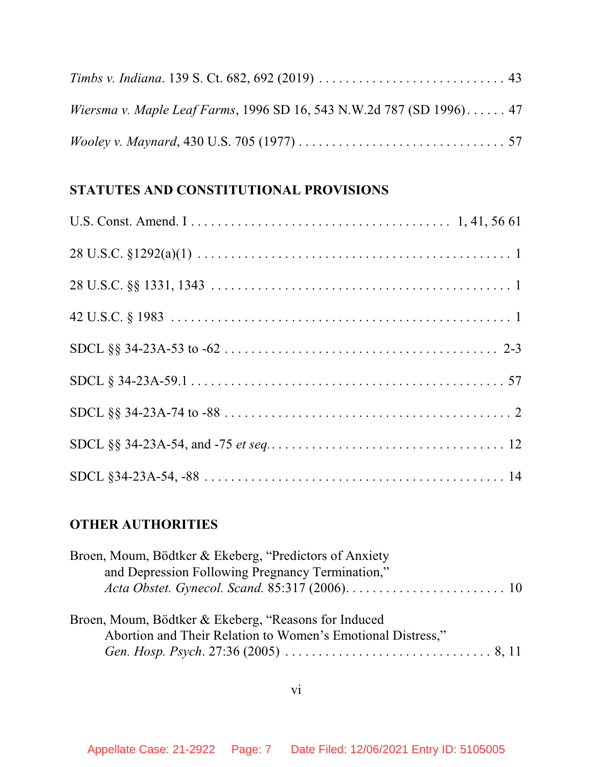*Timbs v. Indiana*. 139 S. Ct. 682, 692 (2019) . . . . . . . . . . . . . . . . . . . . . . . . . . . . 43

*Wiersma v. Maple Leaf Farms*, 1996 SD 16, 543 N.W.2d 787 (SD 1996). . . . . . 47

*Wooley v. Maynard*, 430 U.S. 705 (1977) . . . . . . . . . . . . . . . . . . . . . . . . . . . . . . . 57

## STATUTES AND CONSTITUTIONAL PROVISIONS

U.S. Const. Amend. I . . . . . . . . . . . . . . . . . . . . . . . . . . . . . . . . . . . . . . 1, 41, 56 61

28 U.S.C. §1292(a)(1) . . . . . . . . . . . . . . . . . . . . . . . . . . . . . . . . . . . . . . . . . . . . . 1

28 U.S.C. §§ 1331, 1343 . . . . . . . . . . . . . . . . . . . . . . . . . . . . . . . . . . . . . . . . . . . 1

42 U.S.C. § 1983 . . . . . . . . . . . . . . . . . . . . . . . . . . . . . . . . . . . . . . . . . . . . . . . . . 1

SDCL §§ 34-23A-53 to -62 . . . . . . . . . . . . . . . . . . . . . . . . . . . . . . . . . . . . . . . 2-3

SDCL § 34-23A-59.1 . . . . . . . . . . . . . . . . . . . . . . . . . . . . . . . . . . . . . . . . . . . . . 57

SDCL §§ 34-23A-74 to -88 . . . . . . . . . . . . . . . . . . . . . . . . . . . . . . . . . . . . . . . . . 2

SDCL §§ 34-23A-54, and -75 *et seq*. . . . . . . . . . . . . . . . . . . . . . . . . . . . . . . . . . 12

SDCL §34-23A-54, -88 . . . . . . . . . . . . . . . . . . . . . . . . . . . . . . . . . . . . . . . . . . . . 14

## OTHER AUTHORITIES

Broen, Moum, Bödtker & Ekeberg, "Predictors of Anxiety and Depression Following Pregnancy Termination," *Acta Obstet. Gynecol. Scand.* 85:317 (2006). . . . . . . . . . . . . . . . . . . . . . . . 10

Broen, Moum, Bödtker & Ekeberg, "Reasons for Induced Abortion and Their Relation to Women's Emotional Distress," *Gen. Hosp. Psych*. 27:36 (2005) . . . . . . . . . . . . . . . . . . . . . . . . . . . . . . . 8, 11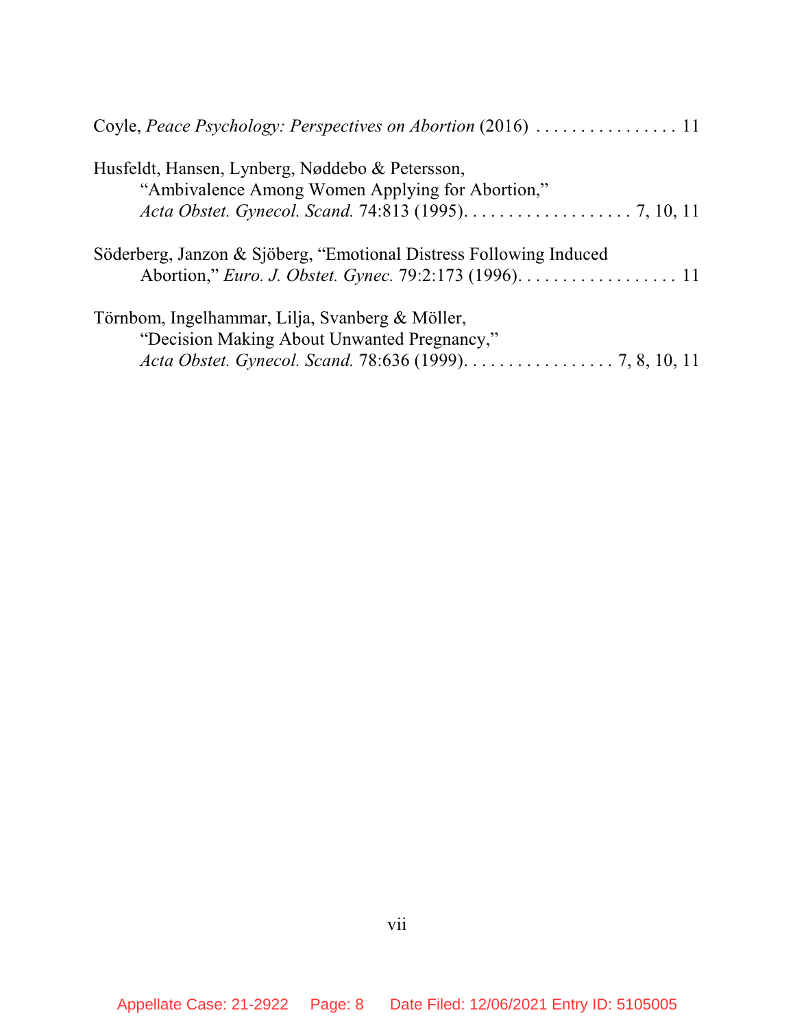Coyle, *Peace Psychology: Perspectives on Abortion* (2016) . . . . . . . . . . . . . . . . 11

Husfeldt, Hansen, Lynberg, Nøddebo & Petersson,
"Ambivalence Among Women Applying for Abortion,"
*Acta Obstet. Gynecol. Scand.* 74:813 (1995). . . . . . . . . . . . . . . . . . . 7, 10, 11

Söderberg, Janzon & Sjöberg, "Emotional Distress Following Induced Abortion," *Euro. J. Obstet. Gynec.* 79:2:173 (1996). . . . . . . . . . . . . . . . . . 11

Törnbom, Ingelhammar, Lilja, Svanberg & Möller,
"Decision Making About Unwanted Pregnancy,"
*Acta Obstet. Gynecol. Scand.* 78:636 (1999). . . . . . . . . . . . . . . . . 7, 8, 10, 11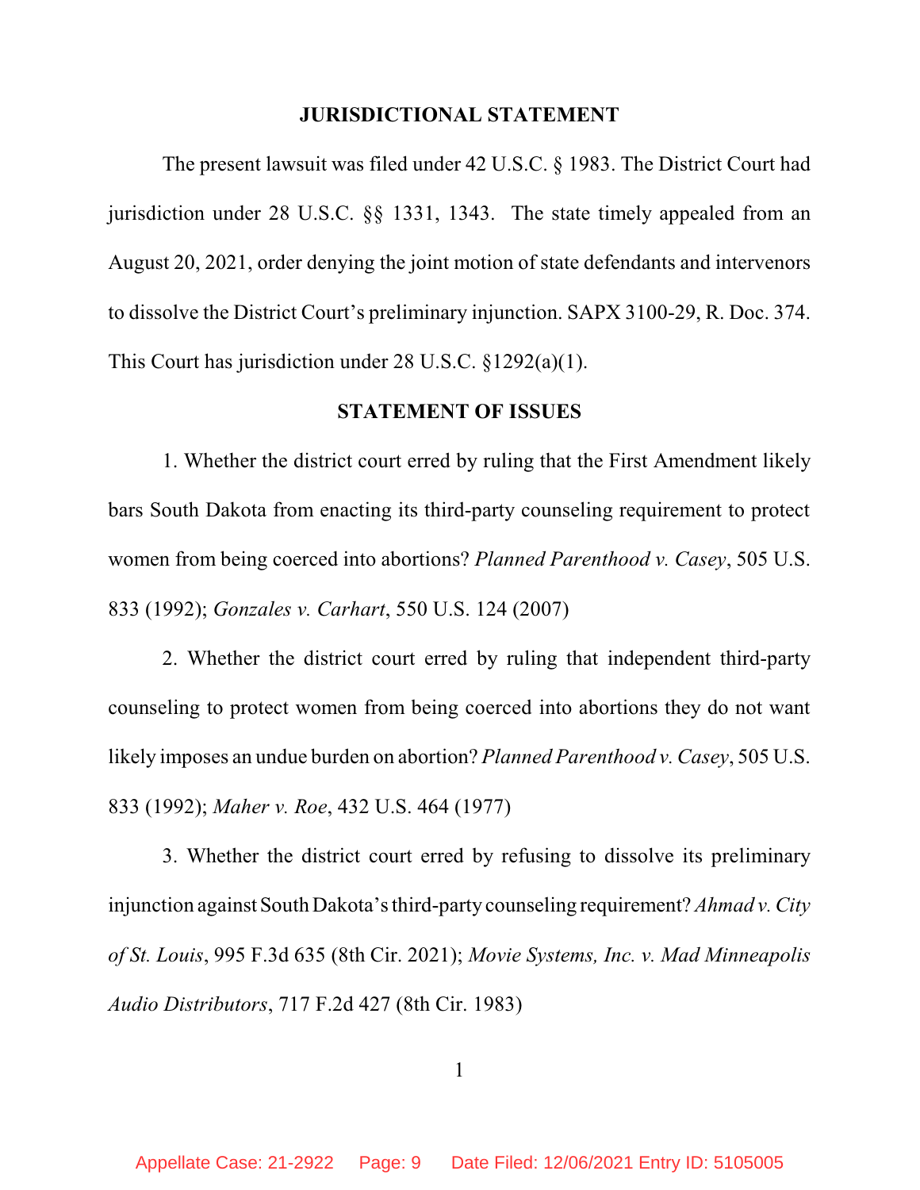## JURISDICTIONAL STATEMENT

The present lawsuit was filed under 42 U.S.C. § 1983. The District Court had jurisdiction under 28 U.S.C. §§ 1331, 1343. The state timely appealed from an August 20, 2021, order denying the joint motion of state defendants and intervenors to dissolve the District Court's preliminary injunction. SAPX 3100-29, R. Doc. 374. This Court has jurisdiction under 28 U.S.C. §1292(a)(1).

## STATEMENT OF ISSUES

1. Whether the district court erred by ruling that the First Amendment likely bars South Dakota from enacting its third-party counseling requirement to protect women from being coerced into abortions? *Planned Parenthood v. Casey*, 505 U.S. 833 (1992); *Gonzales v. Carhart*, 550 U.S. 124 (2007)

2. Whether the district court erred by ruling that independent third-party counseling to protect women from being coerced into abortions they do not want likely imposes an undue burden on abortion? *Planned Parenthood v. Casey*, 505 U.S. 833 (1992); *Maher v. Roe*, 432 U.S. 464 (1977)

3. Whether the district court erred by refusing to dissolve its preliminary injunction against South Dakota's third-party counseling requirement? *Ahmad v. City of St. Louis*, 995 F.3d 635 (8th Cir. 2021); *Movie Systems, Inc. v. Mad Minneapolis Audio Distributors*, 717 F.2d 427 (8th Cir. 1983)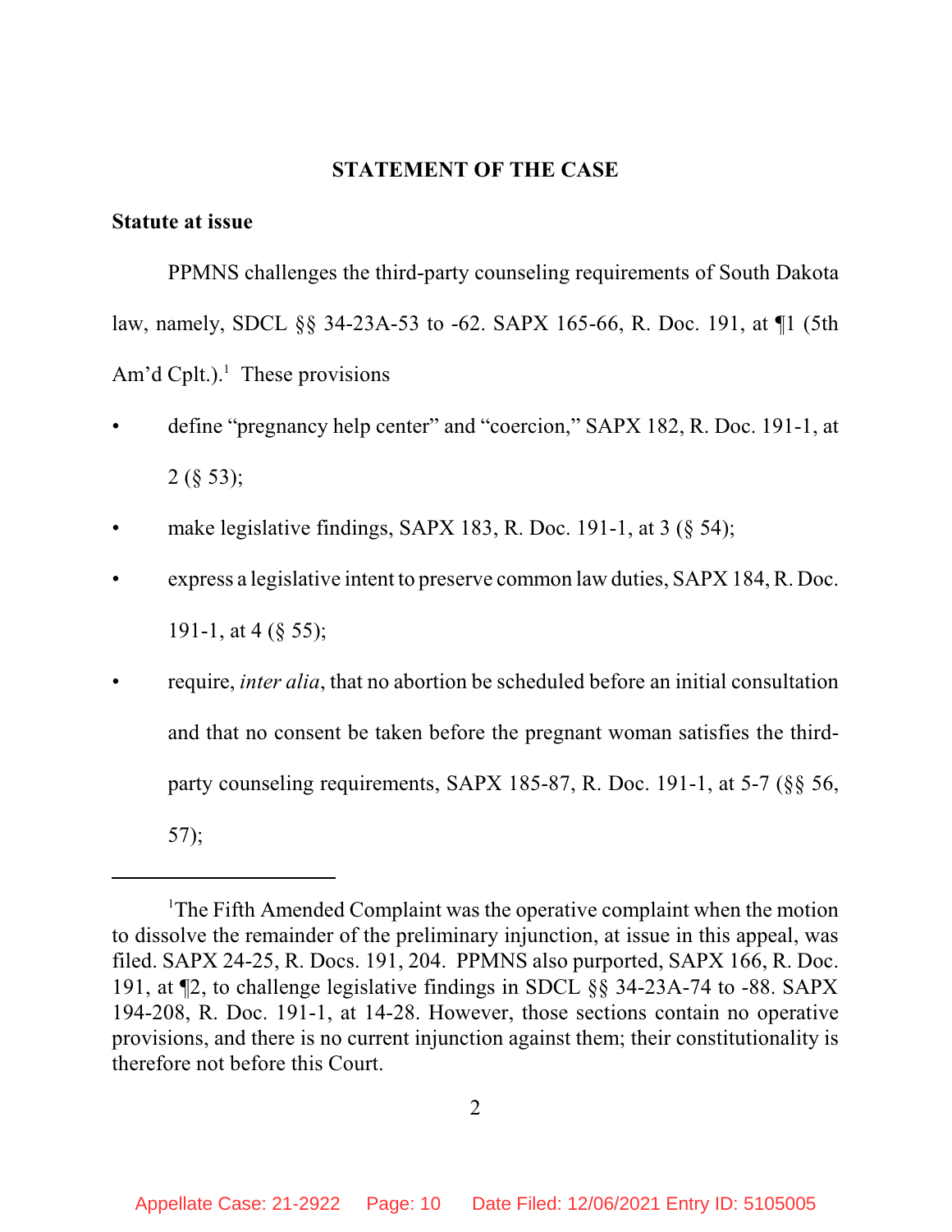## STATEMENT OF THE CASE

**Statute at issue**

PPMNS challenges the third-party counseling requirements of South Dakota law, namely, SDCL §§ 34-23A-53 to -62. SAPX 165-66, R. Doc. 191, at ¶1 (5th Am'd Cplt.).[1] These provisions

- define "pregnancy help center" and "coercion," SAPX 182, R. Doc. 191-1, at 2 (§ 53);
- make legislative findings, SAPX 183, R. Doc. 191-1, at 3 (§ 54);
- express a legislative intent to preserve common law duties, SAPX 184, R. Doc. 191-1, at 4 (§ 55);
- require, *inter alia*, that no abortion be scheduled before an initial consultation and that no consent be taken before the pregnant woman satisfies the third-party counseling requirements, SAPX 185-87, R. Doc. 191-1, at 5-7 (§§ 56, 57);

---

[1]The Fifth Amended Complaint was the operative complaint when the motion to dissolve the remainder of the preliminary injunction, at issue in this appeal, was filed. SAPX 24-25, R. Docs. 191, 204. PPMNS also purported, SAPX 166, R. Doc. 191, at ¶2, to challenge legislative findings in SDCL §§ 34-23A-74 to -88. SAPX 194-208, R. Doc. 191-1, at 14-28. However, those sections contain no operative provisions, and there is no current injunction against them; their constitutionality is therefore not before this Court.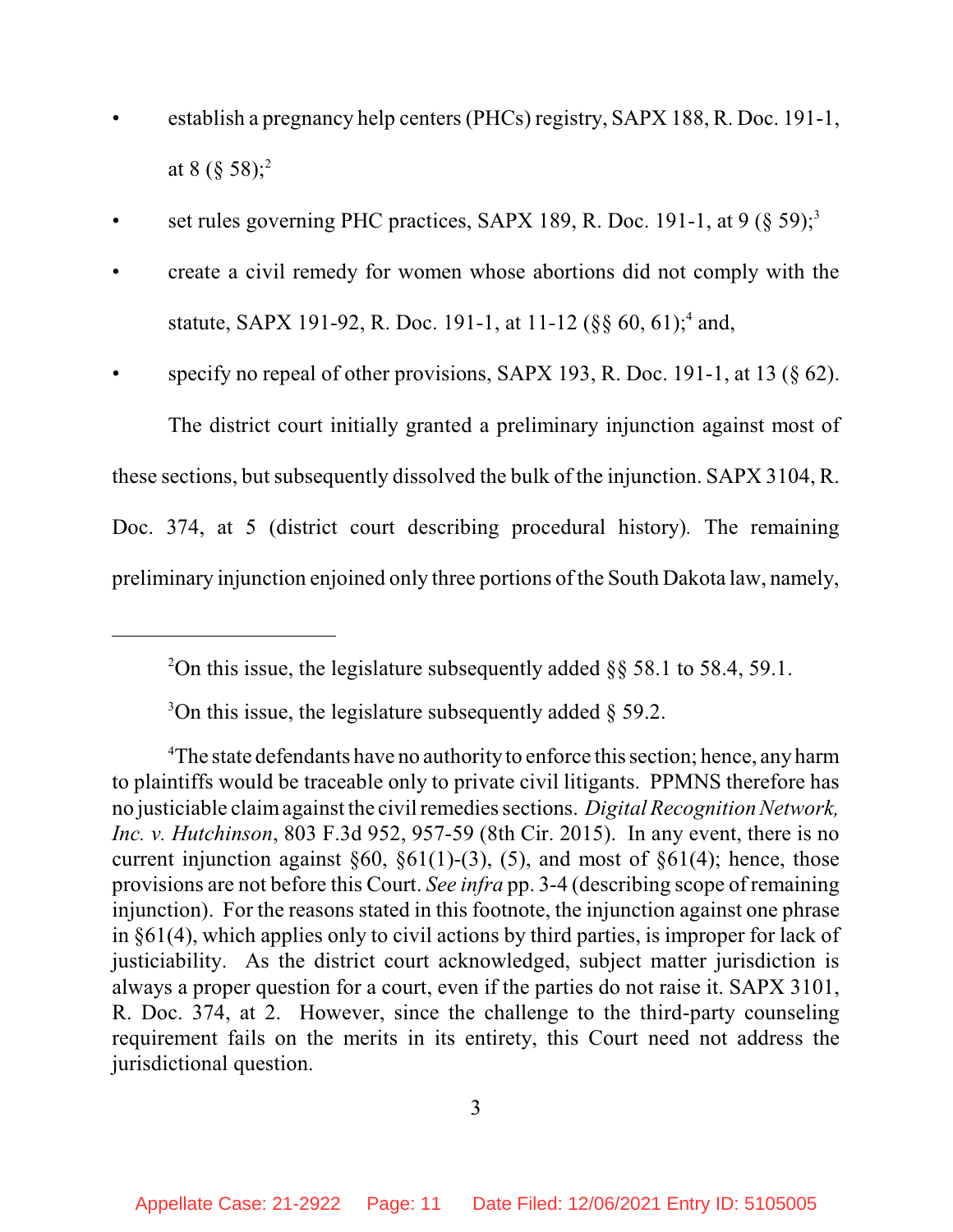- establish a pregnancy help centers (PHCs) registry, SAPX 188, R. Doc. 191-1, at 8 (§ 58);[2]
- set rules governing PHC practices, SAPX 189, R. Doc. 191-1, at 9 (§ 59);[3]
- create a civil remedy for women whose abortions did not comply with the statute, SAPX 191-92, R. Doc. 191-1, at 11-12 (§§ 60, 61);[4] and,
- specify no repeal of other provisions, SAPX 193, R. Doc. 191-1, at 13 (§ 62).

The district court initially granted a preliminary injunction against most of these sections, but subsequently dissolved the bulk of the injunction. SAPX 3104, R. Doc. 374, at 5 (district court describing procedural history). The remaining preliminary injunction enjoined only three portions of the South Dakota law, namely,

---

[2]On this issue, the legislature subsequently added §§ 58.1 to 58.4, 59.1.

[3]On this issue, the legislature subsequently added § 59.2.

[4]The state defendants have no authority to enforce this section; hence, any harm to plaintiffs would be traceable only to private civil litigants. PPMNS therefore has no justiciable claim against the civil remedies sections. *Digital Recognition Network, Inc. v. Hutchinson*, 803 F.3d 952, 957-59 (8th Cir. 2015). In any event, there is no current injunction against §60, §61(1)-(3), (5), and most of §61(4); hence, those provisions are not before this Court. *See infra* pp. 3-4 (describing scope of remaining injunction). For the reasons stated in this footnote, the injunction against one phrase in §61(4), which applies only to civil actions by third parties, is improper for lack of justiciability. As the district court acknowledged, subject matter jurisdiction is always a proper question for a court, even if the parties do not raise it. SAPX 3101, R. Doc. 374, at 2. However, since the challenge to the third-party counseling requirement fails on the merits in its entirety, this Court need not address the jurisdictional question.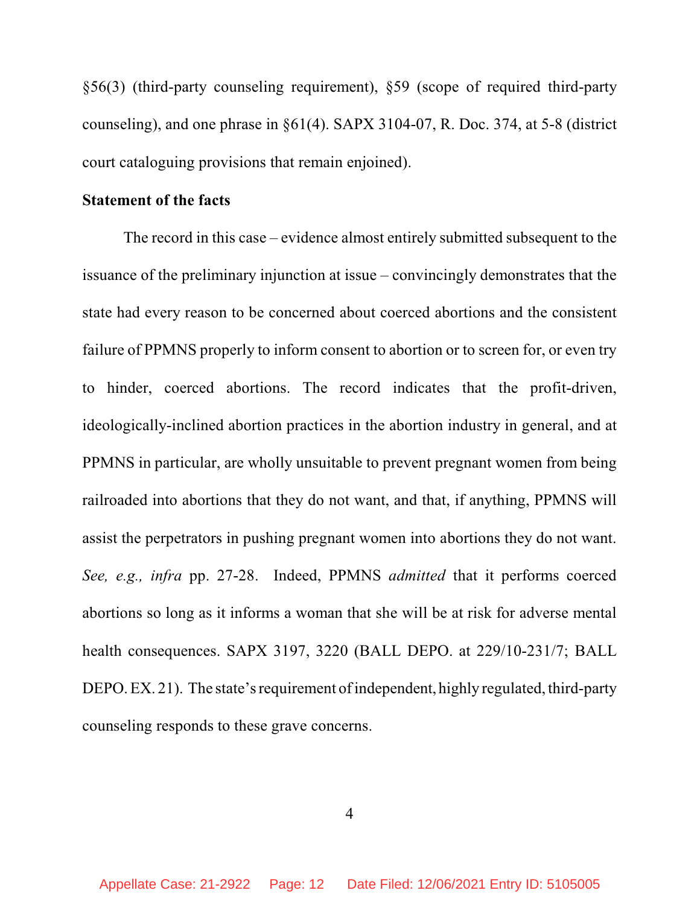§56(3) (third-party counseling requirement), §59 (scope of required third-party counseling), and one phrase in §61(4). SAPX 3104-07, R. Doc. 374, at 5-8 (district court cataloguing provisions that remain enjoined).

**Statement of the facts**

The record in this case – evidence almost entirely submitted subsequent to the issuance of the preliminary injunction at issue – convincingly demonstrates that the state had every reason to be concerned about coerced abortions and the consistent failure of PPMNS properly to inform consent to abortion or to screen for, or even try to hinder, coerced abortions. The record indicates that the profit-driven, ideologically-inclined abortion practices in the abortion industry in general, and at PPMNS in particular, are wholly unsuitable to prevent pregnant women from being railroaded into abortions that they do not want, and that, if anything, PPMNS will assist the perpetrators in pushing pregnant women into abortions they do not want. *See, e.g., infra* pp. 27-28. Indeed, PPMNS *admitted* that it performs coerced abortions so long as it informs a woman that she will be at risk for adverse mental health consequences. SAPX 3197, 3220 (BALL DEPO. at 229/10-231/7; BALL DEPO. EX. 21). The state's requirement of independent, highly regulated, third-party counseling responds to these grave concerns.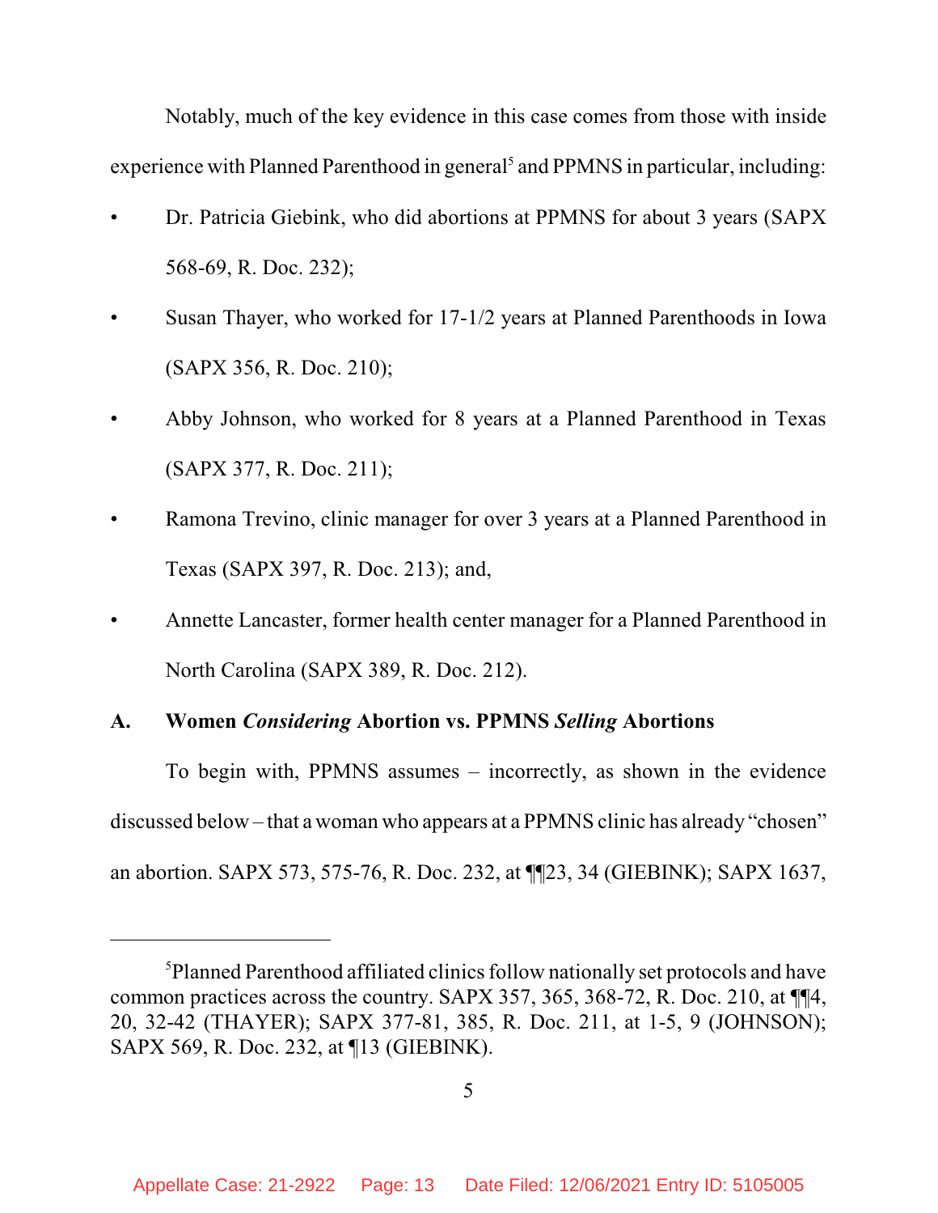Notably, much of the key evidence in this case comes from those with inside experience with Planned Parenthood in general[5] and PPMNS in particular, including:

- Dr. Patricia Giebink, who did abortions at PPMNS for about 3 years (SAPX 568-69, R. Doc. 232);
- Susan Thayer, who worked for 17-1/2 years at Planned Parenthoods in Iowa (SAPX 356, R. Doc. 210);
- Abby Johnson, who worked for 8 years at a Planned Parenthood in Texas (SAPX 377, R. Doc. 211);
- Ramona Trevino, clinic manager for over 3 years at a Planned Parenthood in Texas (SAPX 397, R. Doc. 213); and,
- Annette Lancaster, former health center manager for a Planned Parenthood in North Carolina (SAPX 389, R. Doc. 212).

### A. Women *Considering* Abortion vs. PPMNS *Selling* Abortions

To begin with, PPMNS assumes – incorrectly, as shown in the evidence discussed below – that a woman who appears at a PPMNS clinic has already "chosen" an abortion. SAPX 573, 575-76, R. Doc. 232, at ¶¶23, 34 (GIEBINK); SAPX 1637,

---

[5] Planned Parenthood affiliated clinics follow nationally set protocols and have common practices across the country. SAPX 357, 365, 368-72, R. Doc. 210, at ¶¶4, 20, 32-42 (THAYER); SAPX 377-81, 385, R. Doc. 211, at 1-5, 9 (JOHNSON); SAPX 569, R. Doc. 232, at ¶13 (GIEBINK).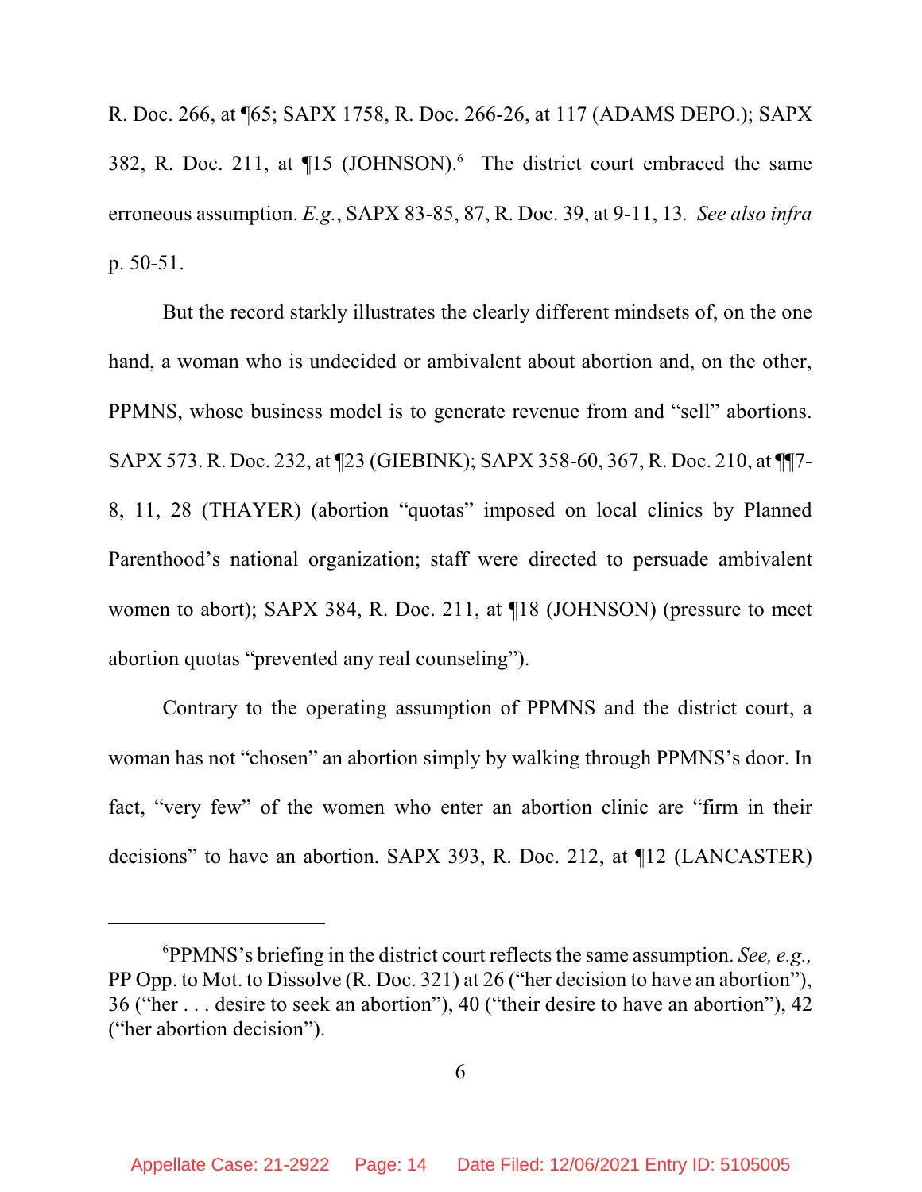R. Doc. 266, at ¶65; SAPX 1758, R. Doc. 266-26, at 117 (ADAMS DEPO.); SAPX 382, R. Doc. 211, at ¶15 (JOHNSON).[6] The district court embraced the same erroneous assumption. *E.g.*, SAPX 83-85, 87, R. Doc. 39, at 9-11, 13. *See also infra* p. 50-51.

But the record starkly illustrates the clearly different mindsets of, on the one hand, a woman who is undecided or ambivalent about abortion and, on the other, PPMNS, whose business model is to generate revenue from and "sell" abortions. SAPX 573. R. Doc. 232, at ¶23 (GIEBINK); SAPX 358-60, 367, R. Doc. 210, at ¶¶7-8, 11, 28 (THAYER) (abortion "quotas" imposed on local clinics by Planned Parenthood's national organization; staff were directed to persuade ambivalent women to abort); SAPX 384, R. Doc. 211, at ¶18 (JOHNSON) (pressure to meet abortion quotas "prevented any real counseling").

Contrary to the operating assumption of PPMNS and the district court, a woman has not "chosen" an abortion simply by walking through PPMNS's door. In fact, "very few" of the women who enter an abortion clinic are "firm in their decisions" to have an abortion. SAPX 393, R. Doc. 212, at ¶12 (LANCASTER)

---

[6]PPMNS's briefing in the district court reflects the same assumption. *See, e.g.,* PP Opp. to Mot. to Dissolve (R. Doc. 321) at 26 ("her decision to have an abortion"), 36 ("her . . . desire to seek an abortion"), 40 ("their desire to have an abortion"), 42 ("her abortion decision").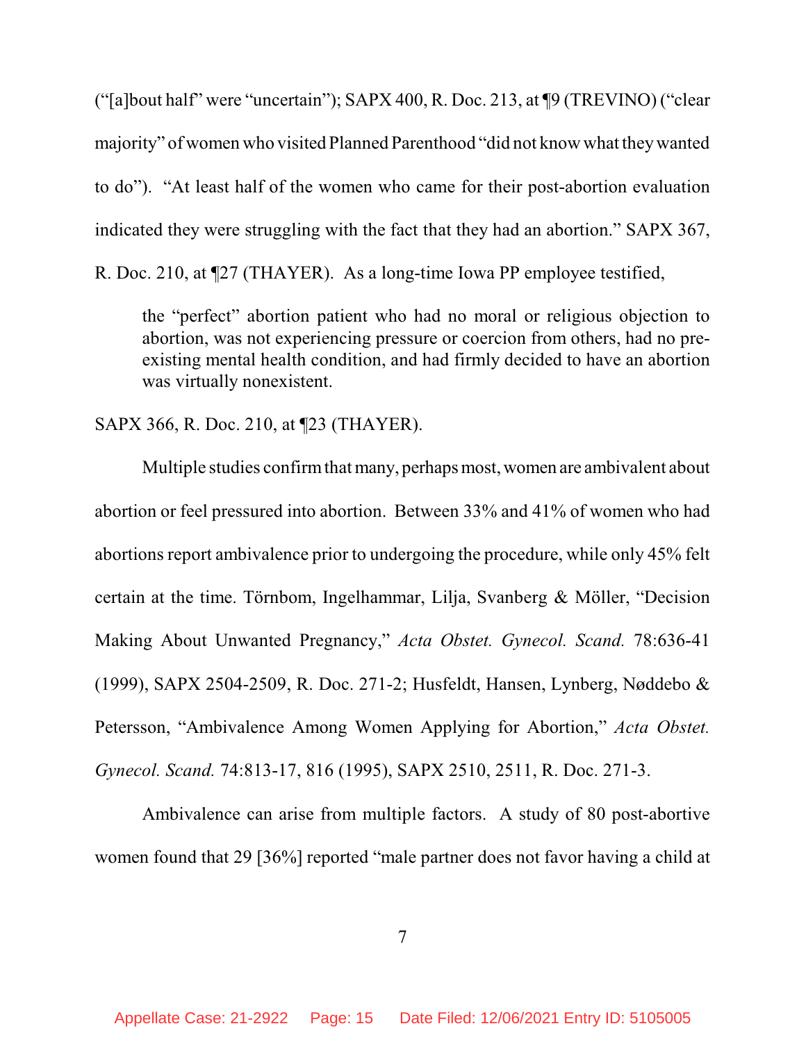("[a]bout half" were "uncertain"); SAPX 400, R. Doc. 213, at ¶9 (TREVINO) ("clear majority" of women who visited Planned Parenthood "did not know what they wanted to do"). "At least half of the women who came for their post-abortion evaluation indicated they were struggling with the fact that they had an abortion." SAPX 367, R. Doc. 210, at ¶27 (THAYER). As a long-time Iowa PP employee testified,

> the "perfect" abortion patient who had no moral or religious objection to abortion, was not experiencing pressure or coercion from others, had no pre-existing mental health condition, and had firmly decided to have an abortion was virtually nonexistent.

SAPX 366, R. Doc. 210, at ¶23 (THAYER).

Multiple studies confirm that many, perhaps most, women are ambivalent about abortion or feel pressured into abortion. Between 33% and 41% of women who had abortions report ambivalence prior to undergoing the procedure, while only 45% felt certain at the time. Törnbom, Ingelhammar, Lilja, Svanberg & Möller, "Decision Making About Unwanted Pregnancy," *Acta Obstet. Gynecol. Scand.* 78:636-41 (1999), SAPX 2504-2509, R. Doc. 271-2; Husfeldt, Hansen, Lynberg, Nøddebo & Petersson, "Ambivalence Among Women Applying for Abortion," *Acta Obstet. Gynecol. Scand.* 74:813-17, 816 (1995), SAPX 2510, 2511, R. Doc. 271-3.

Ambivalence can arise from multiple factors. A study of 80 post-abortive women found that 29 [36%] reported "male partner does not favor having a child at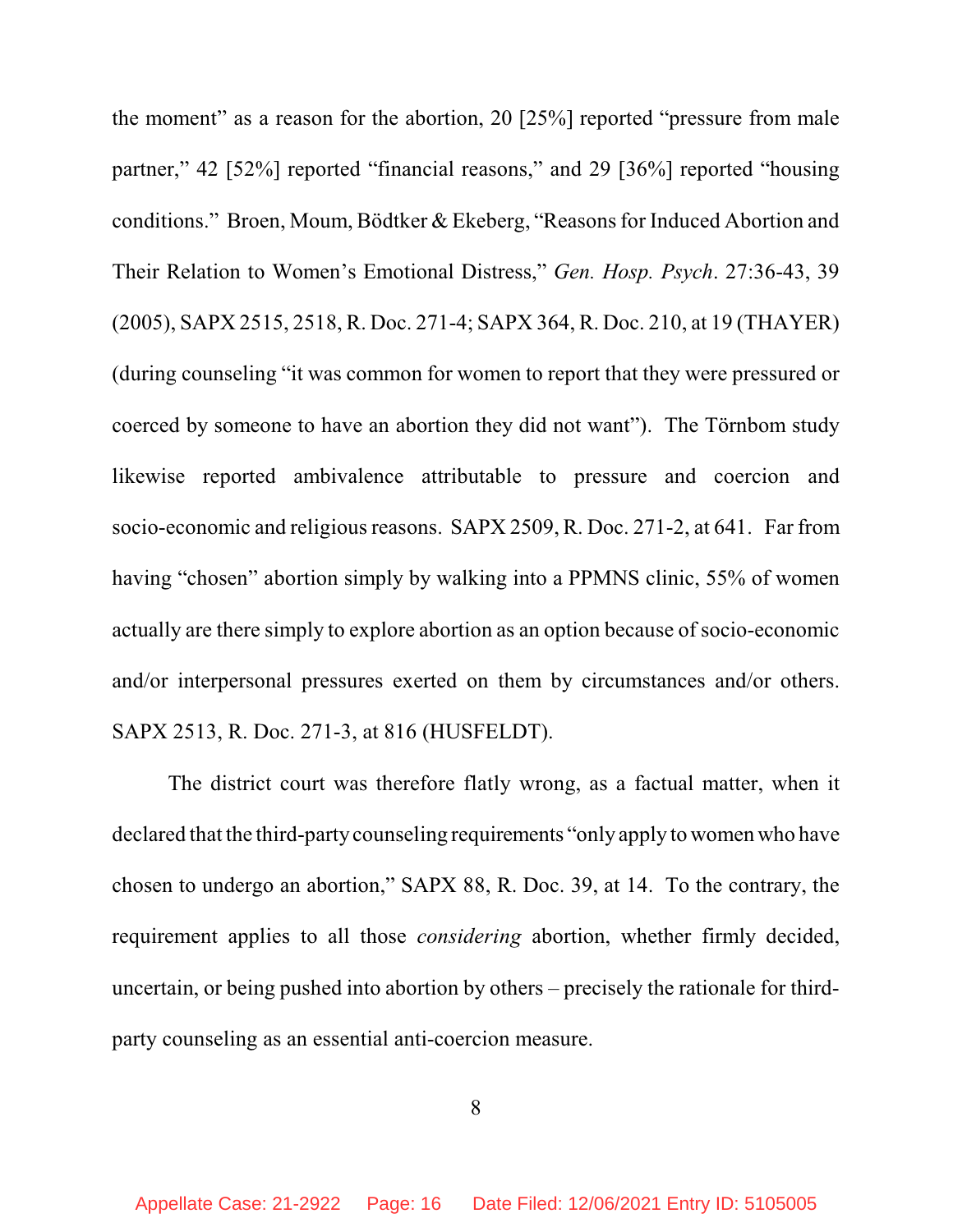the moment" as a reason for the abortion, 20 [25%] reported "pressure from male partner," 42 [52%] reported "financial reasons," and 29 [36%] reported "housing conditions." Broen, Moum, Bödtker & Ekeberg, "Reasons for Induced Abortion and Their Relation to Women's Emotional Distress," *Gen. Hosp. Psych*. 27:36-43, 39 (2005), SAPX 2515, 2518, R. Doc. 271-4; SAPX 364, R. Doc. 210, at 19 (THAYER) (during counseling "it was common for women to report that they were pressured or coerced by someone to have an abortion they did not want"). The Törnbom study likewise reported ambivalence attributable to pressure and coercion and socio-economic and religious reasons. SAPX 2509, R. Doc. 271-2, at 641. Far from having "chosen" abortion simply by walking into a PPMNS clinic, 55% of women actually are there simply to explore abortion as an option because of socio-economic and/or interpersonal pressures exerted on them by circumstances and/or others. SAPX 2513, R. Doc. 271-3, at 816 (HUSFELDT).

The district court was therefore flatly wrong, as a factual matter, when it declared that the third-party counseling requirements "only apply to women who have chosen to undergo an abortion," SAPX 88, R. Doc. 39, at 14. To the contrary, the requirement applies to all those *considering* abortion, whether firmly decided, uncertain, or being pushed into abortion by others – precisely the rationale for third-party counseling as an essential anti-coercion measure.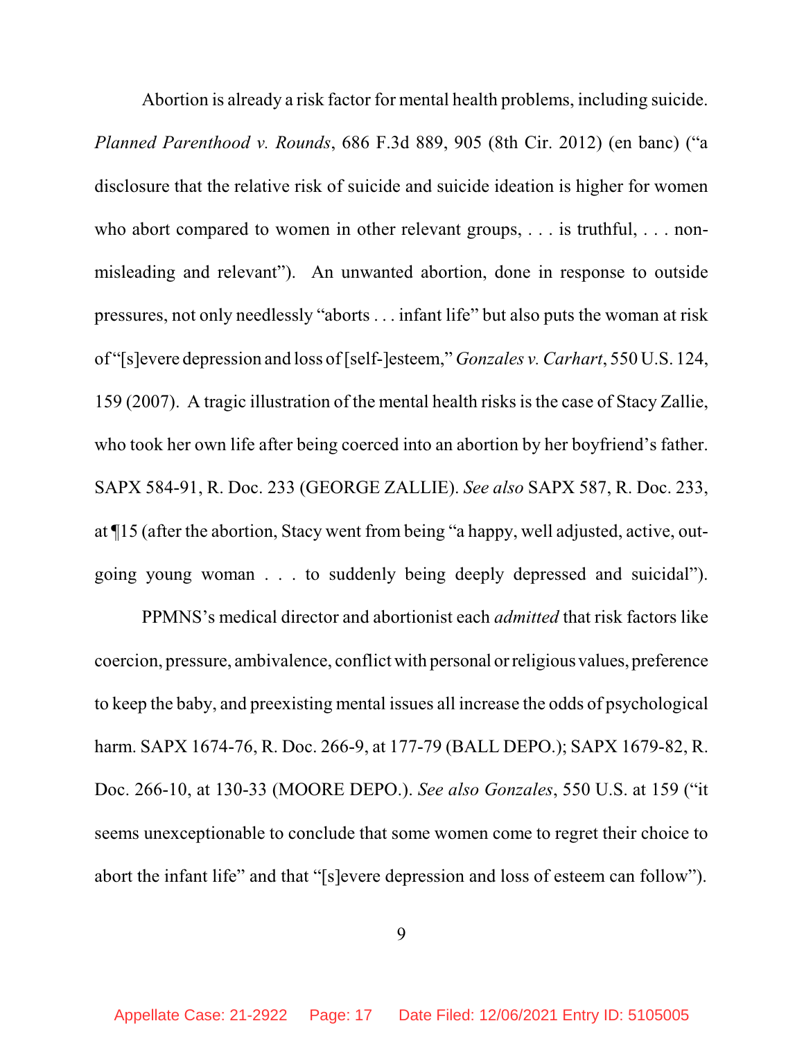Abortion is already a risk factor for mental health problems, including suicide. *Planned Parenthood v. Rounds*, 686 F.3d 889, 905 (8th Cir. 2012) (en banc) ("a disclosure that the relative risk of suicide and suicide ideation is higher for women who abort compared to women in other relevant groups, . . . is truthful, . . . non-misleading and relevant"). An unwanted abortion, done in response to outside pressures, not only needlessly "aborts . . . infant life" but also puts the woman at risk of "[s]evere depression and loss of [self-]esteem," *Gonzales v. Carhart*, 550 U.S. 124, 159 (2007). A tragic illustration of the mental health risks is the case of Stacy Zallie, who took her own life after being coerced into an abortion by her boyfriend's father. SAPX 584-91, R. Doc. 233 (GEORGE ZALLIE). *See also* SAPX 587, R. Doc. 233, at ¶15 (after the abortion, Stacy went from being "a happy, well adjusted, active, out-going young woman . . . to suddenly being deeply depressed and suicidal").

PPMNS's medical director and abortionist each *admitted* that risk factors like coercion, pressure, ambivalence, conflict with personal or religious values, preference to keep the baby, and preexisting mental issues all increase the odds of psychological harm. SAPX 1674-76, R. Doc. 266-9, at 177-79 (BALL DEPO.); SAPX 1679-82, R. Doc. 266-10, at 130-33 (MOORE DEPO.). *See also Gonzales*, 550 U.S. at 159 ("it seems unexceptionable to conclude that some women come to regret their choice to abort the infant life" and that "[s]evere depression and loss of esteem can follow").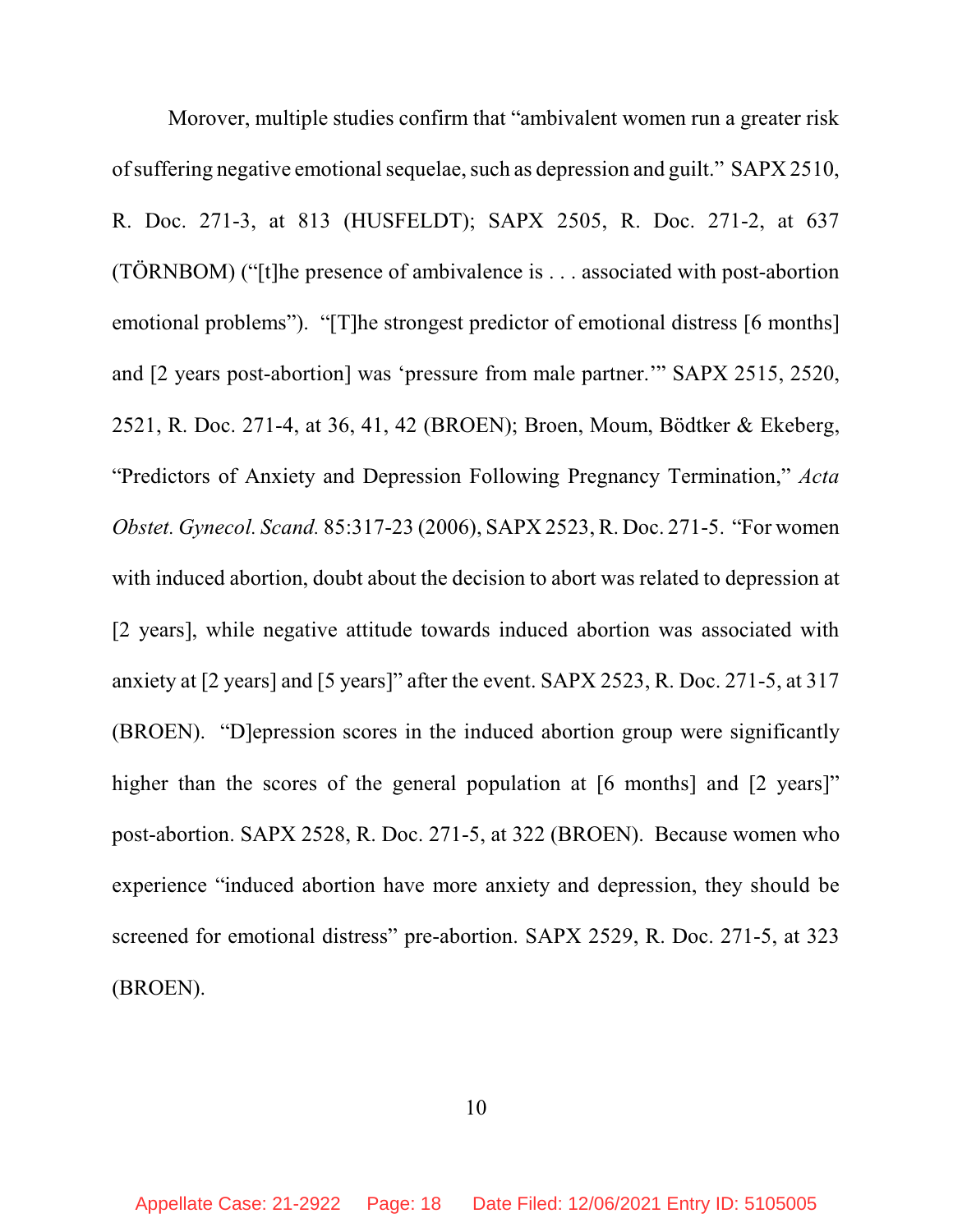Morover, multiple studies confirm that "ambivalent women run a greater risk of suffering negative emotional sequelae, such as depression and guilt." SAPX 2510, R. Doc. 271-3, at 813 (HUSFELDT); SAPX 2505, R. Doc. 271-2, at 637 (TÖRNBOM) ("[t]he presence of ambivalence is . . . associated with post-abortion emotional problems"). "[T]he strongest predictor of emotional distress [6 months] and [2 years post-abortion] was 'pressure from male partner.'" SAPX 2515, 2520, 2521, R. Doc. 271-4, at 36, 41, 42 (BROEN); Broen, Moum, Bödtker & Ekeberg, "Predictors of Anxiety and Depression Following Pregnancy Termination," *Acta Obstet. Gynecol. Scand.* 85:317-23 (2006), SAPX 2523, R. Doc. 271-5. "For women with induced abortion, doubt about the decision to abort was related to depression at [2 years], while negative attitude towards induced abortion was associated with anxiety at [2 years] and [5 years]" after the event. SAPX 2523, R. Doc. 271-5, at 317 (BROEN). "D]epression scores in the induced abortion group were significantly higher than the scores of the general population at [6 months] and [2 years]" post-abortion. SAPX 2528, R. Doc. 271-5, at 322 (BROEN). Because women who experience "induced abortion have more anxiety and depression, they should be screened for emotional distress" pre-abortion. SAPX 2529, R. Doc. 271-5, at 323 (BROEN).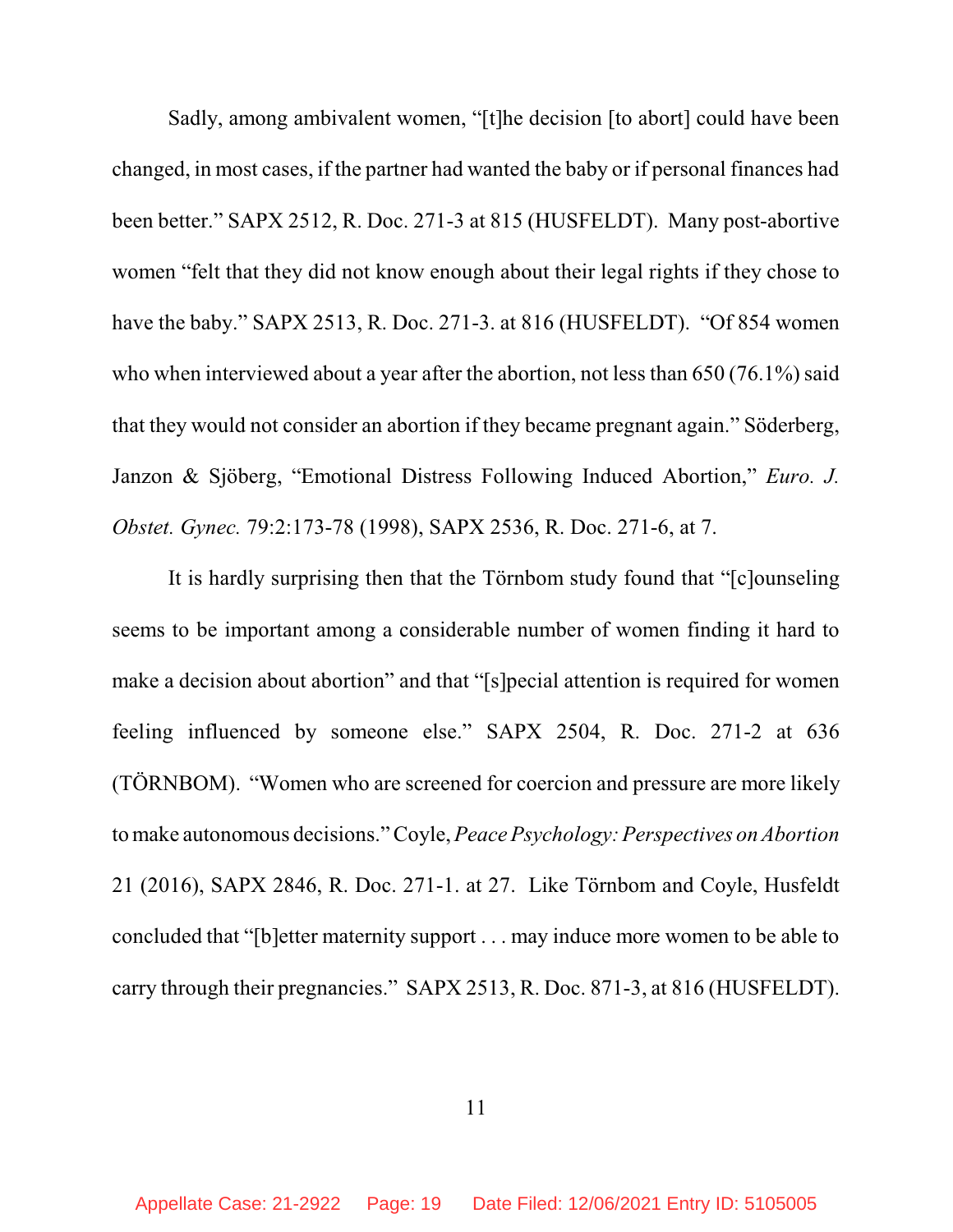Sadly, among ambivalent women, "[t]he decision [to abort] could have been changed, in most cases, if the partner had wanted the baby or if personal finances had been better." SAPX 2512, R. Doc. 271-3 at 815 (HUSFELDT). Many post-abortive women "felt that they did not know enough about their legal rights if they chose to have the baby." SAPX 2513, R. Doc. 271-3. at 816 (HUSFELDT). "Of 854 women who when interviewed about a year after the abortion, not less than 650 (76.1%) said that they would not consider an abortion if they became pregnant again." Söderberg, Janzon & Sjöberg, "Emotional Distress Following Induced Abortion," *Euro. J. Obstet. Gynec.* 79:2:173-78 (1998), SAPX 2536, R. Doc. 271-6, at 7.

It is hardly surprising then that the Törnbom study found that "[c]ounseling seems to be important among a considerable number of women finding it hard to make a decision about abortion" and that "[s]pecial attention is required for women feeling influenced by someone else." SAPX 2504, R. Doc. 271-2 at 636 (TÖRNBOM). "Women who are screened for coercion and pressure are more likely to make autonomous decisions." Coyle, *Peace Psychology: Perspectives on Abortion* 21 (2016), SAPX 2846, R. Doc. 271-1. at 27. Like Törnbom and Coyle, Husfeldt concluded that "[b]etter maternity support . . . may induce more women to be able to carry through their pregnancies." SAPX 2513, R. Doc. 871-3, at 816 (HUSFELDT).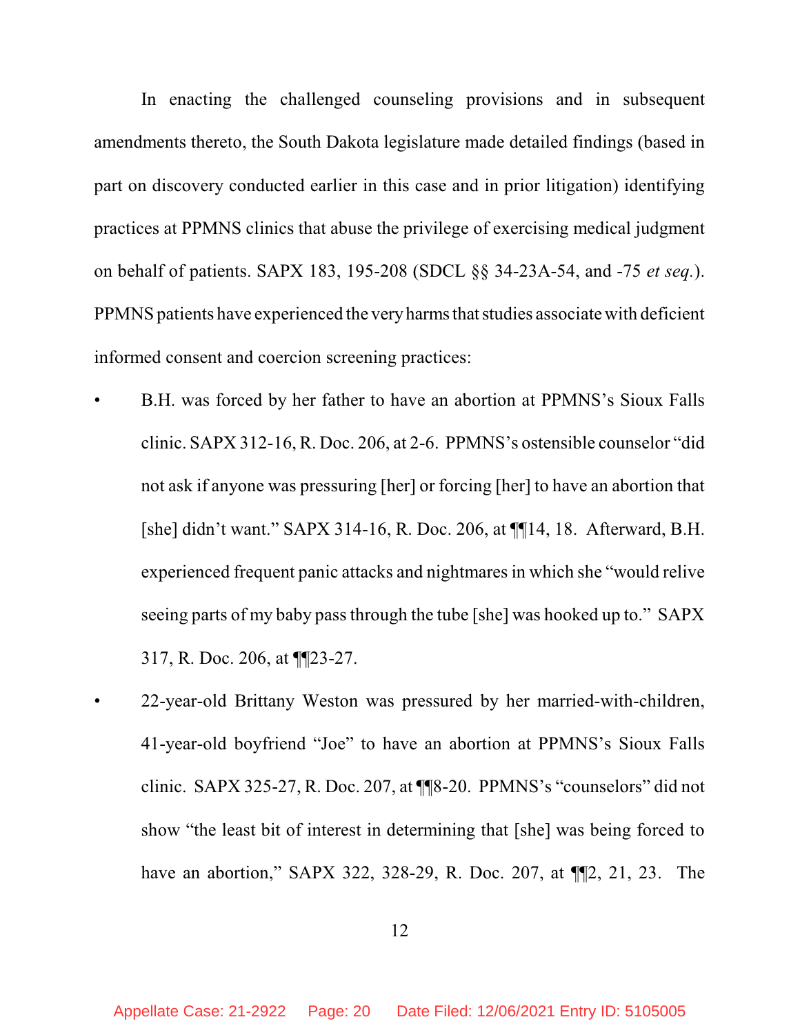In enacting the challenged counseling provisions and in subsequent amendments thereto, the South Dakota legislature made detailed findings (based in part on discovery conducted earlier in this case and in prior litigation) identifying practices at PPMNS clinics that abuse the privilege of exercising medical judgment on behalf of patients. SAPX 183, 195-208 (SDCL §§ 34-23A-54, and -75 *et seq.*). PPMNS patients have experienced the very harms that studies associate with deficient informed consent and coercion screening practices:

- B.H. was forced by her father to have an abortion at PPMNS's Sioux Falls clinic. SAPX 312-16, R. Doc. 206, at 2-6. PPMNS's ostensible counselor "did not ask if anyone was pressuring [her] or forcing [her] to have an abortion that [she] didn't want." SAPX 314-16, R. Doc. 206, at ¶¶14, 18. Afterward, B.H. experienced frequent panic attacks and nightmares in which she "would relive seeing parts of my baby pass through the tube [she] was hooked up to." SAPX 317, R. Doc. 206, at ¶¶23-27.
- 22-year-old Brittany Weston was pressured by her married-with-children, 41-year-old boyfriend "Joe" to have an abortion at PPMNS's Sioux Falls clinic. SAPX 325-27, R. Doc. 207, at ¶¶8-20. PPMNS's "counselors" did not show "the least bit of interest in determining that [she] was being forced to have an abortion," SAPX 322, 328-29, R. Doc. 207, at ¶¶2, 21, 23. The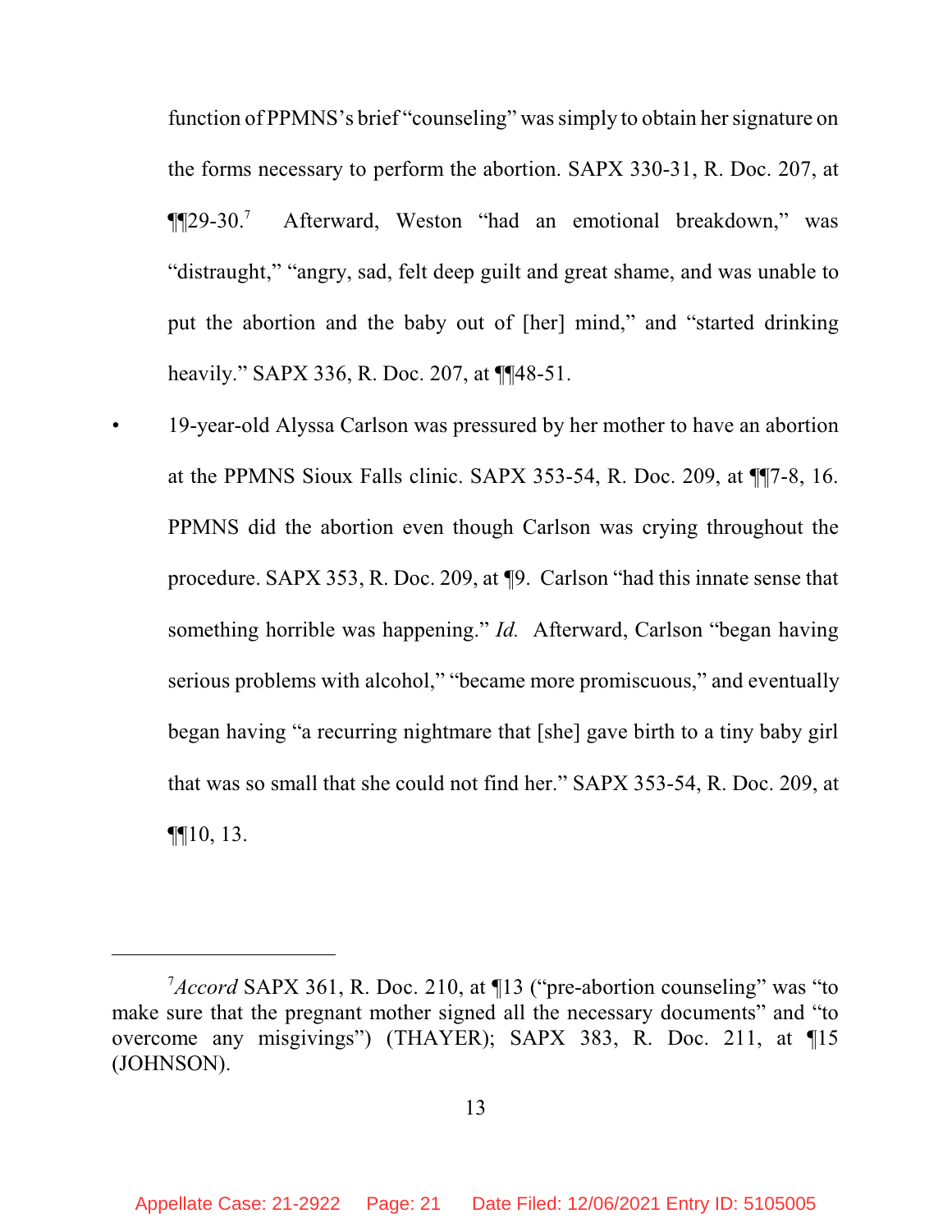function of PPMNS's brief "counseling" was simply to obtain her signature on the forms necessary to perform the abortion. SAPX 330-31, R. Doc. 207, at ¶¶29-30.[7] Afterward, Weston "had an emotional breakdown," was "distraught," "angry, sad, felt deep guilt and great shame, and was unable to put the abortion and the baby out of [her] mind," and "started drinking heavily." SAPX 336, R. Doc. 207, at ¶¶48-51.

- 19-year-old Alyssa Carlson was pressured by her mother to have an abortion at the PPMNS Sioux Falls clinic. SAPX 353-54, R. Doc. 209, at ¶¶7-8, 16. PPMNS did the abortion even though Carlson was crying throughout the procedure. SAPX 353, R. Doc. 209, at ¶9. Carlson "had this innate sense that something horrible was happening." *Id.* Afterward, Carlson "began having serious problems with alcohol," "became more promiscuous," and eventually began having "a recurring nightmare that [she] gave birth to a tiny baby girl that was so small that she could not find her." SAPX 353-54, R. Doc. 209, at ¶¶10, 13.

---

[7] *Accord* SAPX 361, R. Doc. 210, at ¶13 ("pre-abortion counseling" was "to make sure that the pregnant mother signed all the necessary documents" and "to overcome any misgivings") (THAYER); SAPX 383, R. Doc. 211, at ¶15 (JOHNSON).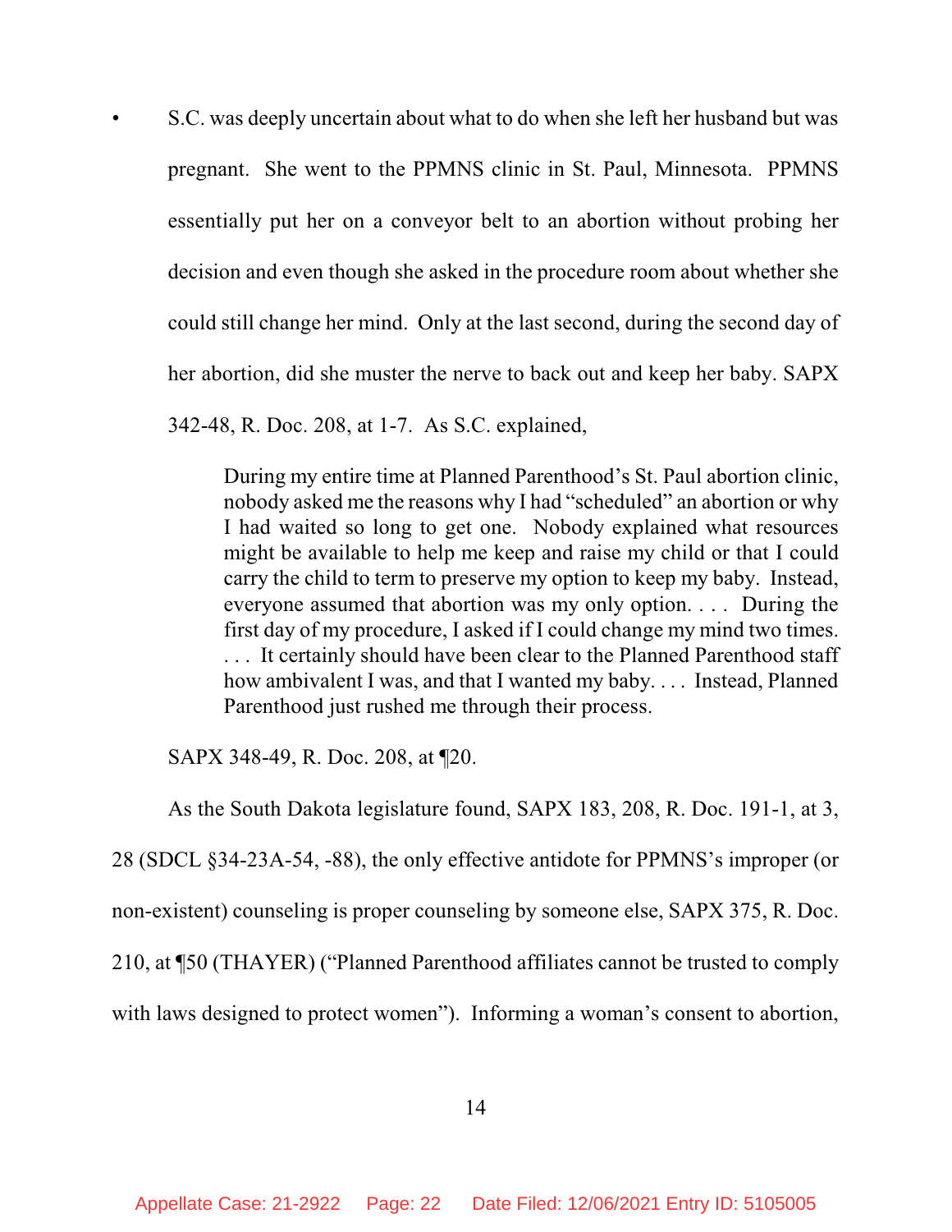- S.C. was deeply uncertain about what to do when she left her husband but was pregnant. She went to the PPMNS clinic in St. Paul, Minnesota. PPMNS essentially put her on a conveyor belt to an abortion without probing her decision and even though she asked in the procedure room about whether she could still change her mind. Only at the last second, during the second day of her abortion, did she muster the nerve to back out and keep her baby. SAPX 342-48, R. Doc. 208, at 1-7. As S.C. explained,

  > During my entire time at Planned Parenthood's St. Paul abortion clinic, nobody asked me the reasons why I had "scheduled" an abortion or why I had waited so long to get one. Nobody explained what resources might be available to help me keep and raise my child or that I could carry the child to term to preserve my option to keep my baby. Instead, everyone assumed that abortion was my only option. . . . During the first day of my procedure, I asked if I could change my mind two times. . . . It certainly should have been clear to the Planned Parenthood staff how ambivalent I was, and that I wanted my baby. . . . Instead, Planned Parenthood just rushed me through their process.

  SAPX 348-49, R. Doc. 208, at ¶20.

As the South Dakota legislature found, SAPX 183, 208, R. Doc. 191-1, at 3, 28 (SDCL §34-23A-54, -88), the only effective antidote for PPMNS's improper (or non-existent) counseling is proper counseling by someone else, SAPX 375, R. Doc. 210, at ¶50 (THAYER) ("Planned Parenthood affiliates cannot be trusted to comply with laws designed to protect women"). Informing a woman's consent to abortion,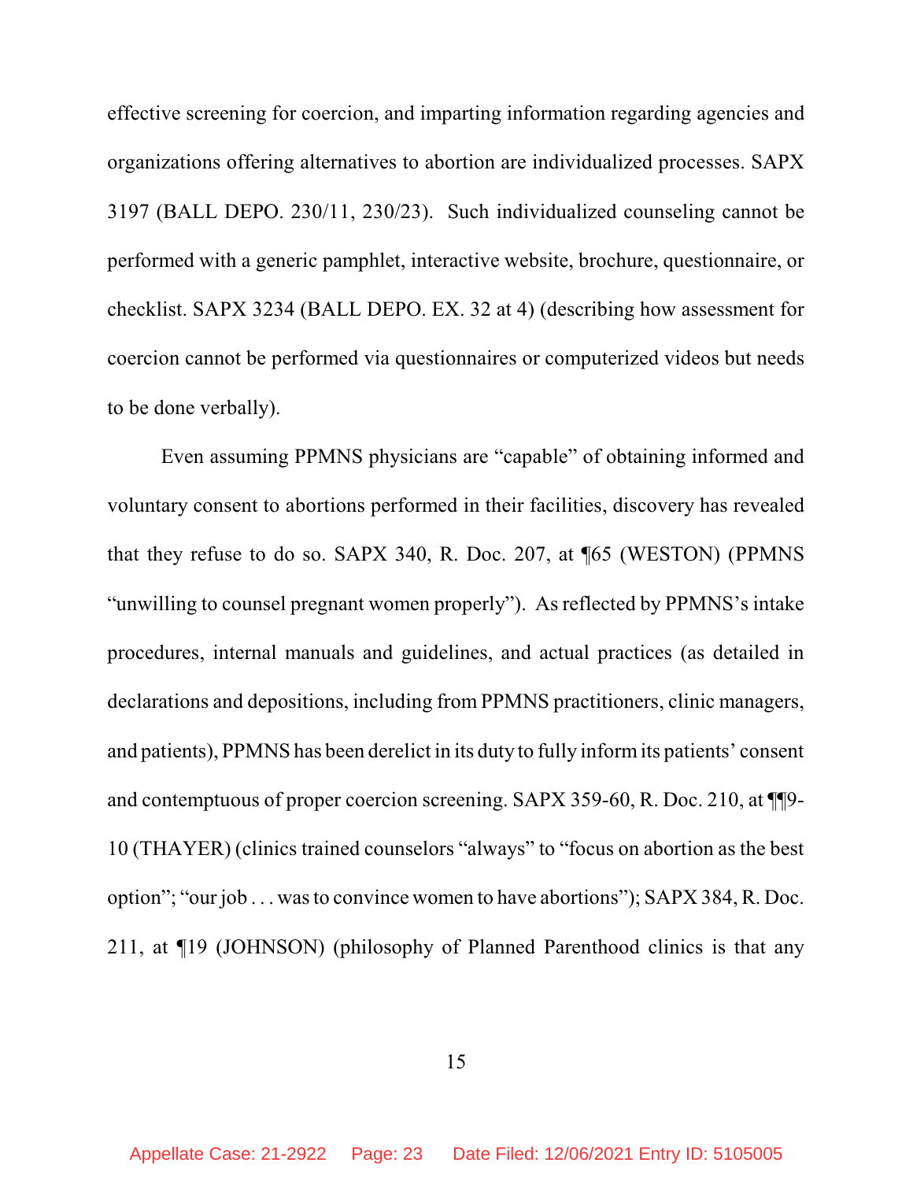effective screening for coercion, and imparting information regarding agencies and organizations offering alternatives to abortion are individualized processes. SAPX 3197 (BALL DEPO. 230/11, 230/23). Such individualized counseling cannot be performed with a generic pamphlet, interactive website, brochure, questionnaire, or checklist. SAPX 3234 (BALL DEPO. EX. 32 at 4) (describing how assessment for coercion cannot be performed via questionnaires or computerized videos but needs to be done verbally).

Even assuming PPMNS physicians are "capable" of obtaining informed and voluntary consent to abortions performed in their facilities, discovery has revealed that they refuse to do so. SAPX 340, R. Doc. 207, at ¶65 (WESTON) (PPMNS "unwilling to counsel pregnant women properly"). As reflected by PPMNS's intake procedures, internal manuals and guidelines, and actual practices (as detailed in declarations and depositions, including from PPMNS practitioners, clinic managers, and patients), PPMNS has been derelict in its duty to fully inform its patients' consent and contemptuous of proper coercion screening. SAPX 359-60, R. Doc. 210, at ¶¶9-10 (THAYER) (clinics trained counselors "always" to "focus on abortion as the best option"; "our job . . . was to convince women to have abortions"); SAPX 384, R. Doc. 211, at ¶19 (JOHNSON) (philosophy of Planned Parenthood clinics is that any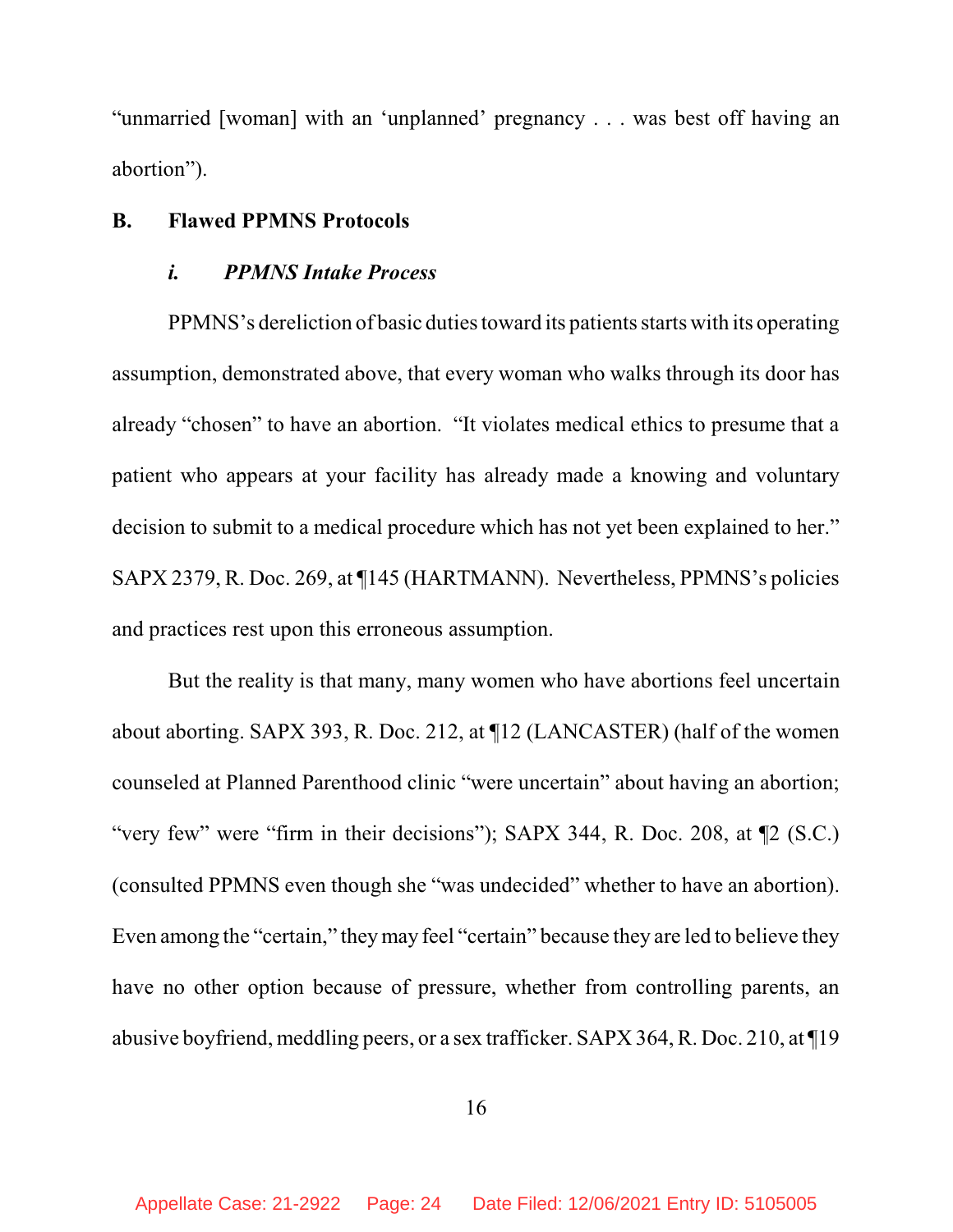"unmarried [woman] with an 'unplanned' pregnancy . . . was best off having an abortion").

## B. Flawed PPMNS Protocols

### *i. PPMNS Intake Process*

PPMNS's dereliction of basic duties toward its patients starts with its operating assumption, demonstrated above, that every woman who walks through its door has already "chosen" to have an abortion. "It violates medical ethics to presume that a patient who appears at your facility has already made a knowing and voluntary decision to submit to a medical procedure which has not yet been explained to her." SAPX 2379, R. Doc. 269, at ¶145 (HARTMANN). Nevertheless, PPMNS's policies and practices rest upon this erroneous assumption.

But the reality is that many, many women who have abortions feel uncertain about aborting. SAPX 393, R. Doc. 212, at ¶12 (LANCASTER) (half of the women counseled at Planned Parenthood clinic "were uncertain" about having an abortion; "very few" were "firm in their decisions"); SAPX 344, R. Doc. 208, at ¶2 (S.C.) (consulted PPMNS even though she "was undecided" whether to have an abortion). Even among the "certain," they may feel "certain" because they are led to believe they have no other option because of pressure, whether from controlling parents, an abusive boyfriend, meddling peers, or a sex trafficker. SAPX 364, R. Doc. 210, at ¶19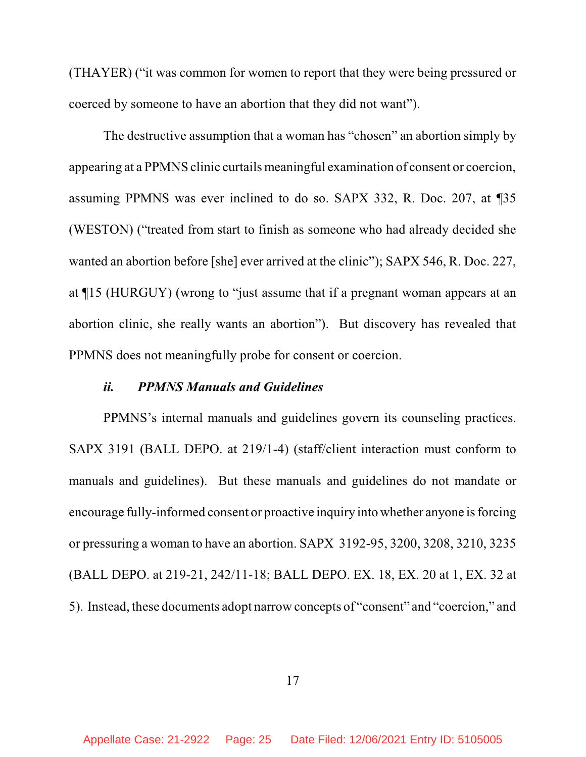(THAYER) ("it was common for women to report that they were being pressured or coerced by someone to have an abortion that they did not want").

The destructive assumption that a woman has "chosen" an abortion simply by appearing at a PPMNS clinic curtails meaningful examination of consent or coercion, assuming PPMNS was ever inclined to do so. SAPX 332, R. Doc. 207, at ¶35 (WESTON) ("treated from start to finish as someone who had already decided she wanted an abortion before [she] ever arrived at the clinic"); SAPX 546, R. Doc. 227, at ¶15 (HURGUY) (wrong to "just assume that if a pregnant woman appears at an abortion clinic, she really wants an abortion"). But discovery has revealed that PPMNS does not meaningfully probe for consent or coercion.

***ii. PPMNS Manuals and Guidelines***

PPMNS's internal manuals and guidelines govern its counseling practices. SAPX 3191 (BALL DEPO. at 219/1-4) (staff/client interaction must conform to manuals and guidelines). But these manuals and guidelines do not mandate or encourage fully-informed consent or proactive inquiry into whether anyone is forcing or pressuring a woman to have an abortion. SAPX 3192-95, 3200, 3208, 3210, 3235 (BALL DEPO. at 219-21, 242/11-18; BALL DEPO. EX. 18, EX. 20 at 1, EX. 32 at 5). Instead, these documents adopt narrow concepts of "consent" and "coercion," and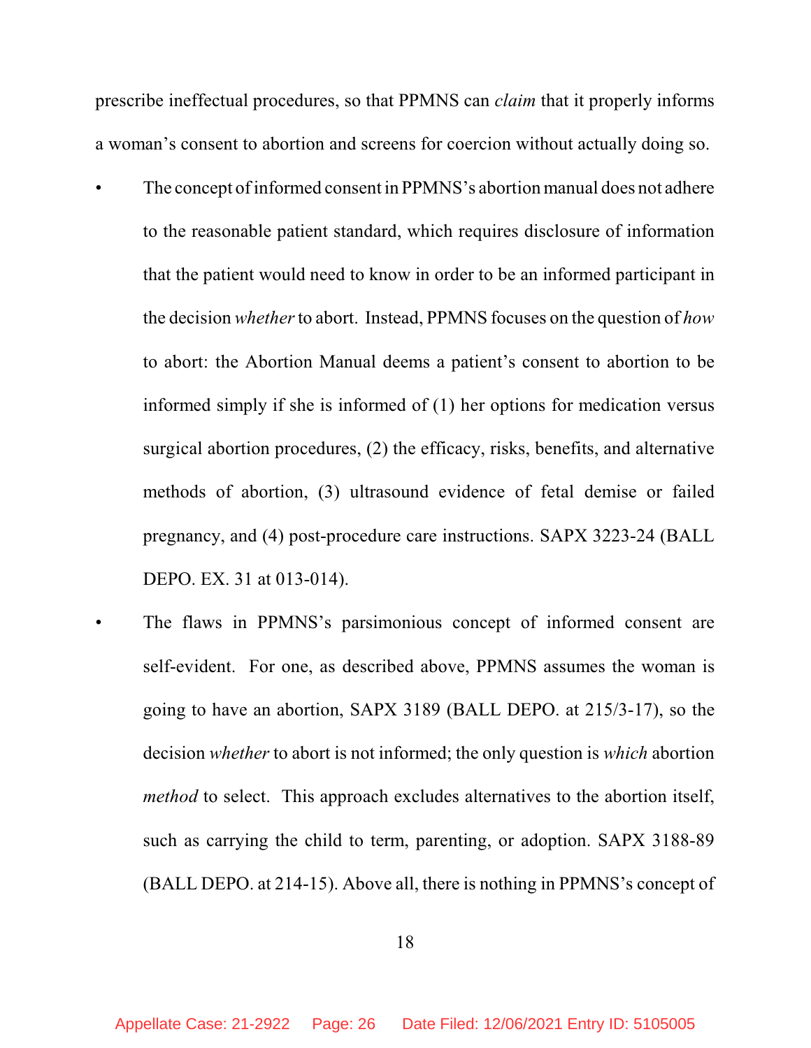prescribe ineffectual procedures, so that PPMNS can *claim* that it properly informs a woman's consent to abortion and screens for coercion without actually doing so.

- The concept of informed consent in PPMNS's abortion manual does not adhere to the reasonable patient standard, which requires disclosure of information that the patient would need to know in order to be an informed participant in the decision *whether* to abort. Instead, PPMNS focuses on the question of *how* to abort: the Abortion Manual deems a patient's consent to abortion to be informed simply if she is informed of (1) her options for medication versus surgical abortion procedures, (2) the efficacy, risks, benefits, and alternative methods of abortion, (3) ultrasound evidence of fetal demise or failed pregnancy, and (4) post-procedure care instructions. SAPX 3223-24 (BALL DEPO. EX. 31 at 013-014).

- The flaws in PPMNS's parsimonious concept of informed consent are self-evident. For one, as described above, PPMNS assumes the woman is going to have an abortion, SAPX 3189 (BALL DEPO. at 215/3-17), so the decision *whether* to abort is not informed; the only question is *which* abortion *method* to select. This approach excludes alternatives to the abortion itself, such as carrying the child to term, parenting, or adoption. SAPX 3188-89 (BALL DEPO. at 214-15). Above all, there is nothing in PPMNS's concept of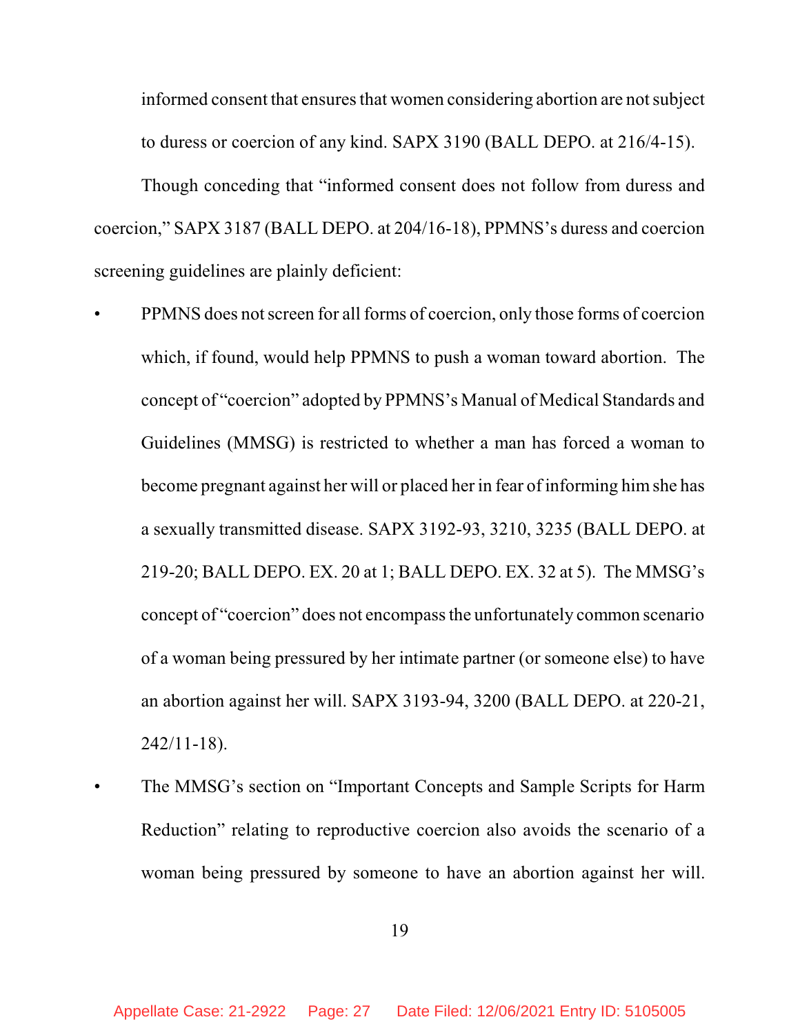informed consent that ensures that women considering abortion are not subject to duress or coercion of any kind. SAPX 3190 (BALL DEPO. at 216/4-15).

Though conceding that "informed consent does not follow from duress and coercion," SAPX 3187 (BALL DEPO. at 204/16-18), PPMNS's duress and coercion screening guidelines are plainly deficient:

- PPMNS does not screen for all forms of coercion, only those forms of coercion which, if found, would help PPMNS to push a woman toward abortion. The concept of "coercion" adopted by PPMNS's Manual of Medical Standards and Guidelines (MMSG) is restricted to whether a man has forced a woman to become pregnant against her will or placed her in fear of informing him she has a sexually transmitted disease. SAPX 3192-93, 3210, 3235 (BALL DEPO. at 219-20; BALL DEPO. EX. 20 at 1; BALL DEPO. EX. 32 at 5). The MMSG's concept of "coercion" does not encompass the unfortunately common scenario of a woman being pressured by her intimate partner (or someone else) to have an abortion against her will. SAPX 3193-94, 3200 (BALL DEPO. at 220-21, 242/11-18).
- The MMSG's section on "Important Concepts and Sample Scripts for Harm Reduction" relating to reproductive coercion also avoids the scenario of a woman being pressured by someone to have an abortion against her will.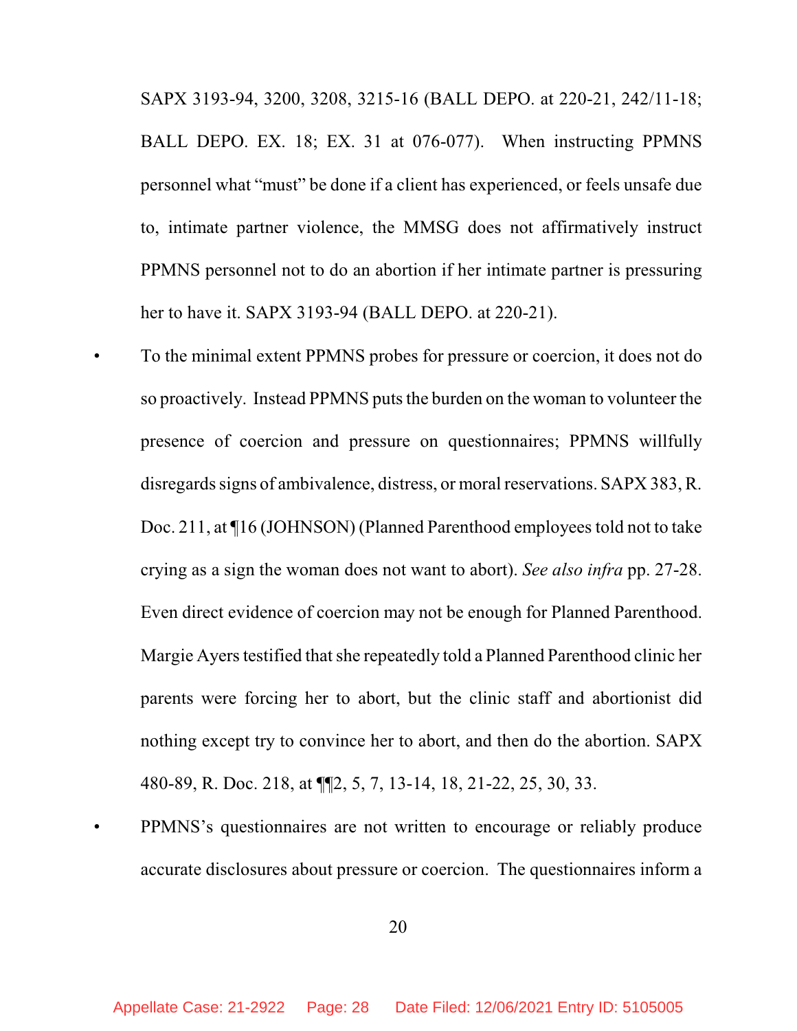SAPX 3193-94, 3200, 3208, 3215-16 (BALL DEPO. at 220-21, 242/11-18; BALL DEPO. EX. 18; EX. 31 at 076-077). When instructing PPMNS personnel what "must" be done if a client has experienced, or feels unsafe due to, intimate partner violence, the MMSG does not affirmatively instruct PPMNS personnel not to do an abortion if her intimate partner is pressuring her to have it. SAPX 3193-94 (BALL DEPO. at 220-21).

- To the minimal extent PPMNS probes for pressure or coercion, it does not do so proactively. Instead PPMNS puts the burden on the woman to volunteer the presence of coercion and pressure on questionnaires; PPMNS willfully disregards signs of ambivalence, distress, or moral reservations. SAPX 383, R. Doc. 211, at ¶16 (JOHNSON) (Planned Parenthood employees told not to take crying as a sign the woman does not want to abort). *See also infra* pp. 27-28. Even direct evidence of coercion may not be enough for Planned Parenthood. Margie Ayers testified that she repeatedly told a Planned Parenthood clinic her parents were forcing her to abort, but the clinic staff and abortionist did nothing except try to convince her to abort, and then do the abortion. SAPX 480-89, R. Doc. 218, at ¶¶2, 5, 7, 13-14, 18, 21-22, 25, 30, 33.

- PPMNS's questionnaires are not written to encourage or reliably produce accurate disclosures about pressure or coercion. The questionnaires inform a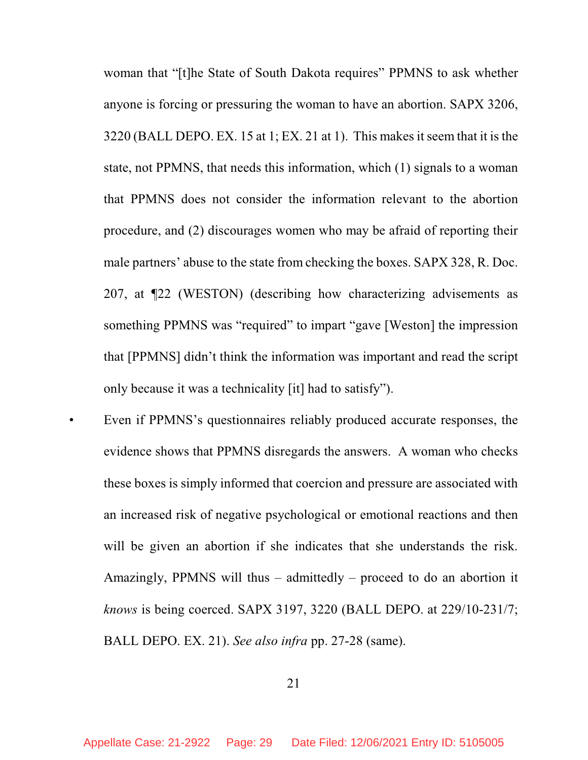woman that "[t]he State of South Dakota requires" PPMNS to ask whether anyone is forcing or pressuring the woman to have an abortion. SAPX 3206, 3220 (BALL DEPO. EX. 15 at 1; EX. 21 at 1). This makes it seem that it is the state, not PPMNS, that needs this information, which (1) signals to a woman that PPMNS does not consider the information relevant to the abortion procedure, and (2) discourages women who may be afraid of reporting their male partners' abuse to the state from checking the boxes. SAPX 328, R. Doc. 207, at ¶22 (WESTON) (describing how characterizing advisements as something PPMNS was "required" to impart "gave [Weston] the impression that [PPMNS] didn't think the information was important and read the script only because it was a technicality [it] had to satisfy").

- Even if PPMNS's questionnaires reliably produced accurate responses, the evidence shows that PPMNS disregards the answers. A woman who checks these boxes is simply informed that coercion and pressure are associated with an increased risk of negative psychological or emotional reactions and then will be given an abortion if she indicates that she understands the risk. Amazingly, PPMNS will thus – admittedly – proceed to do an abortion it *knows* is being coerced. SAPX 3197, 3220 (BALL DEPO. at 229/10-231/7; BALL DEPO. EX. 21). *See also infra* pp. 27-28 (same).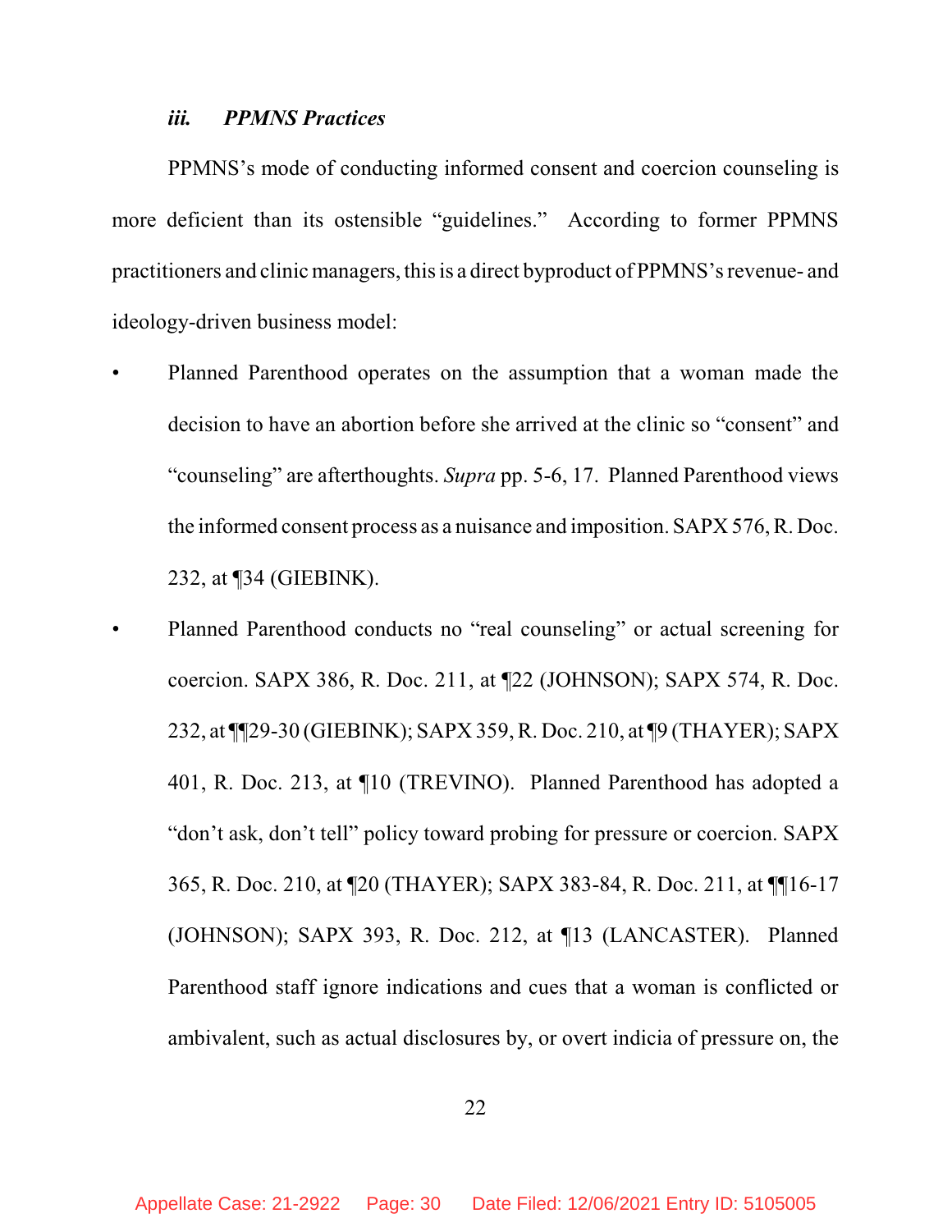### *iii. PPMNS Practices*

PPMNS's mode of conducting informed consent and coercion counseling is more deficient than its ostensible "guidelines." According to former PPMNS practitioners and clinic managers, this is a direct byproduct of PPMNS's revenue- and ideology-driven business model:

- Planned Parenthood operates on the assumption that a woman made the decision to have an abortion before she arrived at the clinic so "consent" and "counseling" are afterthoughts. *Supra* pp. 5-6, 17. Planned Parenthood views the informed consent process as a nuisance and imposition. SAPX 576, R. Doc. 232, at ¶34 (GIEBINK).
- Planned Parenthood conducts no "real counseling" or actual screening for coercion. SAPX 386, R. Doc. 211, at ¶22 (JOHNSON); SAPX 574, R. Doc. 232, at ¶¶29-30 (GIEBINK); SAPX 359, R. Doc. 210, at ¶9 (THAYER); SAPX 401, R. Doc. 213, at ¶10 (TREVINO). Planned Parenthood has adopted a "don't ask, don't tell" policy toward probing for pressure or coercion. SAPX 365, R. Doc. 210, at ¶20 (THAYER); SAPX 383-84, R. Doc. 211, at ¶¶16-17 (JOHNSON); SAPX 393, R. Doc. 212, at ¶13 (LANCASTER). Planned Parenthood staff ignore indications and cues that a woman is conflicted or ambivalent, such as actual disclosures by, or overt indicia of pressure on, the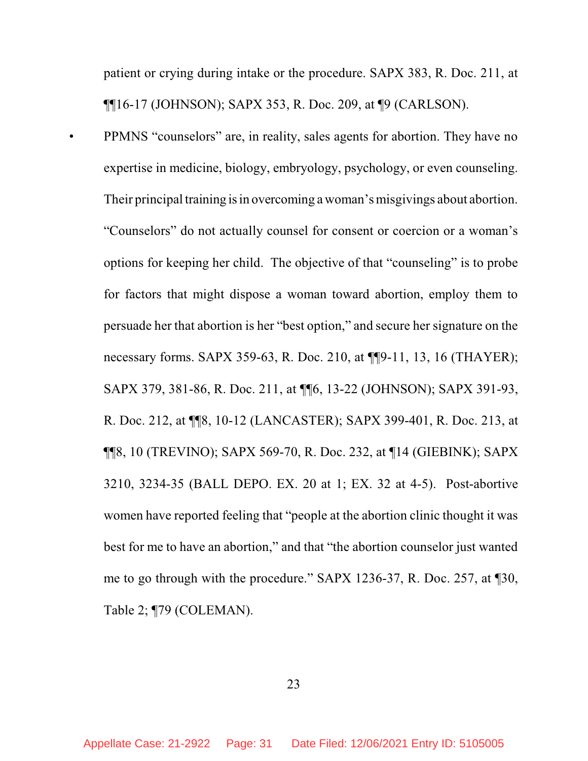patient or crying during intake or the procedure. SAPX 383, R. Doc. 211, at ¶¶16-17 (JOHNSON); SAPX 353, R. Doc. 209, at ¶9 (CARLSON).

- PPMNS "counselors" are, in reality, sales agents for abortion. They have no expertise in medicine, biology, embryology, psychology, or even counseling. Their principal training is in overcoming a woman's misgivings about abortion. "Counselors" do not actually counsel for consent or coercion or a woman's options for keeping her child. The objective of that "counseling" is to probe for factors that might dispose a woman toward abortion, employ them to persuade her that abortion is her "best option," and secure her signature on the necessary forms. SAPX 359-63, R. Doc. 210, at ¶¶9-11, 13, 16 (THAYER); SAPX 379, 381-86, R. Doc. 211, at ¶¶6, 13-22 (JOHNSON); SAPX 391-93, R. Doc. 212, at ¶¶8, 10-12 (LANCASTER); SAPX 399-401, R. Doc. 213, at ¶¶8, 10 (TREVINO); SAPX 569-70, R. Doc. 232, at ¶14 (GIEBINK); SAPX 3210, 3234-35 (BALL DEPO. EX. 20 at 1; EX. 32 at 4-5). Post-abortive women have reported feeling that "people at the abortion clinic thought it was best for me to have an abortion," and that "the abortion counselor just wanted me to go through with the procedure." SAPX 1236-37, R. Doc. 257, at ¶30, Table 2; ¶79 (COLEMAN).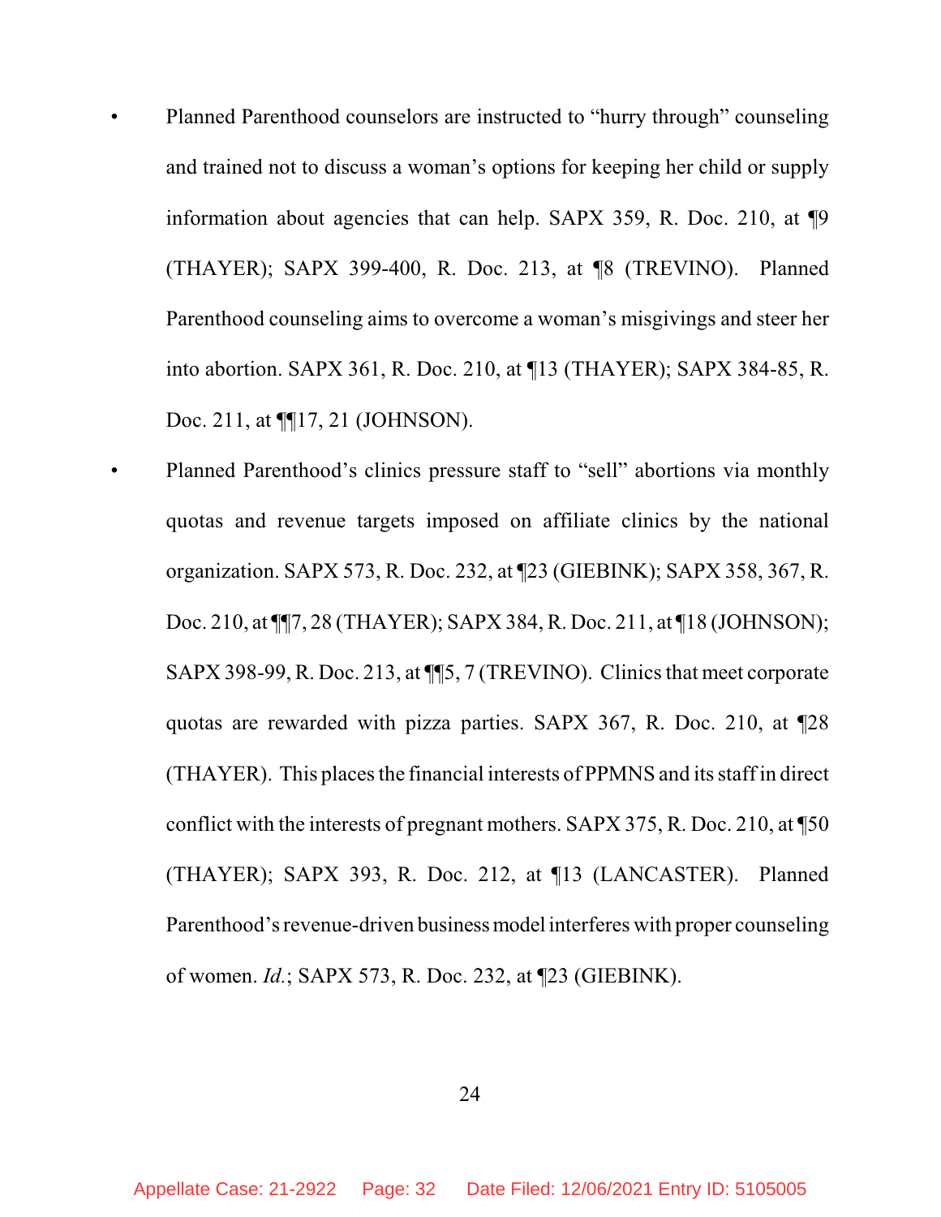- Planned Parenthood counselors are instructed to "hurry through" counseling and trained not to discuss a woman's options for keeping her child or supply information about agencies that can help. SAPX 359, R. Doc. 210, at ¶9 (THAYER); SAPX 399-400, R. Doc. 213, at ¶8 (TREVINO). Planned Parenthood counseling aims to overcome a woman's misgivings and steer her into abortion. SAPX 361, R. Doc. 210, at ¶13 (THAYER); SAPX 384-85, R. Doc. 211, at ¶¶17, 21 (JOHNSON).
- Planned Parenthood's clinics pressure staff to "sell" abortions via monthly quotas and revenue targets imposed on affiliate clinics by the national organization. SAPX 573, R. Doc. 232, at ¶23 (GIEBINK); SAPX 358, 367, R. Doc. 210, at ¶¶7, 28 (THAYER); SAPX 384, R. Doc. 211, at ¶18 (JOHNSON); SAPX 398-99, R. Doc. 213, at ¶¶5, 7 (TREVINO). Clinics that meet corporate quotas are rewarded with pizza parties. SAPX 367, R. Doc. 210, at ¶28 (THAYER). This places the financial interests of PPMNS and its staff in direct conflict with the interests of pregnant mothers. SAPX 375, R. Doc. 210, at ¶50 (THAYER); SAPX 393, R. Doc. 212, at ¶13 (LANCASTER). Planned Parenthood's revenue-driven business model interferes with proper counseling of women. *Id.*; SAPX 573, R. Doc. 232, at ¶23 (GIEBINK).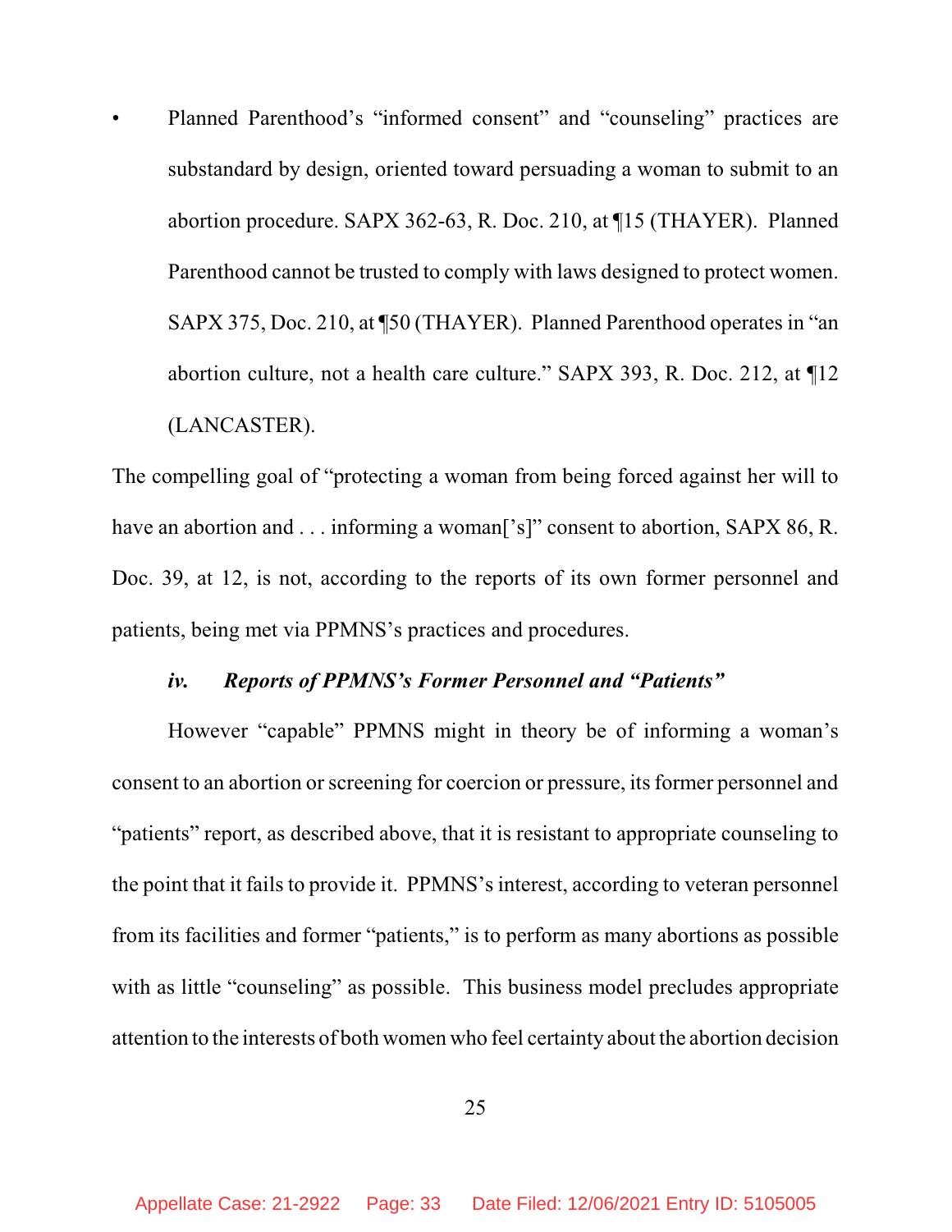- Planned Parenthood's "informed consent" and "counseling" practices are substandard by design, oriented toward persuading a woman to submit to an abortion procedure. SAPX 362-63, R. Doc. 210, at ¶15 (THAYER). Planned Parenthood cannot be trusted to comply with laws designed to protect women. SAPX 375, Doc. 210, at ¶50 (THAYER). Planned Parenthood operates in "an abortion culture, not a health care culture." SAPX 393, R. Doc. 212, at ¶12 (LANCASTER).

The compelling goal of "protecting a woman from being forced against her will to have an abortion and . . . informing a woman['s]" consent to abortion, SAPX 86, R. Doc. 39, at 12, is not, according to the reports of its own former personnel and patients, being met via PPMNS's practices and procedures.

### *iv. Reports of PPMNS's Former Personnel and "Patients"*

However "capable" PPMNS might in theory be of informing a woman's consent to an abortion or screening for coercion or pressure, its former personnel and "patients" report, as described above, that it is resistant to appropriate counseling to the point that it fails to provide it. PPMNS's interest, according to veteran personnel from its facilities and former "patients," is to perform as many abortions as possible with as little "counseling" as possible. This business model precludes appropriate attention to the interests of both women who feel certainty about the abortion decision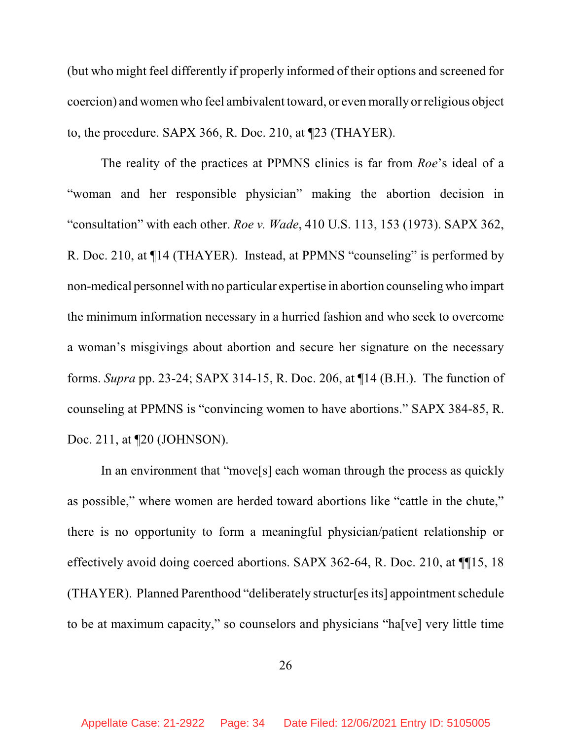(but who might feel differently if properly informed of their options and screened for coercion) and women who feel ambivalent toward, or even morally or religious object to, the procedure. SAPX 366, R. Doc. 210, at ¶23 (THAYER).

The reality of the practices at PPMNS clinics is far from *Roe*'s ideal of a "woman and her responsible physician" making the abortion decision in "consultation" with each other. *Roe v. Wade*, 410 U.S. 113, 153 (1973). SAPX 362, R. Doc. 210, at ¶14 (THAYER). Instead, at PPMNS "counseling" is performed by non-medical personnel with no particular expertise in abortion counseling who impart the minimum information necessary in a hurried fashion and who seek to overcome a woman's misgivings about abortion and secure her signature on the necessary forms. *Supra* pp. 23-24; SAPX 314-15, R. Doc. 206, at ¶14 (B.H.). The function of counseling at PPMNS is "convincing women to have abortions." SAPX 384-85, R. Doc. 211, at ¶20 (JOHNSON).

In an environment that "move[s] each woman through the process as quickly as possible," where women are herded toward abortions like "cattle in the chute," there is no opportunity to form a meaningful physician/patient relationship or effectively avoid doing coerced abortions. SAPX 362-64, R. Doc. 210, at ¶¶15, 18 (THAYER). Planned Parenthood "deliberately structur[es its] appointment schedule to be at maximum capacity," so counselors and physicians "ha[ve] very little time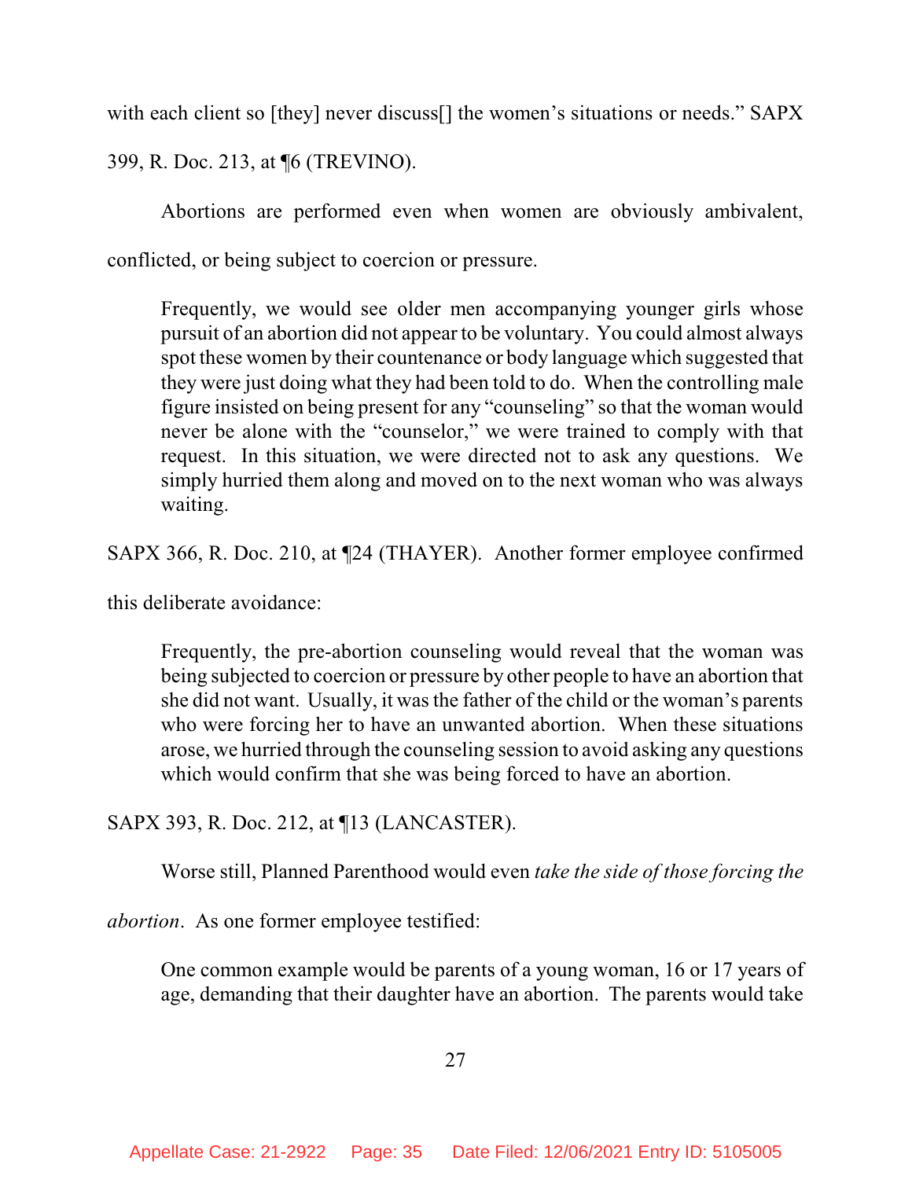with each client so [they] never discuss[] the women's situations or needs." SAPX 399, R. Doc. 213, at ¶6 (TREVINO).

Abortions are performed even when women are obviously ambivalent, conflicted, or being subject to coercion or pressure.

> Frequently, we would see older men accompanying younger girls whose pursuit of an abortion did not appear to be voluntary. You could almost always spot these women by their countenance or body language which suggested that they were just doing what they had been told to do. When the controlling male figure insisted on being present for any "counseling" so that the woman would never be alone with the "counselor," we were trained to comply with that request. In this situation, we were directed not to ask any questions. We simply hurried them along and moved on to the next woman who was always waiting.

SAPX 366, R. Doc. 210, at ¶24 (THAYER). Another former employee confirmed this deliberate avoidance:

> Frequently, the pre-abortion counseling would reveal that the woman was being subjected to coercion or pressure by other people to have an abortion that she did not want. Usually, it was the father of the child or the woman's parents who were forcing her to have an unwanted abortion. When these situations arose, we hurried through the counseling session to avoid asking any questions which would confirm that she was being forced to have an abortion.

SAPX 393, R. Doc. 212, at ¶13 (LANCASTER).

Worse still, Planned Parenthood would even *take the side of those forcing the abortion*. As one former employee testified:

> One common example would be parents of a young woman, 16 or 17 years of age, demanding that their daughter have an abortion. The parents would take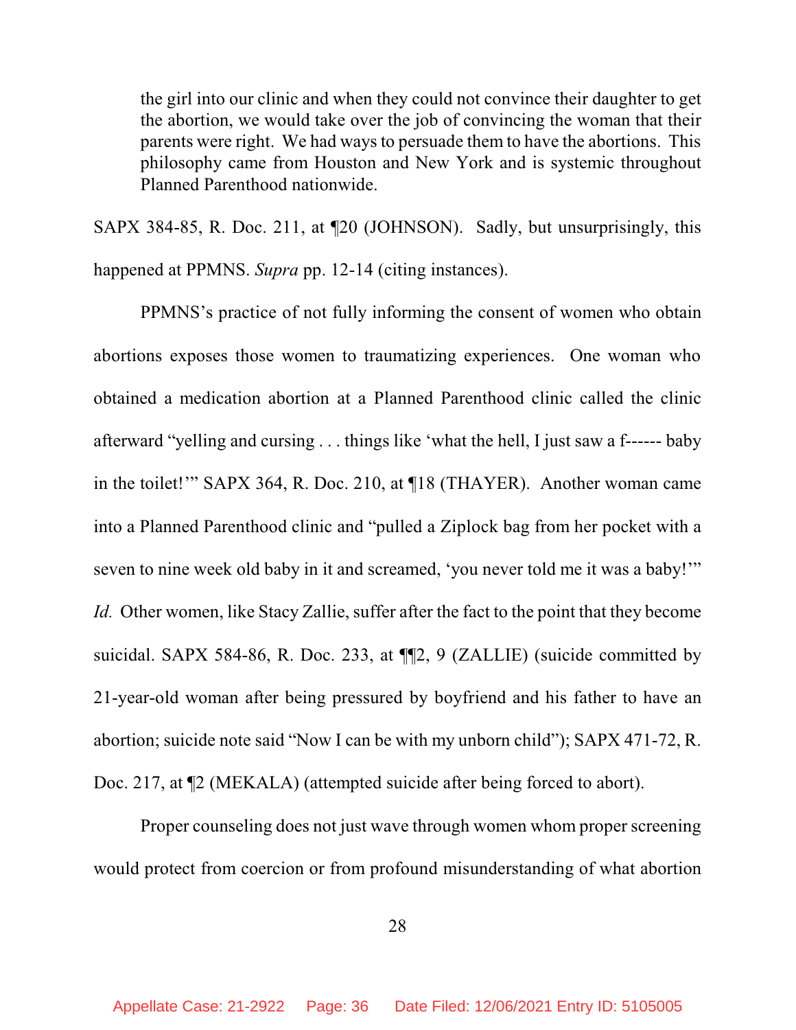> the girl into our clinic and when they could not convince their daughter to get the abortion, we would take over the job of convincing the woman that their parents were right. We had ways to persuade them to have the abortions. This philosophy came from Houston and New York and is systemic throughout Planned Parenthood nationwide.

SAPX 384-85, R. Doc. 211, at ¶20 (JOHNSON). Sadly, but unsurprisingly, this happened at PPMNS. *Supra* pp. 12-14 (citing instances).

PPMNS's practice of not fully informing the consent of women who obtain abortions exposes those women to traumatizing experiences. One woman who obtained a medication abortion at a Planned Parenthood clinic called the clinic afterward "yelling and cursing . . . things like 'what the hell, I just saw a f------ baby in the toilet!'" SAPX 364, R. Doc. 210, at ¶18 (THAYER). Another woman came into a Planned Parenthood clinic and "pulled a Ziplock bag from her pocket with a seven to nine week old baby in it and screamed, 'you never told me it was a baby!'" *Id.* Other women, like Stacy Zallie, suffer after the fact to the point that they become suicidal. SAPX 584-86, R. Doc. 233, at ¶¶2, 9 (ZALLIE) (suicide committed by 21-year-old woman after being pressured by boyfriend and his father to have an abortion; suicide note said "Now I can be with my unborn child"); SAPX 471-72, R. Doc. 217, at ¶2 (MEKALA) (attempted suicide after being forced to abort).

Proper counseling does not just wave through women whom proper screening would protect from coercion or from profound misunderstanding of what abortion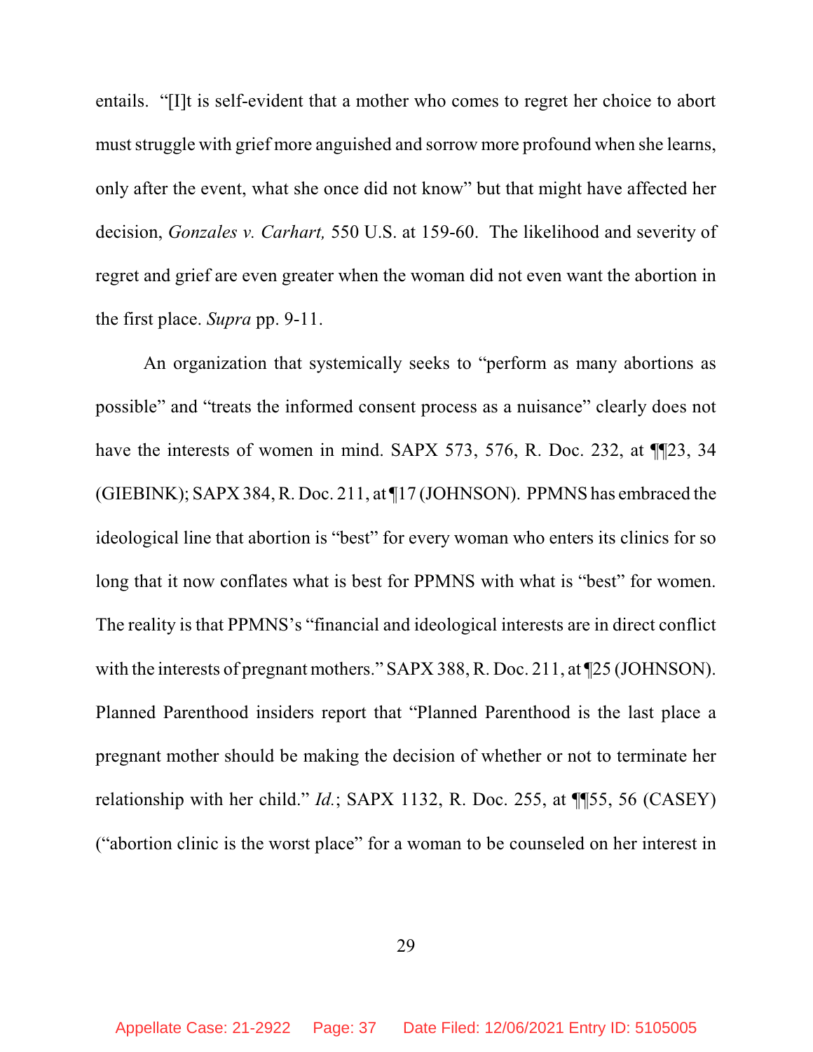entails. "[I]t is self-evident that a mother who comes to regret her choice to abort must struggle with grief more anguished and sorrow more profound when she learns, only after the event, what she once did not know" but that might have affected her decision, *Gonzales v. Carhart,* 550 U.S. at 159-60. The likelihood and severity of regret and grief are even greater when the woman did not even want the abortion in the first place. *Supra* pp. 9-11.

An organization that systemically seeks to "perform as many abortions as possible" and "treats the informed consent process as a nuisance" clearly does not have the interests of women in mind. SAPX 573, 576, R. Doc. 232, at ¶¶23, 34 (GIEBINK); SAPX 384, R. Doc. 211, at ¶17 (JOHNSON). PPMNS has embraced the ideological line that abortion is "best" for every woman who enters its clinics for so long that it now conflates what is best for PPMNS with what is "best" for women. The reality is that PPMNS's "financial and ideological interests are in direct conflict with the interests of pregnant mothers." SAPX 388, R. Doc. 211, at ¶25 (JOHNSON). Planned Parenthood insiders report that "Planned Parenthood is the last place a pregnant mother should be making the decision of whether or not to terminate her relationship with her child." *Id.*; SAPX 1132, R. Doc. 255, at ¶¶55, 56 (CASEY) ("abortion clinic is the worst place" for a woman to be counseled on her interest in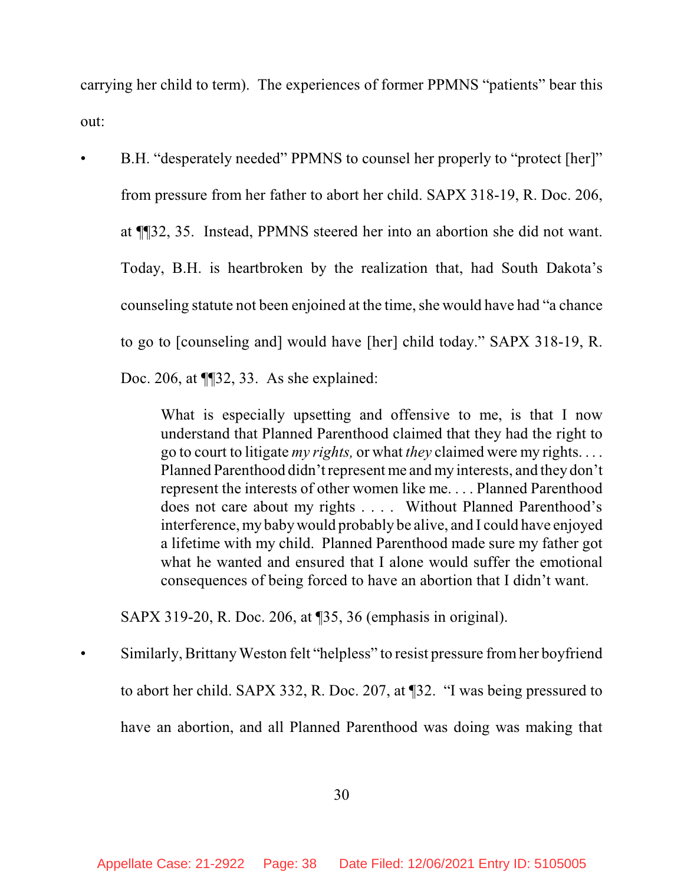carrying her child to term). The experiences of former PPMNS "patients" bear this out:

- B.H. "desperately needed" PPMNS to counsel her properly to "protect [her]" from pressure from her father to abort her child. SAPX 318-19, R. Doc. 206, at ¶¶32, 35. Instead, PPMNS steered her into an abortion she did not want. Today, B.H. is heartbroken by the realization that, had South Dakota's counseling statute not been enjoined at the time, she would have had "a chance to go to [counseling and] would have [her] child today." SAPX 318-19, R. Doc. 206, at ¶¶32, 33. As she explained:

  > What is especially upsetting and offensive to me, is that I now understand that Planned Parenthood claimed that they had the right to go to court to litigate *my rights,* or what *they* claimed were my rights. . . . Planned Parenthood didn't represent me and my interests, and they don't represent the interests of other women like me. . . . Planned Parenthood does not care about my rights . . . . Without Planned Parenthood's interference, my baby would probably be alive, and I could have enjoyed a lifetime with my child. Planned Parenthood made sure my father got what he wanted and ensured that I alone would suffer the emotional consequences of being forced to have an abortion that I didn't want.

  SAPX 319-20, R. Doc. 206, at ¶35, 36 (emphasis in original).

- Similarly, Brittany Weston felt "helpless" to resist pressure from her boyfriend to abort her child. SAPX 332, R. Doc. 207, at ¶32. "I was being pressured to have an abortion, and all Planned Parenthood was doing was making that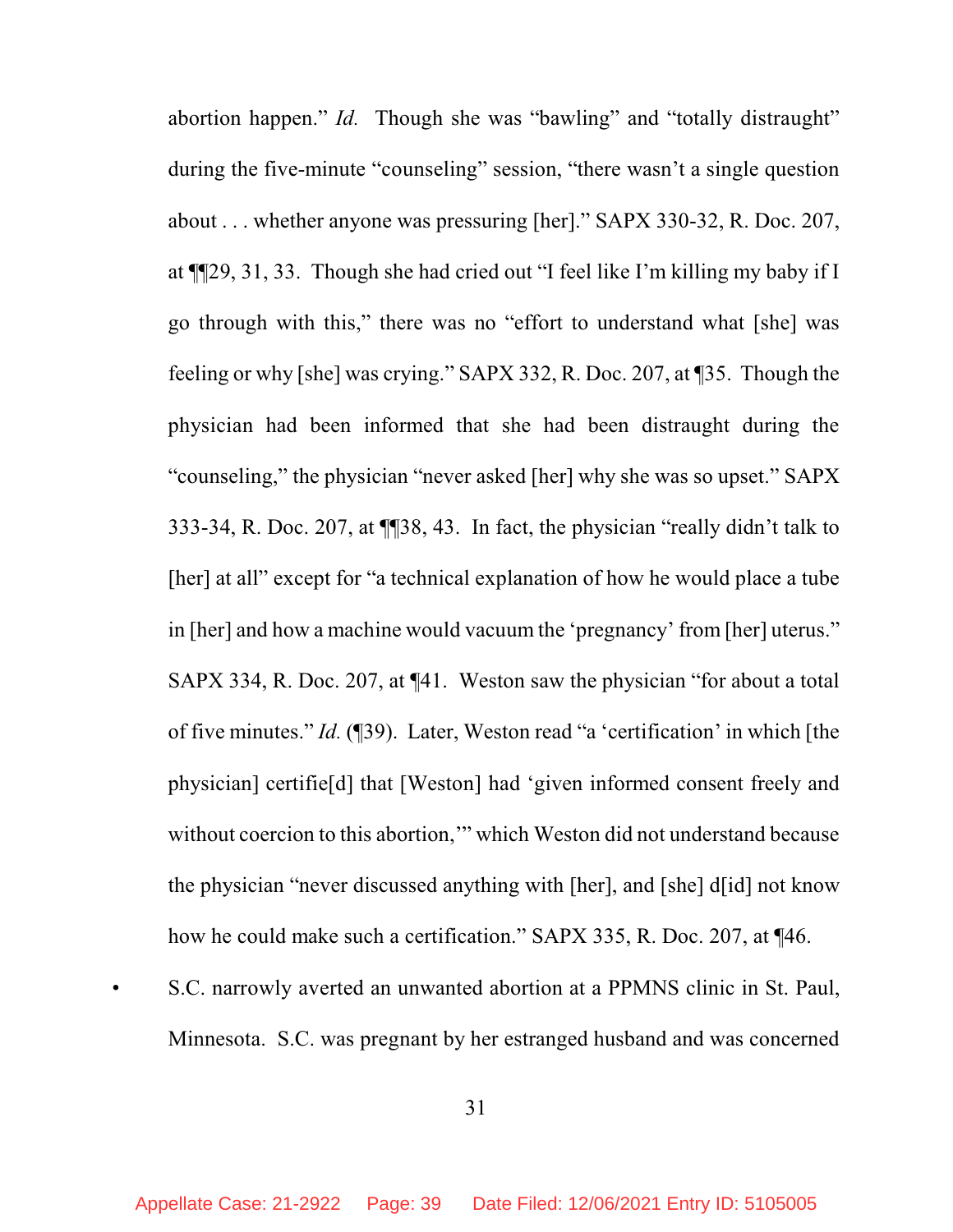abortion happen." *Id.* Though she was "bawling" and "totally distraught" during the five-minute "counseling" session, "there wasn't a single question about . . . whether anyone was pressuring [her]." SAPX 330-32, R. Doc. 207, at ¶¶29, 31, 33. Though she had cried out "I feel like I'm killing my baby if I go through with this," there was no "effort to understand what [she] was feeling or why [she] was crying." SAPX 332, R. Doc. 207, at ¶35. Though the physician had been informed that she had been distraught during the "counseling," the physician "never asked [her] why she was so upset." SAPX 333-34, R. Doc. 207, at ¶¶38, 43. In fact, the physician "really didn't talk to [her] at all" except for "a technical explanation of how he would place a tube in [her] and how a machine would vacuum the 'pregnancy' from [her] uterus." SAPX 334, R. Doc. 207, at ¶41. Weston saw the physician "for about a total of five minutes." *Id.* (¶39). Later, Weston read "a 'certification' in which [the physician] certifie[d] that [Weston] had 'given informed consent freely and without coercion to this abortion,'" which Weston did not understand because the physician "never discussed anything with [her], and [she] d[id] not know how he could make such a certification." SAPX 335, R. Doc. 207, at ¶46.

- S.C. narrowly averted an unwanted abortion at a PPMNS clinic in St. Paul, Minnesota. S.C. was pregnant by her estranged husband and was concerned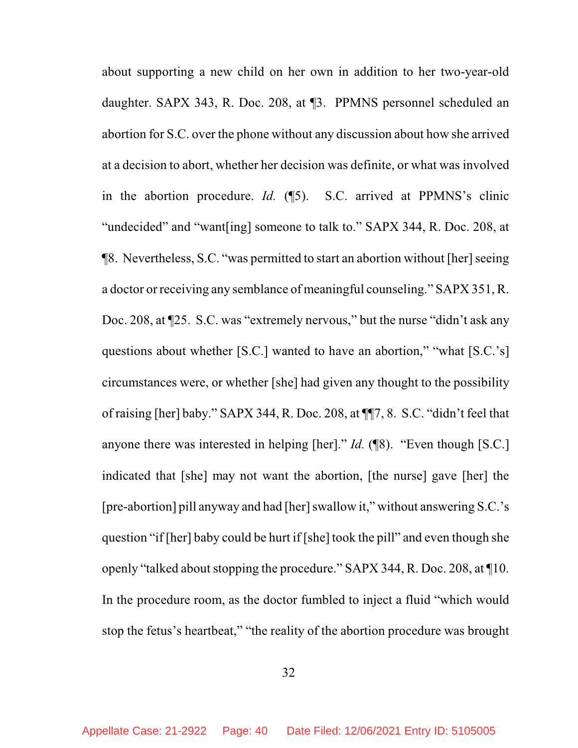about supporting a new child on her own in addition to her two-year-old daughter. SAPX 343, R. Doc. 208, at ¶3. PPMNS personnel scheduled an abortion for S.C. over the phone without any discussion about how she arrived at a decision to abort, whether her decision was definite, or what was involved in the abortion procedure. *Id.* (¶5). S.C. arrived at PPMNS's clinic "undecided" and "want[ing] someone to talk to." SAPX 344, R. Doc. 208, at ¶8. Nevertheless, S.C. "was permitted to start an abortion without [her] seeing a doctor or receiving any semblance of meaningful counseling." SAPX 351, R. Doc. 208, at ¶25. S.C. was "extremely nervous," but the nurse "didn't ask any questions about whether [S.C.] wanted to have an abortion," "what [S.C.'s] circumstances were, or whether [she] had given any thought to the possibility of raising [her] baby." SAPX 344, R. Doc. 208, at ¶¶7, 8. S.C. "didn't feel that anyone there was interested in helping [her]." *Id.* (¶8). "Even though [S.C.] indicated that [she] may not want the abortion, [the nurse] gave [her] the [pre-abortion] pill anyway and had [her] swallow it," without answering S.C.'s question "if [her] baby could be hurt if [she] took the pill" and even though she openly "talked about stopping the procedure." SAPX 344, R. Doc. 208, at ¶10. In the procedure room, as the doctor fumbled to inject a fluid "which would stop the fetus's heartbeat," "the reality of the abortion procedure was brought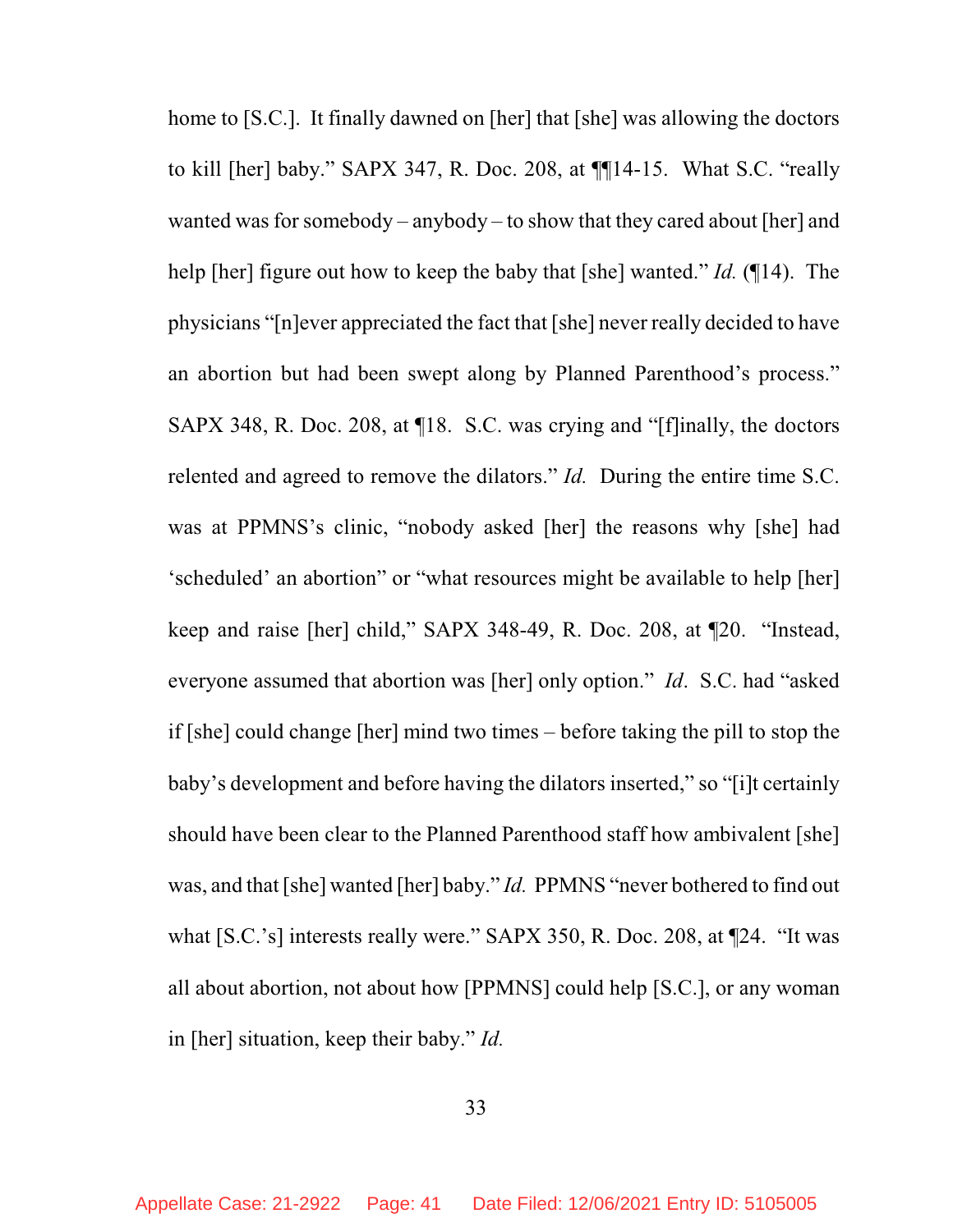home to [S.C.]. It finally dawned on [her] that [she] was allowing the doctors to kill [her] baby." SAPX 347, R. Doc. 208, at ¶¶14-15. What S.C. "really wanted was for somebody – anybody – to show that they cared about [her] and help [her] figure out how to keep the baby that [she] wanted." *Id.* (¶14). The physicians "[n]ever appreciated the fact that [she] never really decided to have an abortion but had been swept along by Planned Parenthood's process." SAPX 348, R. Doc. 208, at ¶18. S.C. was crying and "[f]inally, the doctors relented and agreed to remove the dilators." *Id.* During the entire time S.C. was at PPMNS's clinic, "nobody asked [her] the reasons why [she] had 'scheduled' an abortion" or "what resources might be available to help [her] keep and raise [her] child," SAPX 348-49, R. Doc. 208, at ¶20. "Instead, everyone assumed that abortion was [her] only option." *Id*. S.C. had "asked if [she] could change [her] mind two times – before taking the pill to stop the baby's development and before having the dilators inserted," so "[i]t certainly should have been clear to the Planned Parenthood staff how ambivalent [she] was, and that [she] wanted [her] baby." *Id.* PPMNS "never bothered to find out what [S.C.'s] interests really were." SAPX 350, R. Doc. 208, at ¶24. "It was all about abortion, not about how [PPMNS] could help [S.C.], or any woman in [her] situation, keep their baby." *Id.*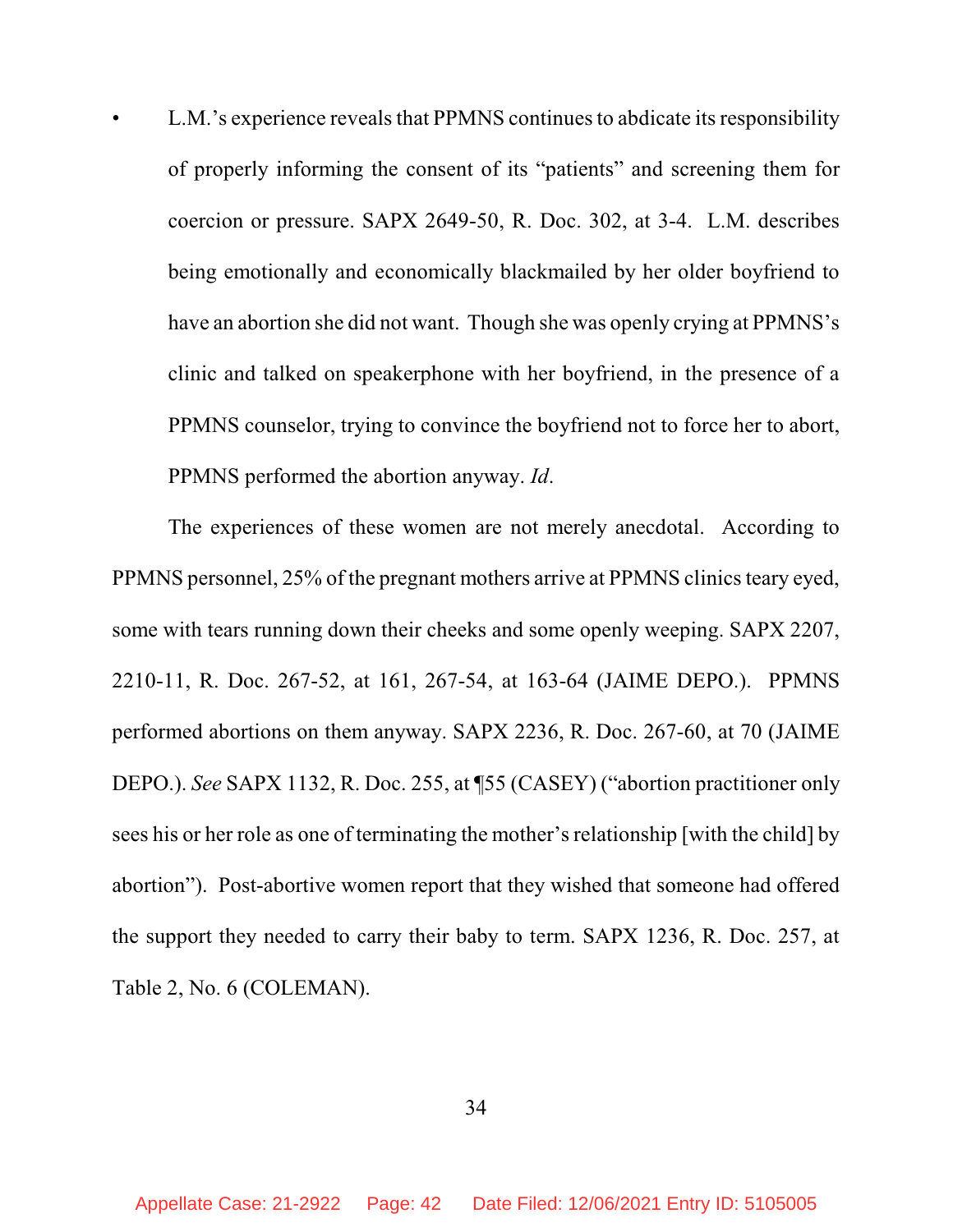- L.M.'s experience reveals that PPMNS continues to abdicate its responsibility of properly informing the consent of its "patients" and screening them for coercion or pressure. SAPX 2649-50, R. Doc. 302, at 3-4. L.M. describes being emotionally and economically blackmailed by her older boyfriend to have an abortion she did not want. Though she was openly crying at PPMNS's clinic and talked on speakerphone with her boyfriend, in the presence of a PPMNS counselor, trying to convince the boyfriend not to force her to abort, PPMNS performed the abortion anyway. *Id*.

The experiences of these women are not merely anecdotal. According to PPMNS personnel, 25% of the pregnant mothers arrive at PPMNS clinics teary eyed, some with tears running down their cheeks and some openly weeping. SAPX 2207, 2210-11, R. Doc. 267-52, at 161, 267-54, at 163-64 (JAIME DEPO.). PPMNS performed abortions on them anyway. SAPX 2236, R. Doc. 267-60, at 70 (JAIME DEPO.). *See* SAPX 1132, R. Doc. 255, at ¶55 (CASEY) ("abortion practitioner only sees his or her role as one of terminating the mother's relationship [with the child] by abortion"). Post-abortive women report that they wished that someone had offered the support they needed to carry their baby to term. SAPX 1236, R. Doc. 257, at Table 2, No. 6 (COLEMAN).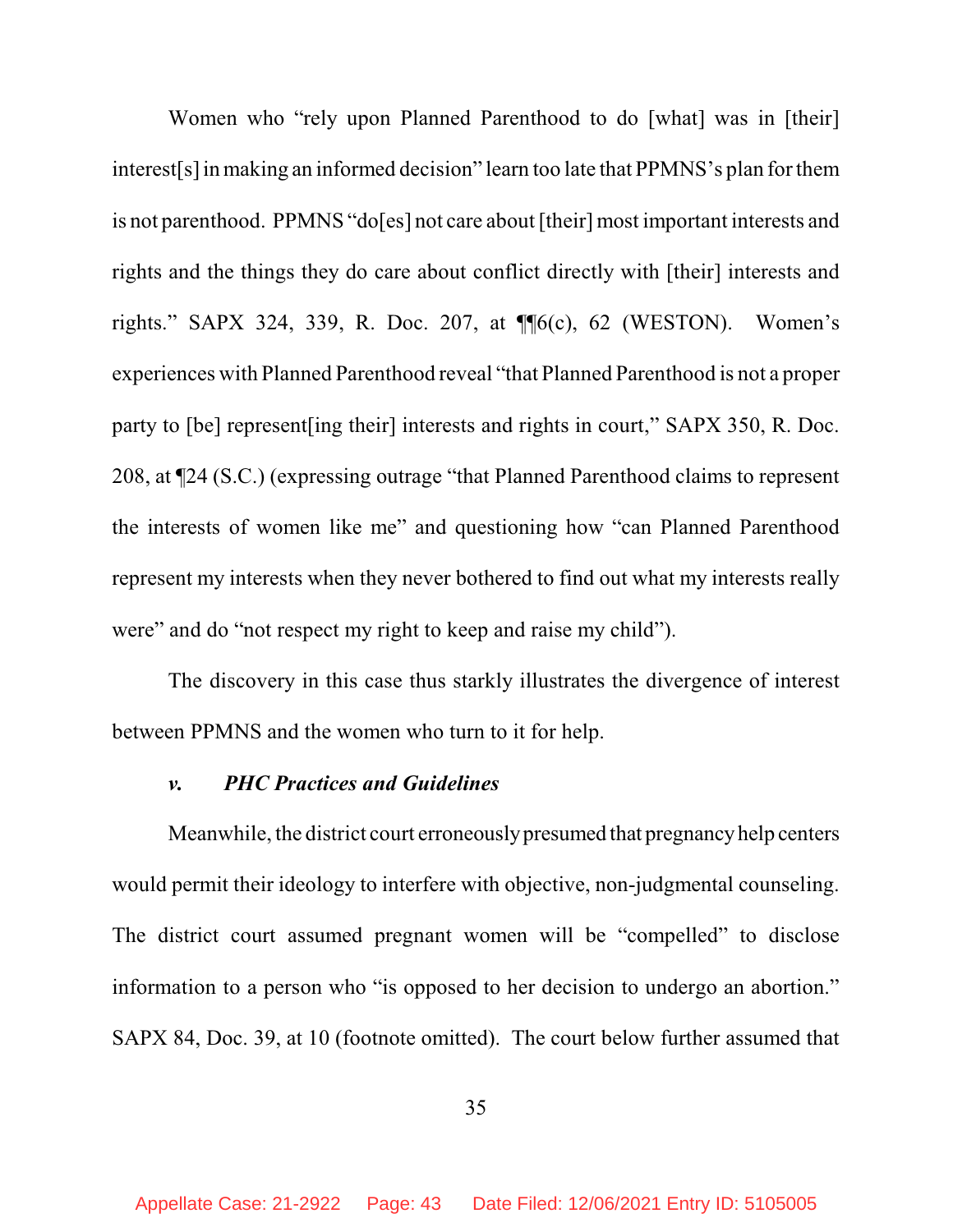Women who "rely upon Planned Parenthood to do [what] was in [their] interest[s] in making an informed decision" learn too late that PPMNS's plan for them is not parenthood. PPMNS "do[es] not care about [their] most important interests and rights and the things they do care about conflict directly with [their] interests and rights." SAPX 324, 339, R. Doc. 207, at ¶¶6(c), 62 (WESTON). Women's experiences with Planned Parenthood reveal "that Planned Parenthood is not a proper party to [be] represent[ing their] interests and rights in court," SAPX 350, R. Doc. 208, at ¶24 (S.C.) (expressing outrage "that Planned Parenthood claims to represent the interests of women like me" and questioning how "can Planned Parenthood represent my interests when they never bothered to find out what my interests really were" and do "not respect my right to keep and raise my child").

The discovery in this case thus starkly illustrates the divergence of interest between PPMNS and the women who turn to it for help.

#### *v. PHC Practices and Guidelines*

Meanwhile, the district court erroneously presumed that pregnancy help centers would permit their ideology to interfere with objective, non-judgmental counseling. The district court assumed pregnant women will be "compelled" to disclose information to a person who "is opposed to her decision to undergo an abortion." SAPX 84, Doc. 39, at 10 (footnote omitted). The court below further assumed that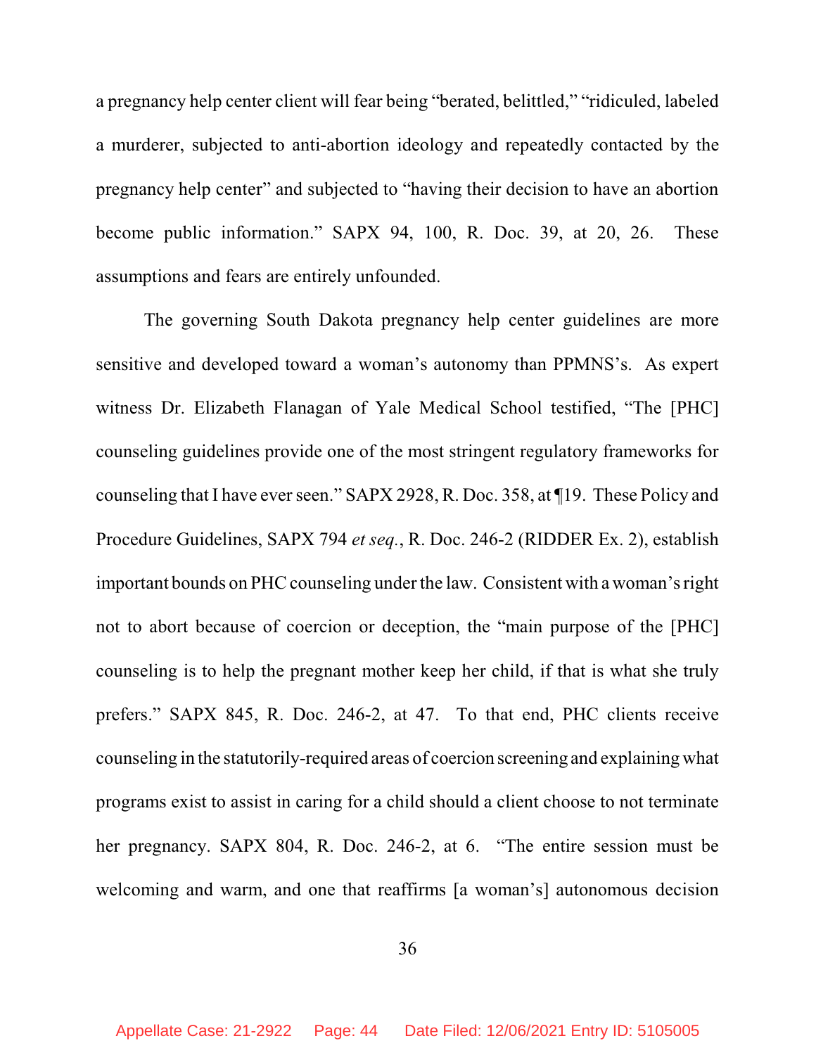a pregnancy help center client will fear being "berated, belittled," "ridiculed, labeled a murderer, subjected to anti-abortion ideology and repeatedly contacted by the pregnancy help center" and subjected to "having their decision to have an abortion become public information." SAPX 94, 100, R. Doc. 39, at 20, 26. These assumptions and fears are entirely unfounded.

The governing South Dakota pregnancy help center guidelines are more sensitive and developed toward a woman's autonomy than PPMNS's. As expert witness Dr. Elizabeth Flanagan of Yale Medical School testified, "The [PHC] counseling guidelines provide one of the most stringent regulatory frameworks for counseling that I have ever seen." SAPX 2928, R. Doc. 358, at ¶19. These Policy and Procedure Guidelines, SAPX 794 *et seq.*, R. Doc. 246-2 (RIDDER Ex. 2), establish important bounds on PHC counseling under the law. Consistent with a woman's right not to abort because of coercion or deception, the "main purpose of the [PHC] counseling is to help the pregnant mother keep her child, if that is what she truly prefers." SAPX 845, R. Doc. 246-2, at 47. To that end, PHC clients receive counseling in the statutorily-required areas of coercion screening and explaining what programs exist to assist in caring for a child should a client choose to not terminate her pregnancy. SAPX 804, R. Doc. 246-2, at 6. "The entire session must be welcoming and warm, and one that reaffirms [a woman's] autonomous decision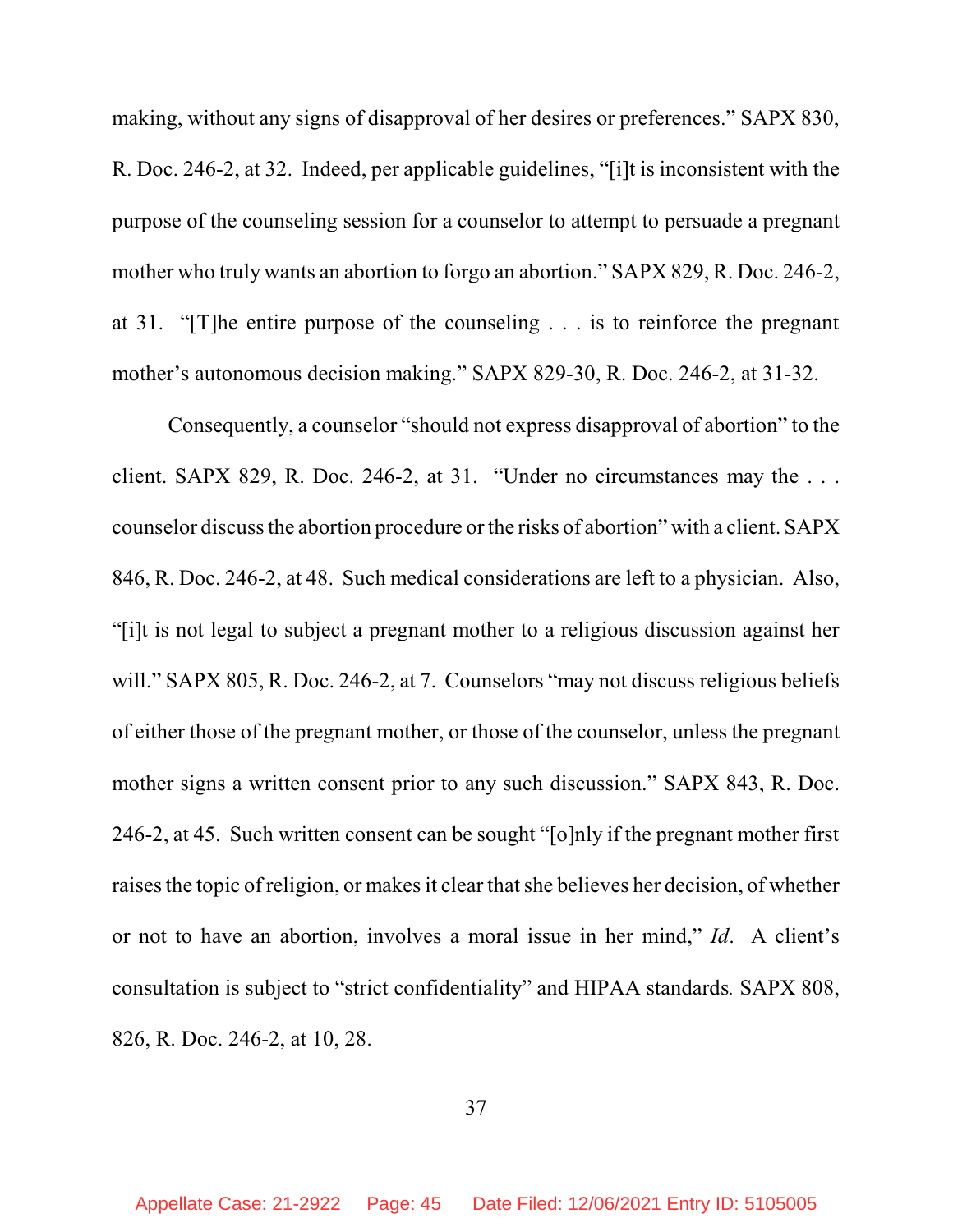making, without any signs of disapproval of her desires or preferences." SAPX 830, R. Doc. 246-2, at 32. Indeed, per applicable guidelines, "[i]t is inconsistent with the purpose of the counseling session for a counselor to attempt to persuade a pregnant mother who truly wants an abortion to forgo an abortion." SAPX 829, R. Doc. 246-2, at 31. "[T]he entire purpose of the counseling . . . is to reinforce the pregnant mother's autonomous decision making." SAPX 829-30, R. Doc. 246-2, at 31-32.

Consequently, a counselor "should not express disapproval of abortion" to the client. SAPX 829, R. Doc. 246-2, at 31. "Under no circumstances may the . . . counselor discuss the abortion procedure or the risks of abortion" with a client. SAPX 846, R. Doc. 246-2, at 48. Such medical considerations are left to a physician. Also, "[i]t is not legal to subject a pregnant mother to a religious discussion against her will." SAPX 805, R. Doc. 246-2, at 7. Counselors "may not discuss religious beliefs of either those of the pregnant mother, or those of the counselor, unless the pregnant mother signs a written consent prior to any such discussion." SAPX 843, R. Doc. 246-2, at 45. Such written consent can be sought "[o]nly if the pregnant mother first raises the topic of religion, or makes it clear that she believes her decision, of whether or not to have an abortion, involves a moral issue in her mind," *Id*. A client's consultation is subject to "strict confidentiality" and HIPAA standards. SAPX 808, 826, R. Doc. 246-2, at 10, 28.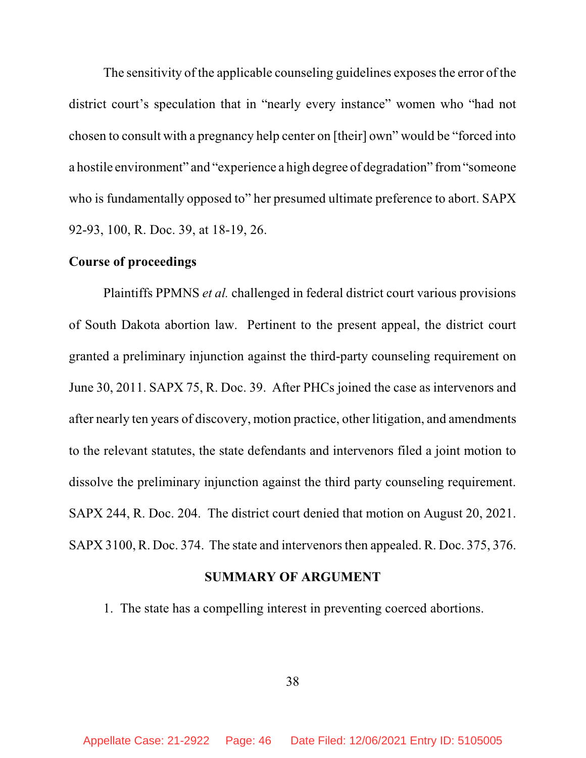The sensitivity of the applicable counseling guidelines exposes the error of the district court's speculation that in "nearly every instance" women who "had not chosen to consult with a pregnancy help center on [their] own" would be "forced into a hostile environment" and "experience a high degree of degradation" from "someone who is fundamentally opposed to" her presumed ultimate preference to abort. SAPX 92-93, 100, R. Doc. 39, at 18-19, 26.

**Course of proceedings**

Plaintiffs PPMNS *et al.* challenged in federal district court various provisions of South Dakota abortion law. Pertinent to the present appeal, the district court granted a preliminary injunction against the third-party counseling requirement on June 30, 2011. SAPX 75, R. Doc. 39. After PHCs joined the case as intervenors and after nearly ten years of discovery, motion practice, other litigation, and amendments to the relevant statutes, the state defendants and intervenors filed a joint motion to dissolve the preliminary injunction against the third party counseling requirement. SAPX 244, R. Doc. 204. The district court denied that motion on August 20, 2021. SAPX 3100, R. Doc. 374. The state and intervenors then appealed. R. Doc. 375, 376.

## SUMMARY OF ARGUMENT

1. The state has a compelling interest in preventing coerced abortions.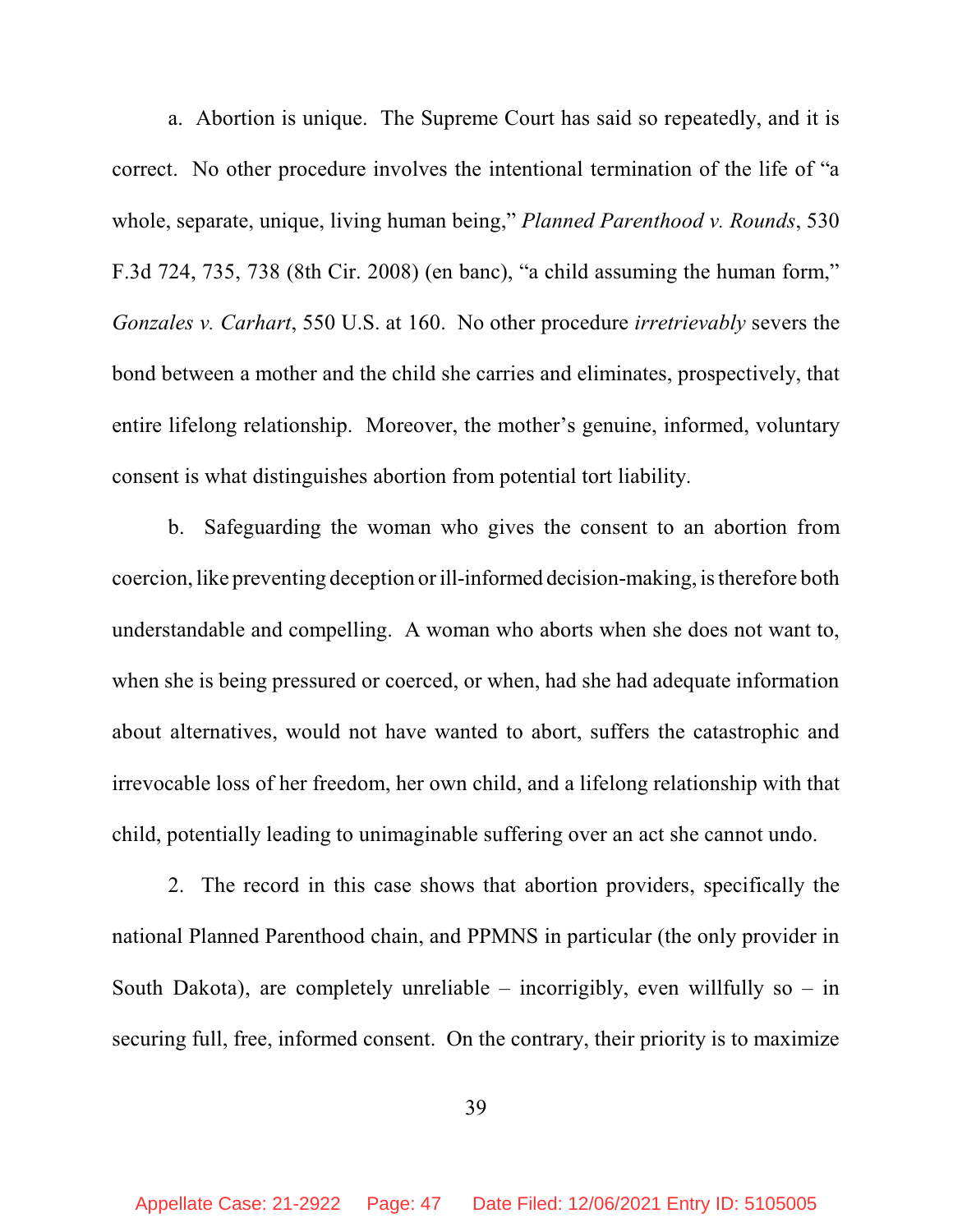a. Abortion is unique. The Supreme Court has said so repeatedly, and it is correct. No other procedure involves the intentional termination of the life of "a whole, separate, unique, living human being," *Planned Parenthood v. Rounds*, 530 F.3d 724, 735, 738 (8th Cir. 2008) (en banc), "a child assuming the human form," *Gonzales v. Carhart*, 550 U.S. at 160. No other procedure *irretrievably* severs the bond between a mother and the child she carries and eliminates, prospectively, that entire lifelong relationship. Moreover, the mother's genuine, informed, voluntary consent is what distinguishes abortion from potential tort liability.

b. Safeguarding the woman who gives the consent to an abortion from coercion, like preventing deception or ill-informed decision-making, is therefore both understandable and compelling. A woman who aborts when she does not want to, when she is being pressured or coerced, or when, had she had adequate information about alternatives, would not have wanted to abort, suffers the catastrophic and irrevocable loss of her freedom, her own child, and a lifelong relationship with that child, potentially leading to unimaginable suffering over an act she cannot undo.

2. The record in this case shows that abortion providers, specifically the national Planned Parenthood chain, and PPMNS in particular (the only provider in South Dakota), are completely unreliable – incorrigibly, even willfully so – in securing full, free, informed consent. On the contrary, their priority is to maximize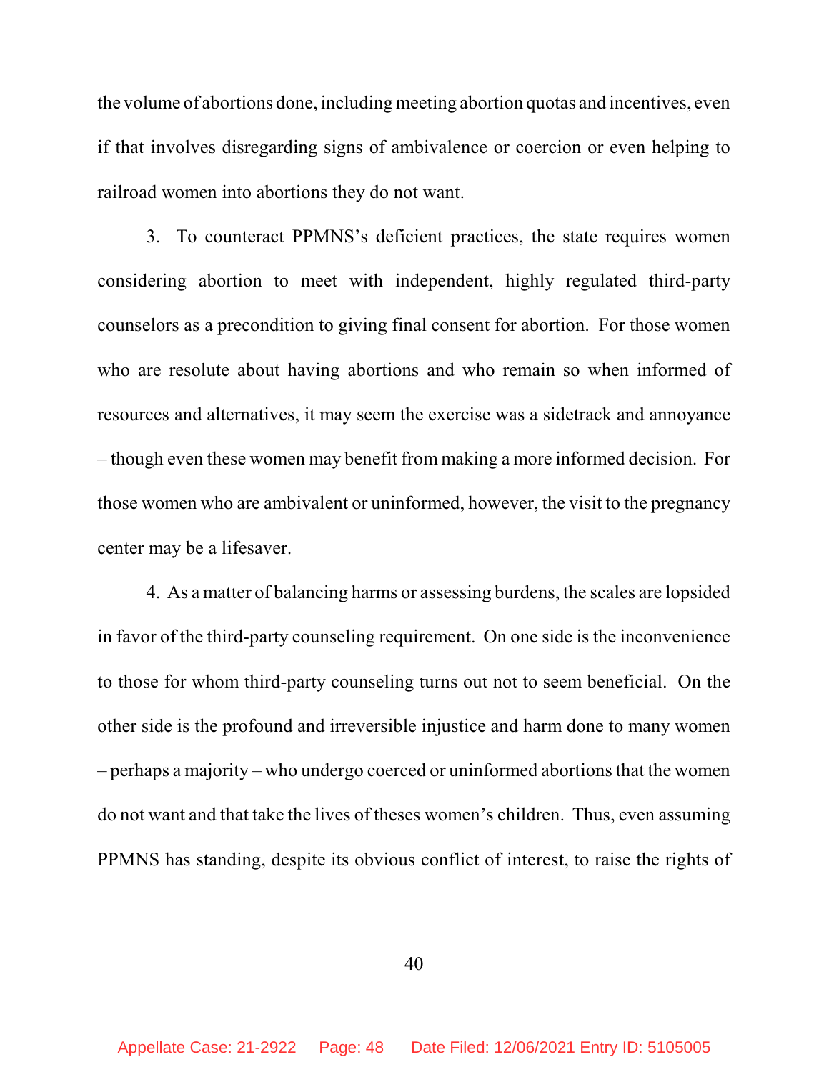the volume of abortions done, including meeting abortion quotas and incentives, even if that involves disregarding signs of ambivalence or coercion or even helping to railroad women into abortions they do not want.

3. To counteract PPMNS's deficient practices, the state requires women considering abortion to meet with independent, highly regulated third-party counselors as a precondition to giving final consent for abortion. For those women who are resolute about having abortions and who remain so when informed of resources and alternatives, it may seem the exercise was a sidetrack and annoyance – though even these women may benefit from making a more informed decision. For those women who are ambivalent or uninformed, however, the visit to the pregnancy center may be a lifesaver.

4. As a matter of balancing harms or assessing burdens, the scales are lopsided in favor of the third-party counseling requirement. On one side is the inconvenience to those for whom third-party counseling turns out not to seem beneficial. On the other side is the profound and irreversible injustice and harm done to many women – perhaps a majority – who undergo coerced or uninformed abortions that the women do not want and that take the lives of theses women's children. Thus, even assuming PPMNS has standing, despite its obvious conflict of interest, to raise the rights of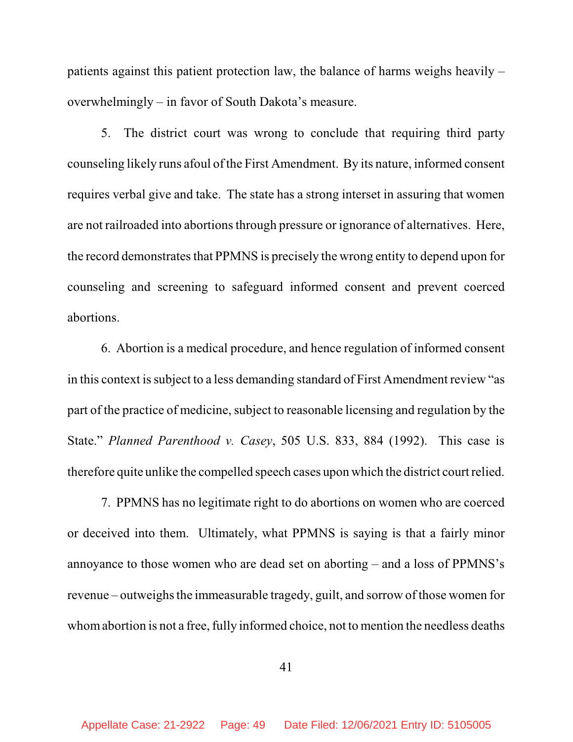patients against this patient protection law, the balance of harms weighs heavily – overwhelmingly – in favor of South Dakota's measure.

5. The district court was wrong to conclude that requiring third party counseling likely runs afoul of the First Amendment. By its nature, informed consent requires verbal give and take. The state has a strong interset in assuring that women are not railroaded into abortions through pressure or ignorance of alternatives. Here, the record demonstrates that PPMNS is precisely the wrong entity to depend upon for counseling and screening to safeguard informed consent and prevent coerced abortions.

6. Abortion is a medical procedure, and hence regulation of informed consent in this context is subject to a less demanding standard of First Amendment review "as part of the practice of medicine, subject to reasonable licensing and regulation by the State." *Planned Parenthood v. Casey*, 505 U.S. 833, 884 (1992). This case is therefore quite unlike the compelled speech cases upon which the district court relied.

7. PPMNS has no legitimate right to do abortions on women who are coerced or deceived into them. Ultimately, what PPMNS is saying is that a fairly minor annoyance to those women who are dead set on aborting – and a loss of PPMNS's revenue – outweighs the immeasurable tragedy, guilt, and sorrow of those women for whom abortion is not a free, fully informed choice, not to mention the needless deaths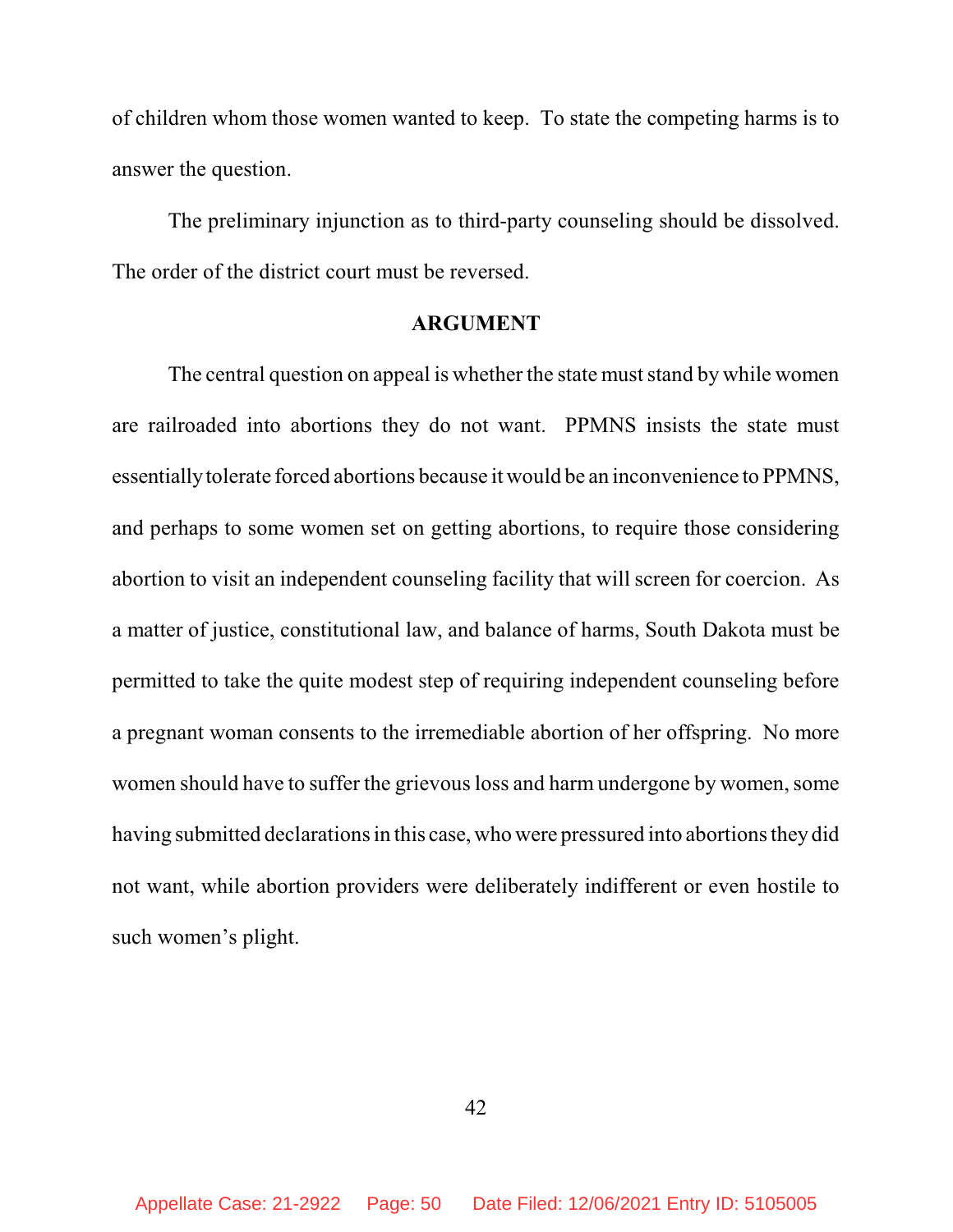of children whom those women wanted to keep. To state the competing harms is to answer the question.

The preliminary injunction as to third-party counseling should be dissolved. The order of the district court must be reversed.

## ARGUMENT

The central question on appeal is whether the state must stand by while women are railroaded into abortions they do not want. PPMNS insists the state must essentially tolerate forced abortions because it would be an inconvenience to PPMNS, and perhaps to some women set on getting abortions, to require those considering abortion to visit an independent counseling facility that will screen for coercion. As a matter of justice, constitutional law, and balance of harms, South Dakota must be permitted to take the quite modest step of requiring independent counseling before a pregnant woman consents to the irremediable abortion of her offspring. No more women should have to suffer the grievous loss and harm undergone by women, some having submitted declarations in this case, who were pressured into abortions they did not want, while abortion providers were deliberately indifferent or even hostile to such women's plight.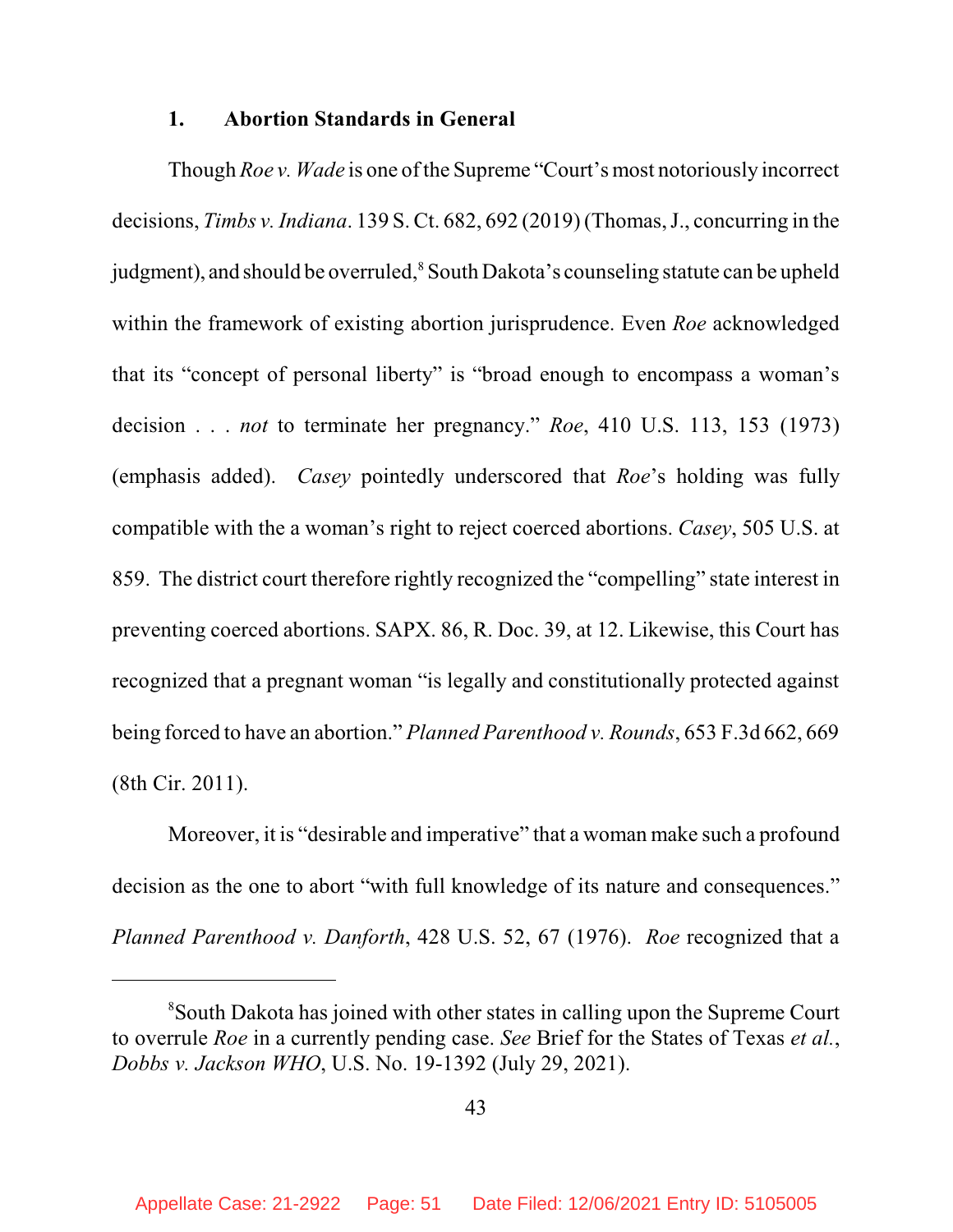### 1. Abortion Standards in General

Though *Roe v. Wade* is one of the Supreme "Court's most notoriously incorrect decisions, *Timbs v. Indiana*. 139 S. Ct. 682, 692 (2019) (Thomas, J., concurring in the judgment), and should be overruled,[8] South Dakota's counseling statute can be upheld within the framework of existing abortion jurisprudence. Even *Roe* acknowledged that its "concept of personal liberty" is "broad enough to encompass a woman's decision . . . *not* to terminate her pregnancy." *Roe*, 410 U.S. 113, 153 (1973) (emphasis added). *Casey* pointedly underscored that *Roe*'s holding was fully compatible with the a woman's right to reject coerced abortions. *Casey*, 505 U.S. at 859. The district court therefore rightly recognized the "compelling" state interest in preventing coerced abortions. SAPX. 86, R. Doc. 39, at 12. Likewise, this Court has recognized that a pregnant woman "is legally and constitutionally protected against being forced to have an abortion." *Planned Parenthood v. Rounds*, 653 F.3d 662, 669 (8th Cir. 2011).

Moreover, it is "desirable and imperative" that a woman make such a profound decision as the one to abort "with full knowledge of its nature and consequences." *Planned Parenthood v. Danforth*, 428 U.S. 52, 67 (1976). *Roe* recognized that a

---

[8] South Dakota has joined with other states in calling upon the Supreme Court to overrule *Roe* in a currently pending case. *See* Brief for the States of Texas *et al.*, *Dobbs v. Jackson WHO*, U.S. No. 19-1392 (July 29, 2021).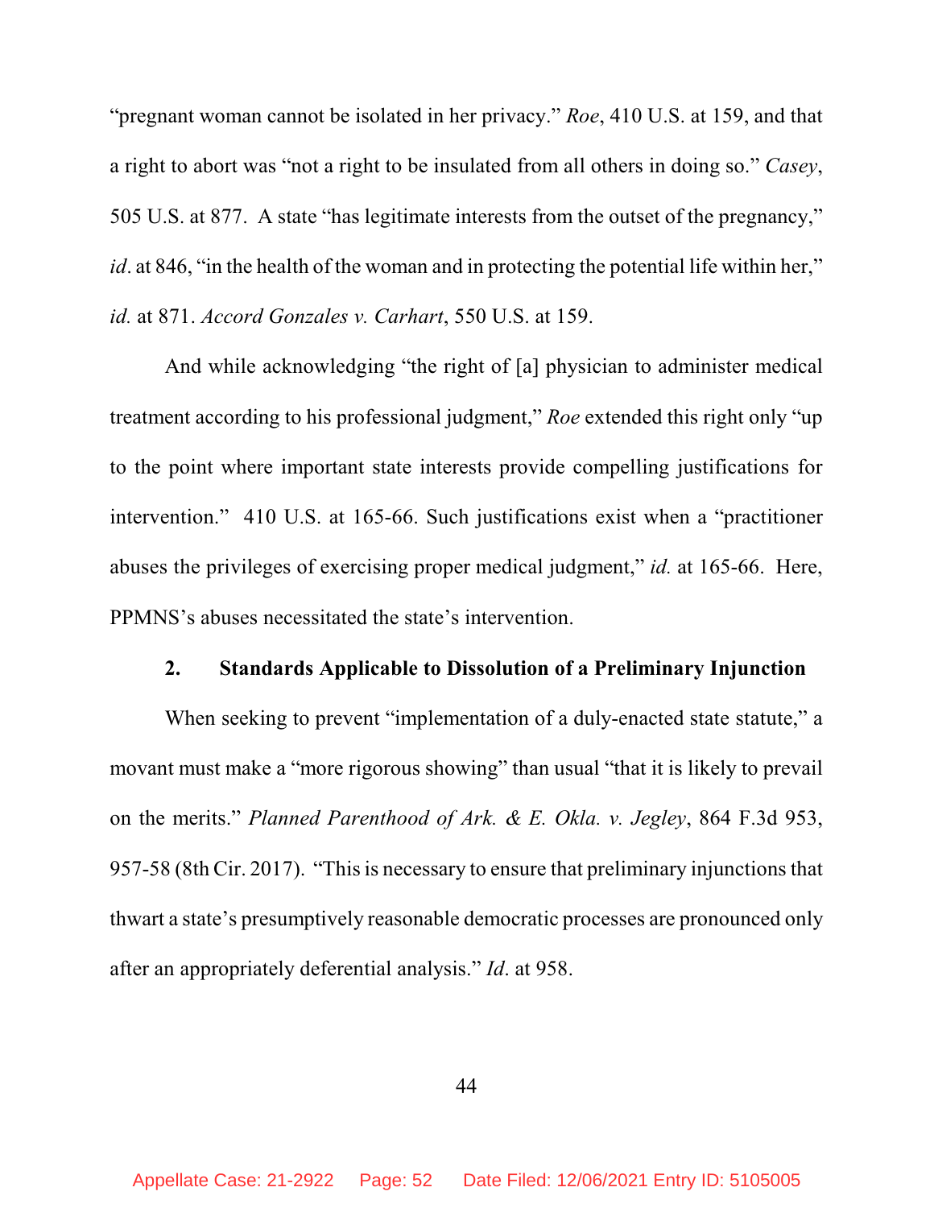"pregnant woman cannot be isolated in her privacy." *Roe*, 410 U.S. at 159, and that a right to abort was "not a right to be insulated from all others in doing so." *Casey*, 505 U.S. at 877. A state "has legitimate interests from the outset of the pregnancy," *id*. at 846, "in the health of the woman and in protecting the potential life within her," *id.* at 871. *Accord Gonzales v. Carhart*, 550 U.S. at 159.

And while acknowledging "the right of [a] physician to administer medical treatment according to his professional judgment," *Roe* extended this right only "up to the point where important state interests provide compelling justifications for intervention." 410 U.S. at 165-66. Such justifications exist when a "practitioner abuses the privileges of exercising proper medical judgment," *id.* at 165-66. Here, PPMNS's abuses necessitated the state's intervention.

### 2. Standards Applicable to Dissolution of a Preliminary Injunction

When seeking to prevent "implementation of a duly-enacted state statute," a movant must make a "more rigorous showing" than usual "that it is likely to prevail on the merits." *Planned Parenthood of Ark. & E. Okla. v. Jegley*, 864 F.3d 953, 957-58 (8th Cir. 2017). "This is necessary to ensure that preliminary injunctions that thwart a state's presumptively reasonable democratic processes are pronounced only after an appropriately deferential analysis." *Id*. at 958.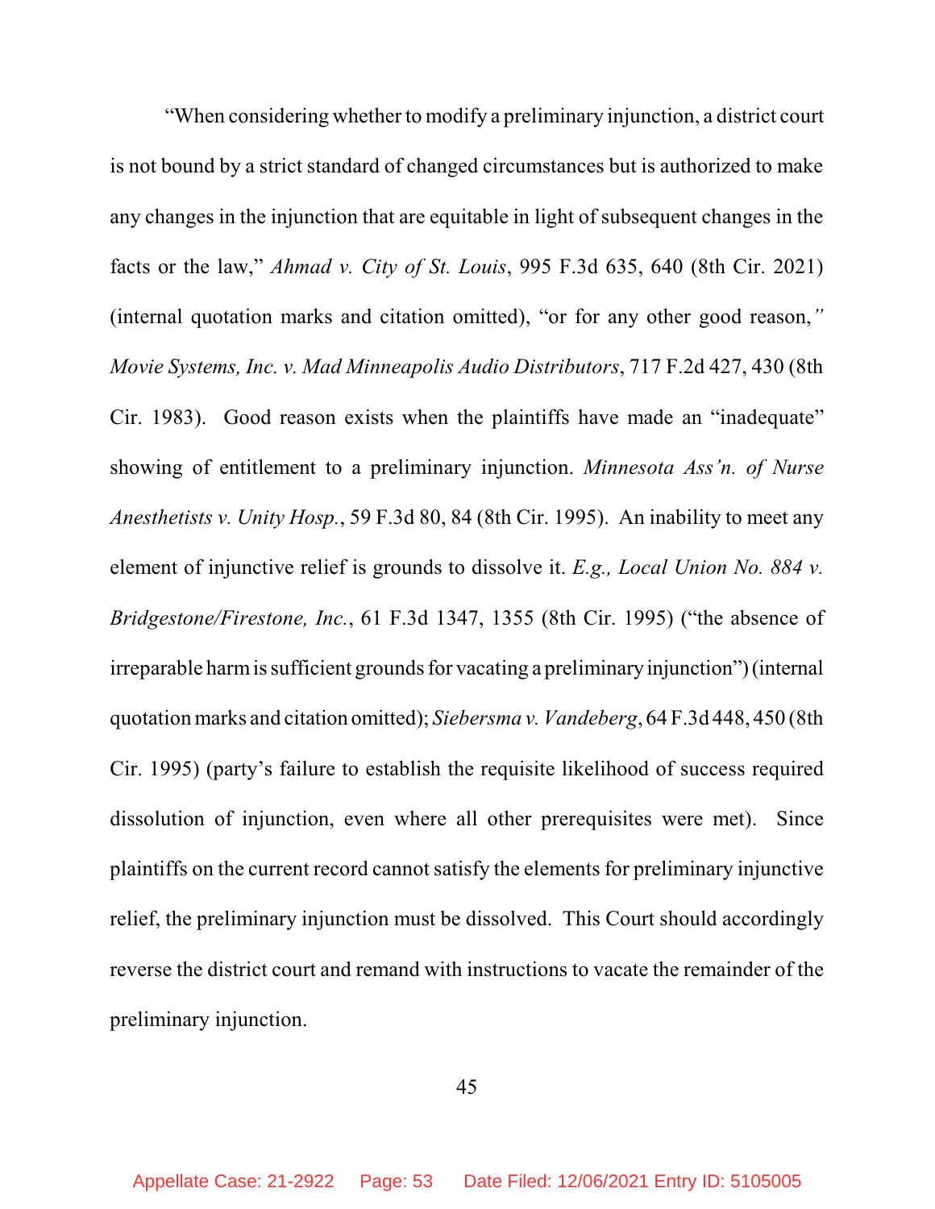"When considering whether to modify a preliminary injunction, a district court is not bound by a strict standard of changed circumstances but is authorized to make any changes in the injunction that are equitable in light of subsequent changes in the facts or the law," *Ahmad v. City of St. Louis*, 995 F.3d 635, 640 (8th Cir. 2021) (internal quotation marks and citation omitted), "or for any other good reason," *Movie Systems, Inc. v. Mad Minneapolis Audio Distributors*, 717 F.2d 427, 430 (8th Cir. 1983). Good reason exists when the plaintiffs have made an "inadequate" showing of entitlement to a preliminary injunction. *Minnesota Ass'n. of Nurse Anesthetists v. Unity Hosp.*, 59 F.3d 80, 84 (8th Cir. 1995). An inability to meet any element of injunctive relief is grounds to dissolve it. *E.g., Local Union No. 884 v. Bridgestone/Firestone, Inc.*, 61 F.3d 1347, 1355 (8th Cir. 1995) ("the absence of irreparable harm is sufficient grounds for vacating a preliminary injunction") (internal quotation marks and citation omitted); *Siebersma v. Vandeberg*, 64 F.3d 448, 450 (8th Cir. 1995) (party's failure to establish the requisite likelihood of success required dissolution of injunction, even where all other prerequisites were met). Since plaintiffs on the current record cannot satisfy the elements for preliminary injunctive relief, the preliminary injunction must be dissolved. This Court should accordingly reverse the district court and remand with instructions to vacate the remainder of the preliminary injunction.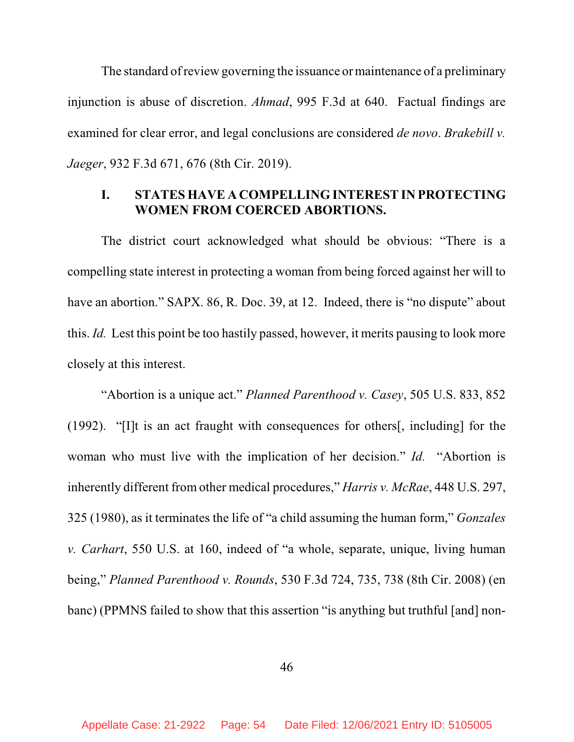The standard of review governing the issuance or maintenance of a preliminary injunction is abuse of discretion. *Ahmad*, 995 F.3d at 640. Factual findings are examined for clear error, and legal conclusions are considered *de novo*. *Brakebill v. Jaeger*, 932 F.3d 671, 676 (8th Cir. 2019).

## I. STATES HAVE A COMPELLING INTEREST IN PROTECTING WOMEN FROM COERCED ABORTIONS.

The district court acknowledged what should be obvious: "There is a compelling state interest in protecting a woman from being forced against her will to have an abortion." SAPX. 86, R. Doc. 39, at 12. Indeed, there is "no dispute" about this. *Id.* Lest this point be too hastily passed, however, it merits pausing to look more closely at this interest.

"Abortion is a unique act." *Planned Parenthood v. Casey*, 505 U.S. 833, 852 (1992). "[I]t is an act fraught with consequences for others[, including] for the woman who must live with the implication of her decision." *Id.* "Abortion is inherently different from other medical procedures," *Harris v. McRae*, 448 U.S. 297, 325 (1980), as it terminates the life of "a child assuming the human form," *Gonzales v. Carhart*, 550 U.S. at 160, indeed of "a whole, separate, unique, living human being," *Planned Parenthood v. Rounds*, 530 F.3d 724, 735, 738 (8th Cir. 2008) (en banc) (PPMNS failed to show that this assertion "is anything but truthful [and] non-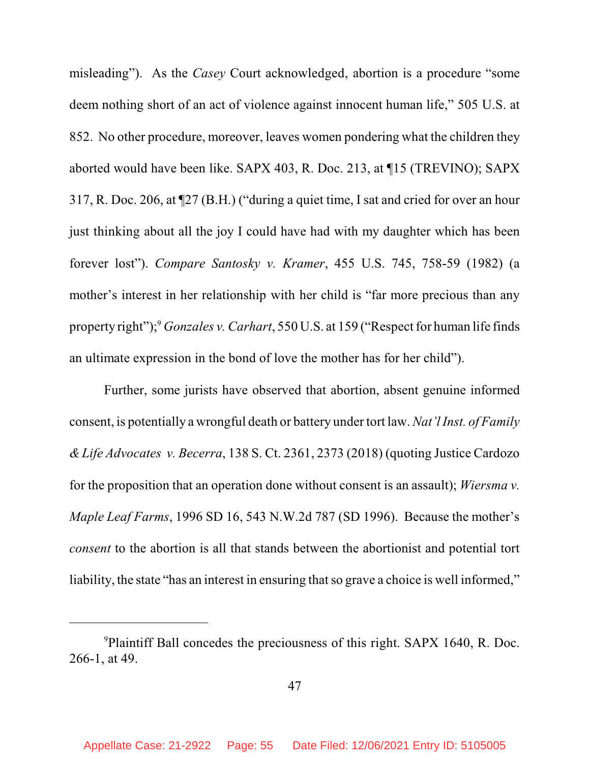misleading"). As the *Casey* Court acknowledged, abortion is a procedure "some deem nothing short of an act of violence against innocent human life," 505 U.S. at 852. No other procedure, moreover, leaves women pondering what the children they aborted would have been like. SAPX 403, R. Doc. 213, at ¶15 (TREVINO); SAPX 317, R. Doc. 206, at ¶27 (B.H.) ("during a quiet time, I sat and cried for over an hour just thinking about all the joy I could have had with my daughter which has been forever lost"). *Compare Santosky v. Kramer*, 455 U.S. 745, 758-59 (1982) (a mother's interest in her relationship with her child is "far more precious than any property right");[9] *Gonzales v. Carhart*, 550 U.S. at 159 ("Respect for human life finds an ultimate expression in the bond of love the mother has for her child").

Further, some jurists have observed that abortion, absent genuine informed consent, is potentially a wrongful death or battery under tort law. *Nat'l Inst. of Family & Life Advocates v. Becerra*, 138 S. Ct. 2361, 2373 (2018) (quoting Justice Cardozo for the proposition that an operation done without consent is an assault); *Wiersma v. Maple Leaf Farms*, 1996 SD 16, 543 N.W.2d 787 (SD 1996). Because the mother's *consent* to the abortion is all that stands between the abortionist and potential tort liability, the state "has an interest in ensuring that so grave a choice is well informed,"

---

[9] Plaintiff Ball concedes the preciousness of this right. SAPX 1640, R. Doc. 266-1, at 49.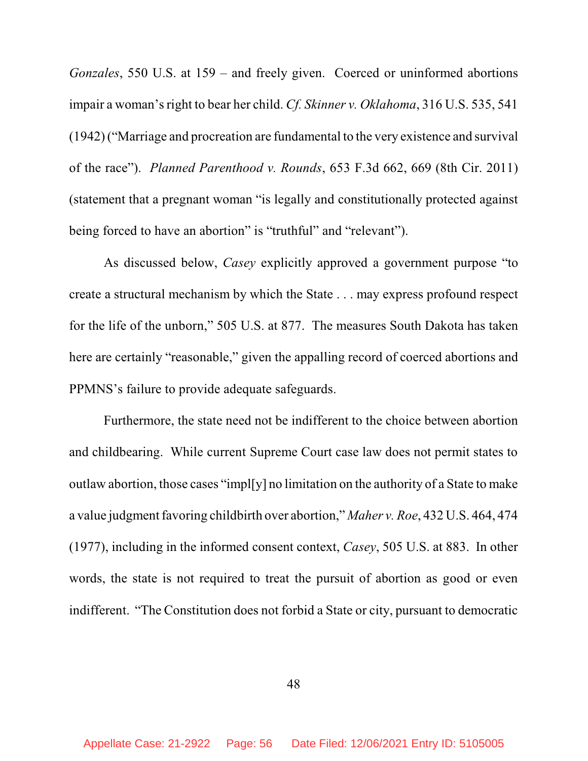*Gonzales*, 550 U.S. at 159 – and freely given. Coerced or uninformed abortions impair a woman's right to bear her child. *Cf. Skinner v. Oklahoma*, 316 U.S. 535, 541 (1942) ("Marriage and procreation are fundamental to the very existence and survival of the race"). *Planned Parenthood v. Rounds*, 653 F.3d 662, 669 (8th Cir. 2011) (statement that a pregnant woman "is legally and constitutionally protected against being forced to have an abortion" is "truthful" and "relevant").

As discussed below, *Casey* explicitly approved a government purpose "to create a structural mechanism by which the State . . . may express profound respect for the life of the unborn," 505 U.S. at 877. The measures South Dakota has taken here are certainly "reasonable," given the appalling record of coerced abortions and PPMNS's failure to provide adequate safeguards.

Furthermore, the state need not be indifferent to the choice between abortion and childbearing. While current Supreme Court case law does not permit states to outlaw abortion, those cases "impl[y] no limitation on the authority of a State to make a value judgment favoring childbirth over abortion," *Maher v. Roe*, 432 U.S. 464, 474 (1977), including in the informed consent context, *Casey*, 505 U.S. at 883. In other words, the state is not required to treat the pursuit of abortion as good or even indifferent. "The Constitution does not forbid a State or city, pursuant to democratic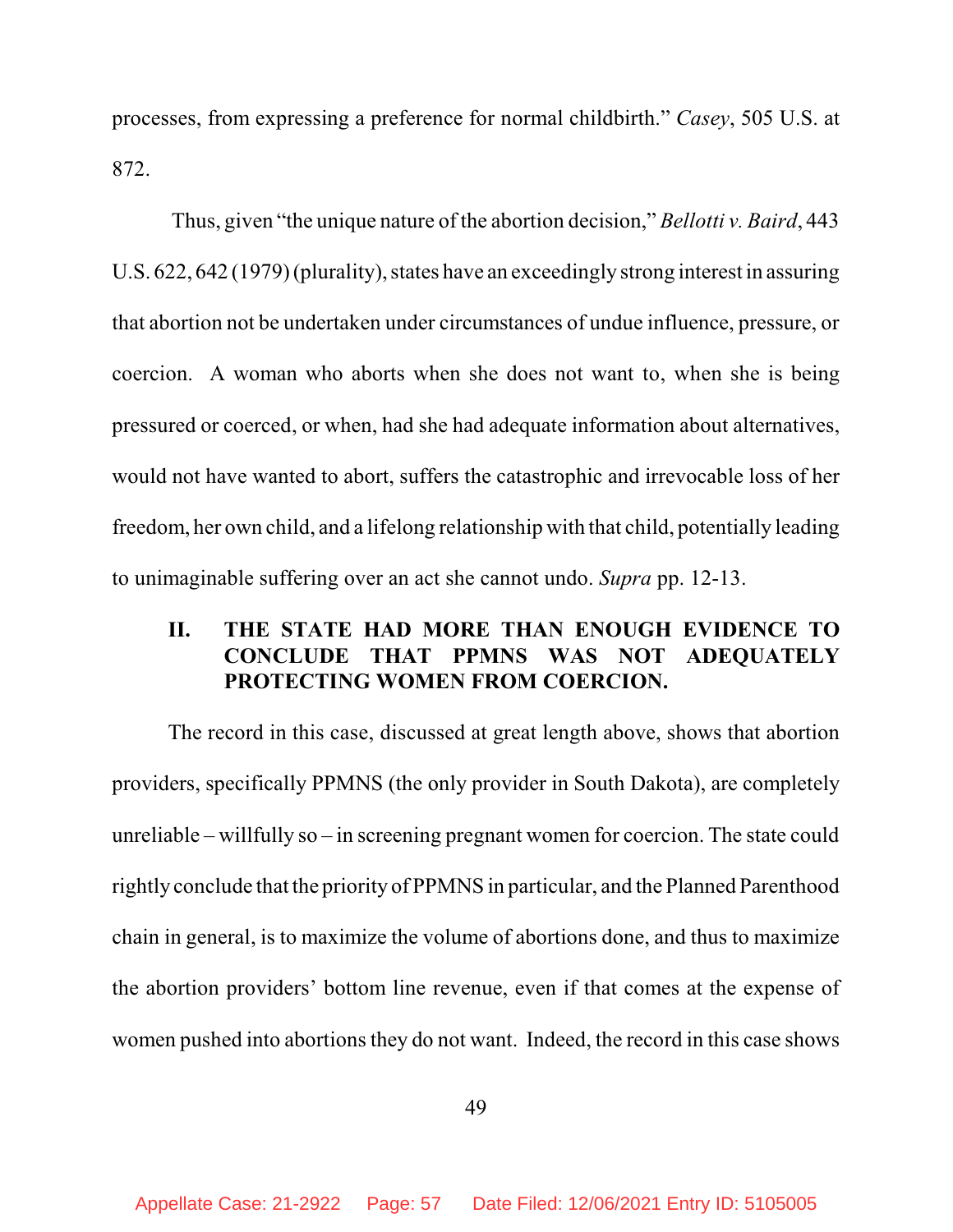processes, from expressing a preference for normal childbirth." *Casey*, 505 U.S. at 872.

Thus, given "the unique nature of the abortion decision," *Bellotti v. Baird*, 443 U.S. 622, 642 (1979) (plurality), states have an exceedingly strong interest in assuring that abortion not be undertaken under circumstances of undue influence, pressure, or coercion. A woman who aborts when she does not want to, when she is being pressured or coerced, or when, had she had adequate information about alternatives, would not have wanted to abort, suffers the catastrophic and irrevocable loss of her freedom, her own child, and a lifelong relationship with that child, potentially leading to unimaginable suffering over an act she cannot undo. *Supra* pp. 12-13.

## II. THE STATE HAD MORE THAN ENOUGH EVIDENCE TO CONCLUDE THAT PPMNS WAS NOT ADEQUATELY PROTECTING WOMEN FROM COERCION.

The record in this case, discussed at great length above, shows that abortion providers, specifically PPMNS (the only provider in South Dakota), are completely unreliable – willfully so – in screening pregnant women for coercion. The state could rightly conclude that the priority of PPMNS in particular, and the Planned Parenthood chain in general, is to maximize the volume of abortions done, and thus to maximize the abortion providers' bottom line revenue, even if that comes at the expense of women pushed into abortions they do not want. Indeed, the record in this case shows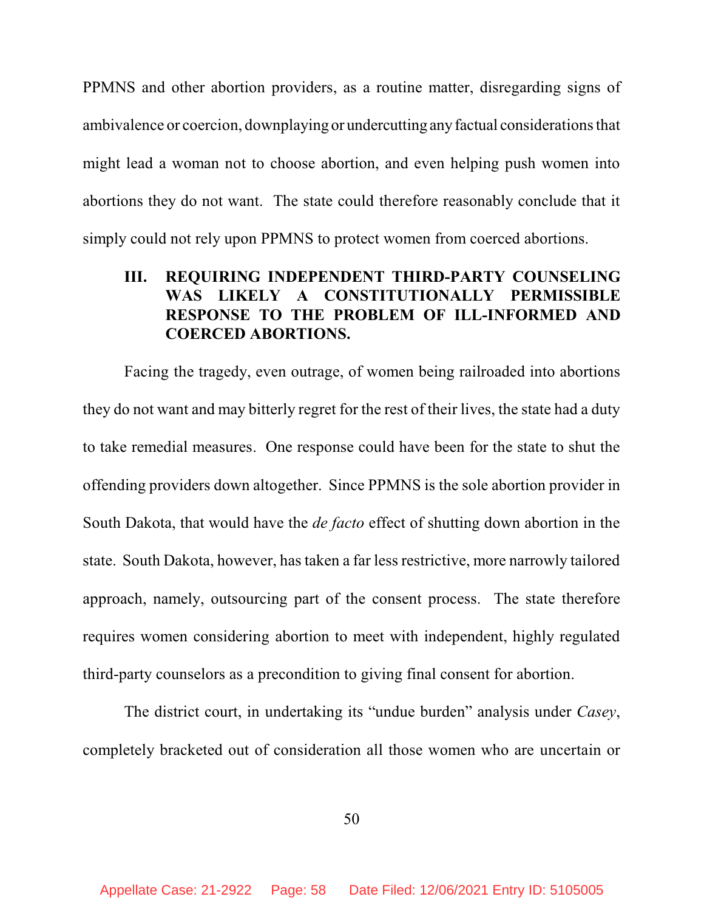PPMNS and other abortion providers, as a routine matter, disregarding signs of ambivalence or coercion, downplaying or undercutting any factual considerations that might lead a woman not to choose abortion, and even helping push women into abortions they do not want. The state could therefore reasonably conclude that it simply could not rely upon PPMNS to protect women from coerced abortions.

## III. REQUIRING INDEPENDENT THIRD-PARTY COUNSELING WAS LIKELY A CONSTITUTIONALLY PERMISSIBLE RESPONSE TO THE PROBLEM OF ILL-INFORMED AND COERCED ABORTIONS.

Facing the tragedy, even outrage, of women being railroaded into abortions they do not want and may bitterly regret for the rest of their lives, the state had a duty to take remedial measures. One response could have been for the state to shut the offending providers down altogether. Since PPMNS is the sole abortion provider in South Dakota, that would have the *de facto* effect of shutting down abortion in the state. South Dakota, however, has taken a far less restrictive, more narrowly tailored approach, namely, outsourcing part of the consent process. The state therefore requires women considering abortion to meet with independent, highly regulated third-party counselors as a precondition to giving final consent for abortion.

The district court, in undertaking its "undue burden" analysis under *Casey*, completely bracketed out of consideration all those women who are uncertain or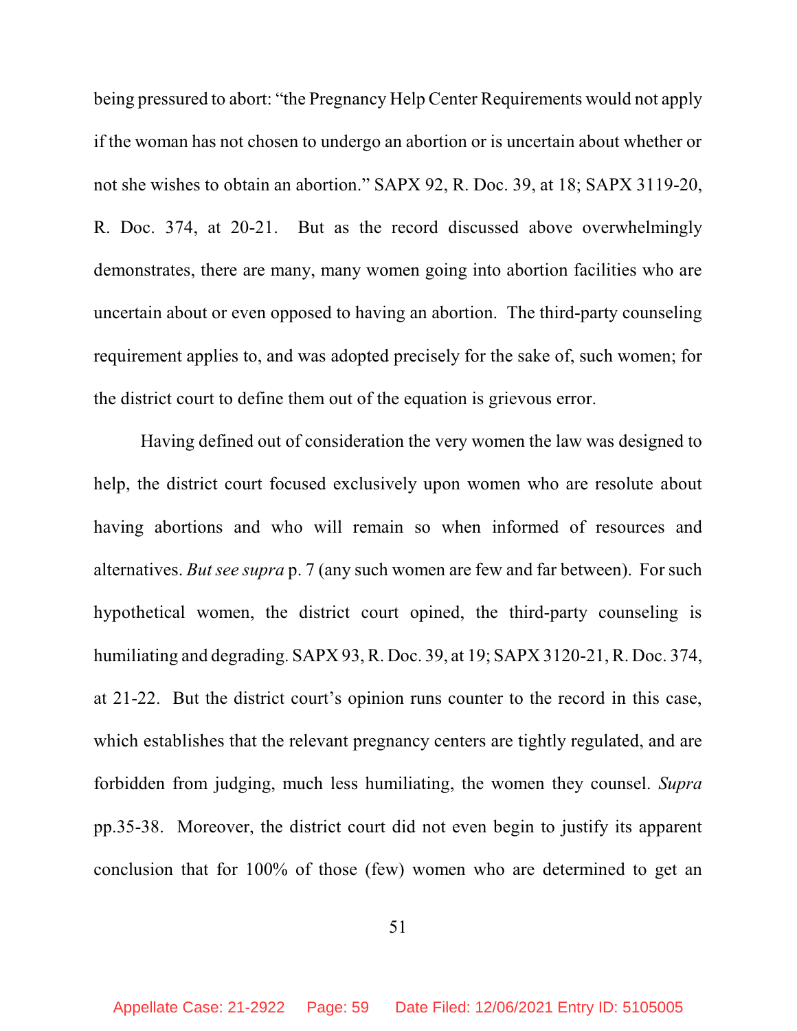being pressured to abort: "the Pregnancy Help Center Requirements would not apply if the woman has not chosen to undergo an abortion or is uncertain about whether or not she wishes to obtain an abortion." SAPX 92, R. Doc. 39, at 18; SAPX 3119-20, R. Doc. 374, at 20-21. But as the record discussed above overwhelmingly demonstrates, there are many, many women going into abortion facilities who are uncertain about or even opposed to having an abortion. The third-party counseling requirement applies to, and was adopted precisely for the sake of, such women; for the district court to define them out of the equation is grievous error.

Having defined out of consideration the very women the law was designed to help, the district court focused exclusively upon women who are resolute about having abortions and who will remain so when informed of resources and alternatives. *But see supra* p. 7 (any such women are few and far between). For such hypothetical women, the district court opined, the third-party counseling is humiliating and degrading. SAPX 93, R. Doc. 39, at 19; SAPX 3120-21, R. Doc. 374, at 21-22. But the district court's opinion runs counter to the record in this case, which establishes that the relevant pregnancy centers are tightly regulated, and are forbidden from judging, much less humiliating, the women they counsel. *Supra* pp.35-38. Moreover, the district court did not even begin to justify its apparent conclusion that for 100% of those (few) women who are determined to get an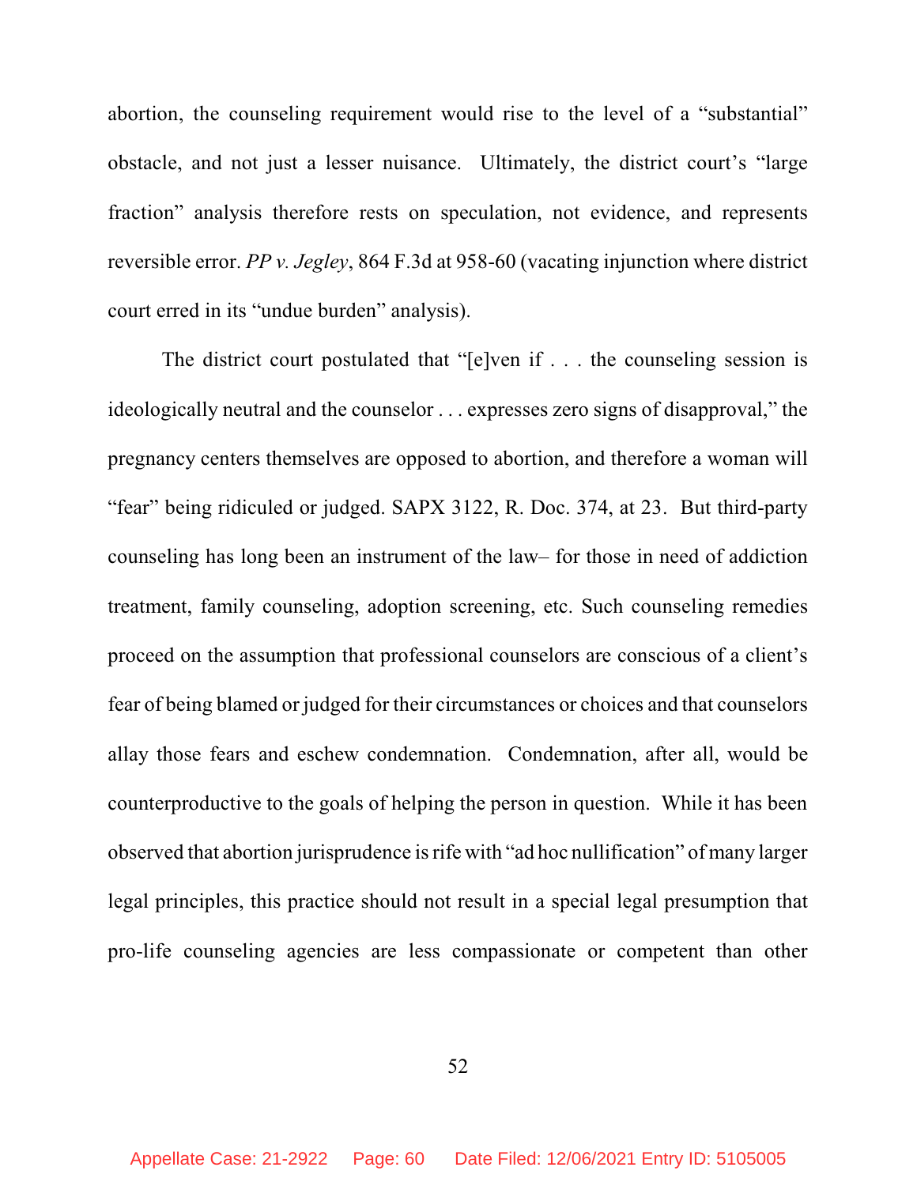abortion, the counseling requirement would rise to the level of a "substantial" obstacle, and not just a lesser nuisance. Ultimately, the district court's "large fraction" analysis therefore rests on speculation, not evidence, and represents reversible error. *PP v. Jegley*, 864 F.3d at 958-60 (vacating injunction where district court erred in its "undue burden" analysis).

The district court postulated that "[e]ven if . . . the counseling session is ideologically neutral and the counselor . . . expresses zero signs of disapproval," the pregnancy centers themselves are opposed to abortion, and therefore a woman will "fear" being ridiculed or judged. SAPX 3122, R. Doc. 374, at 23. But third-party counseling has long been an instrument of the law– for those in need of addiction treatment, family counseling, adoption screening, etc. Such counseling remedies proceed on the assumption that professional counselors are conscious of a client's fear of being blamed or judged for their circumstances or choices and that counselors allay those fears and eschew condemnation. Condemnation, after all, would be counterproductive to the goals of helping the person in question. While it has been observed that abortion jurisprudence is rife with "ad hoc nullification" of many larger legal principles, this practice should not result in a special legal presumption that pro-life counseling agencies are less compassionate or competent than other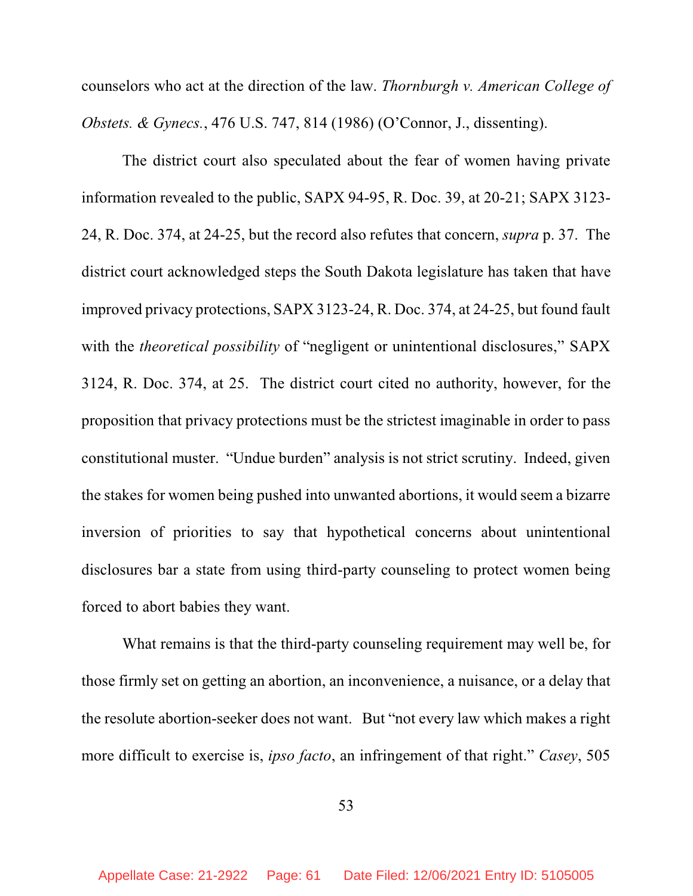counselors who act at the direction of the law. *Thornburgh v. American College of Obstets. & Gynecs.*, 476 U.S. 747, 814 (1986) (O'Connor, J., dissenting).

The district court also speculated about the fear of women having private information revealed to the public, SAPX 94-95, R. Doc. 39, at 20-21; SAPX 3123-24, R. Doc. 374, at 24-25, but the record also refutes that concern, *supra* p. 37. The district court acknowledged steps the South Dakota legislature has taken that have improved privacy protections, SAPX 3123-24, R. Doc. 374, at 24-25, but found fault with the *theoretical possibility* of "negligent or unintentional disclosures," SAPX 3124, R. Doc. 374, at 25. The district court cited no authority, however, for the proposition that privacy protections must be the strictest imaginable in order to pass constitutional muster. "Undue burden" analysis is not strict scrutiny. Indeed, given the stakes for women being pushed into unwanted abortions, it would seem a bizarre inversion of priorities to say that hypothetical concerns about unintentional disclosures bar a state from using third-party counseling to protect women being forced to abort babies they want.

What remains is that the third-party counseling requirement may well be, for those firmly set on getting an abortion, an inconvenience, a nuisance, or a delay that the resolute abortion-seeker does not want. But "not every law which makes a right more difficult to exercise is, *ipso facto*, an infringement of that right." *Casey*, 505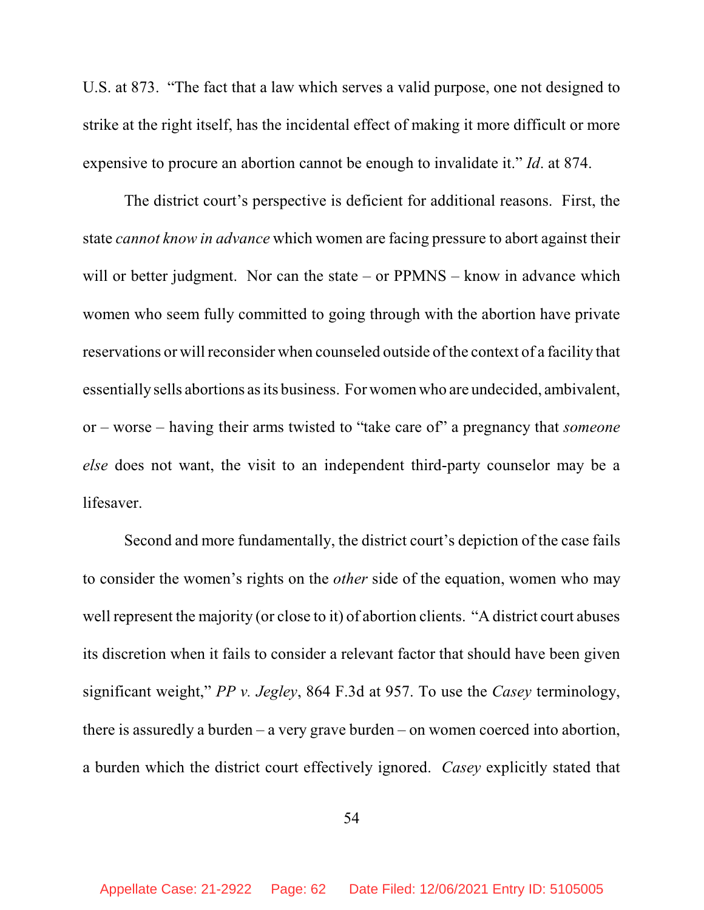U.S. at 873. "The fact that a law which serves a valid purpose, one not designed to strike at the right itself, has the incidental effect of making it more difficult or more expensive to procure an abortion cannot be enough to invalidate it." *Id*. at 874.

The district court's perspective is deficient for additional reasons. First, the state *cannot know in advance* which women are facing pressure to abort against their will or better judgment. Nor can the state – or PPMNS – know in advance which women who seem fully committed to going through with the abortion have private reservations or will reconsider when counseled outside of the context of a facility that essentially sells abortions as its business. For women who are undecided, ambivalent, or – worse – having their arms twisted to "take care of" a pregnancy that *someone else* does not want, the visit to an independent third-party counselor may be a lifesaver.

Second and more fundamentally, the district court's depiction of the case fails to consider the women's rights on the *other* side of the equation, women who may well represent the majority (or close to it) of abortion clients. "A district court abuses its discretion when it fails to consider a relevant factor that should have been given significant weight," *PP v. Jegley*, 864 F.3d at 957. To use the *Casey* terminology, there is assuredly a burden – a very grave burden – on women coerced into abortion, a burden which the district court effectively ignored. *Casey* explicitly stated that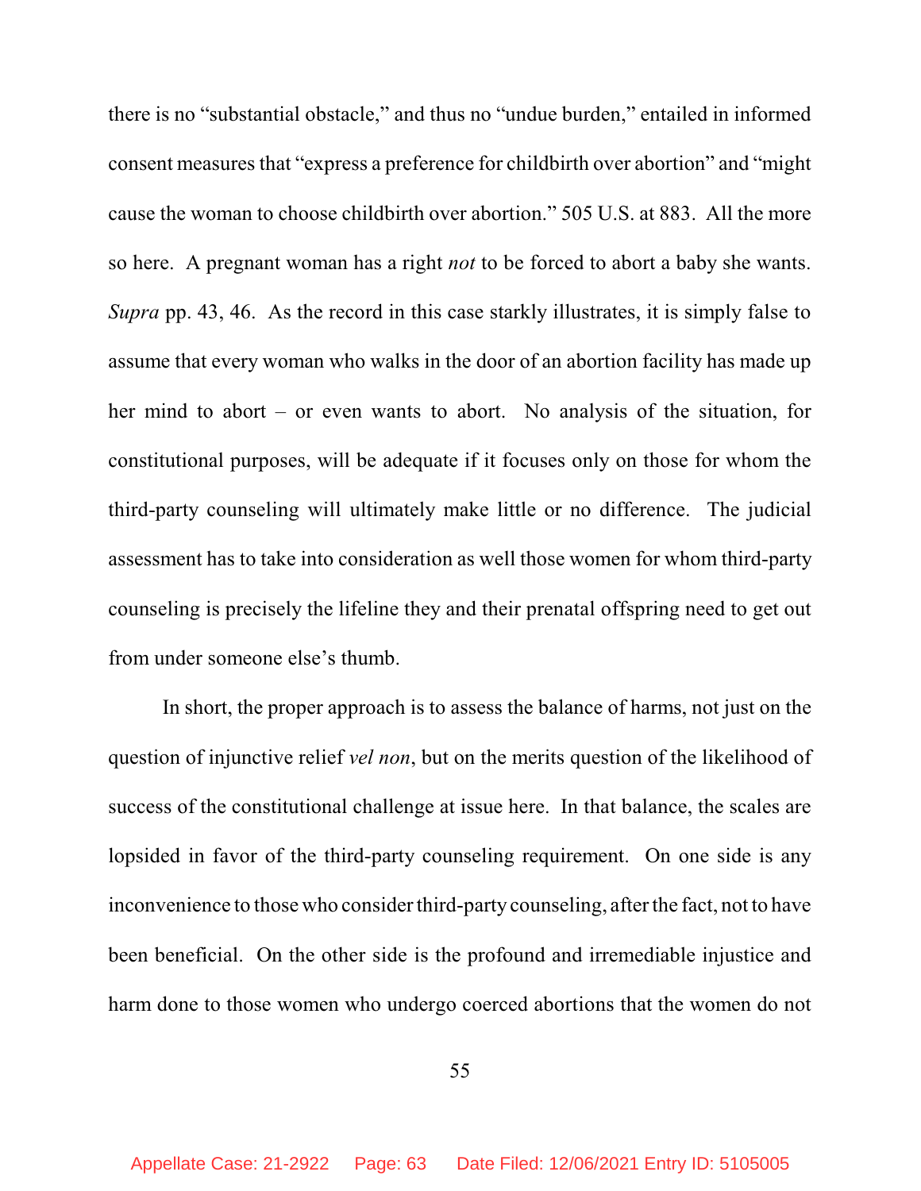there is no "substantial obstacle," and thus no "undue burden," entailed in informed consent measures that "express a preference for childbirth over abortion" and "might cause the woman to choose childbirth over abortion." 505 U.S. at 883. All the more so here. A pregnant woman has a right *not* to be forced to abort a baby she wants. *Supra* pp. 43, 46. As the record in this case starkly illustrates, it is simply false to assume that every woman who walks in the door of an abortion facility has made up her mind to abort – or even wants to abort. No analysis of the situation, for constitutional purposes, will be adequate if it focuses only on those for whom the third-party counseling will ultimately make little or no difference. The judicial assessment has to take into consideration as well those women for whom third-party counseling is precisely the lifeline they and their prenatal offspring need to get out from under someone else's thumb.

In short, the proper approach is to assess the balance of harms, not just on the question of injunctive relief *vel non*, but on the merits question of the likelihood of success of the constitutional challenge at issue here. In that balance, the scales are lopsided in favor of the third-party counseling requirement. On one side is any inconvenience to those who consider third-party counseling, after the fact, not to have been beneficial. On the other side is the profound and irremediable injustice and harm done to those women who undergo coerced abortions that the women do not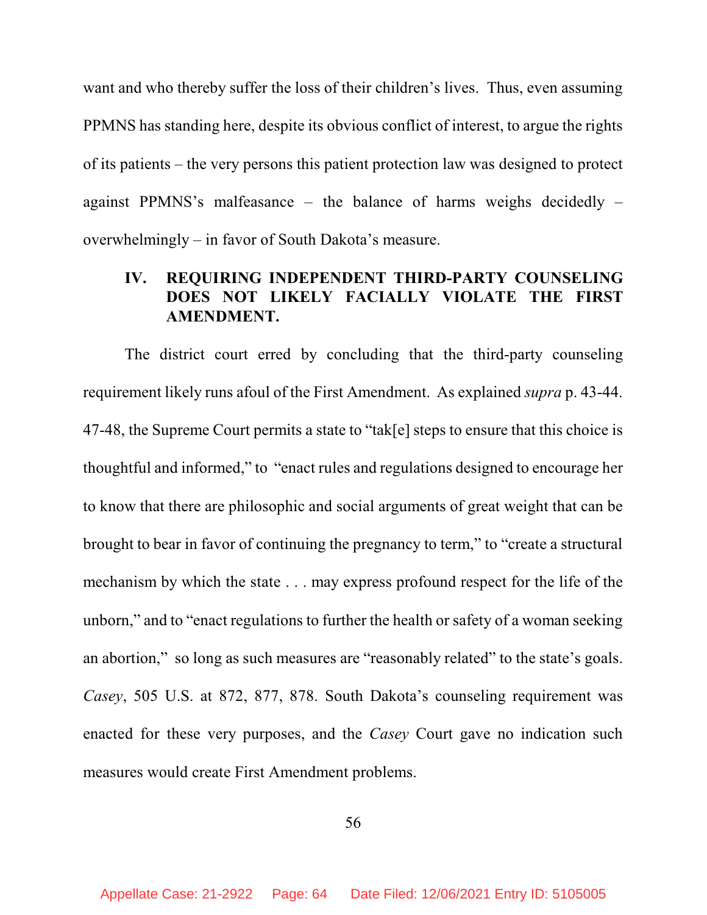want and who thereby suffer the loss of their children's lives. Thus, even assuming PPMNS has standing here, despite its obvious conflict of interest, to argue the rights of its patients – the very persons this patient protection law was designed to protect against PPMNS's malfeasance – the balance of harms weighs decidedly – overwhelmingly – in favor of South Dakota's measure.

## IV. REQUIRING INDEPENDENT THIRD-PARTY COUNSELING DOES NOT LIKELY FACIALLY VIOLATE THE FIRST AMENDMENT.

The district court erred by concluding that the third-party counseling requirement likely runs afoul of the First Amendment. As explained *supra* p. 43-44. 47-48, the Supreme Court permits a state to "tak[e] steps to ensure that this choice is thoughtful and informed," to "enact rules and regulations designed to encourage her to know that there are philosophic and social arguments of great weight that can be brought to bear in favor of continuing the pregnancy to term," to "create a structural mechanism by which the state . . . may express profound respect for the life of the unborn," and to "enact regulations to further the health or safety of a woman seeking an abortion," so long as such measures are "reasonably related" to the state's goals. *Casey*, 505 U.S. at 872, 877, 878. South Dakota's counseling requirement was enacted for these very purposes, and the *Casey* Court gave no indication such measures would create First Amendment problems.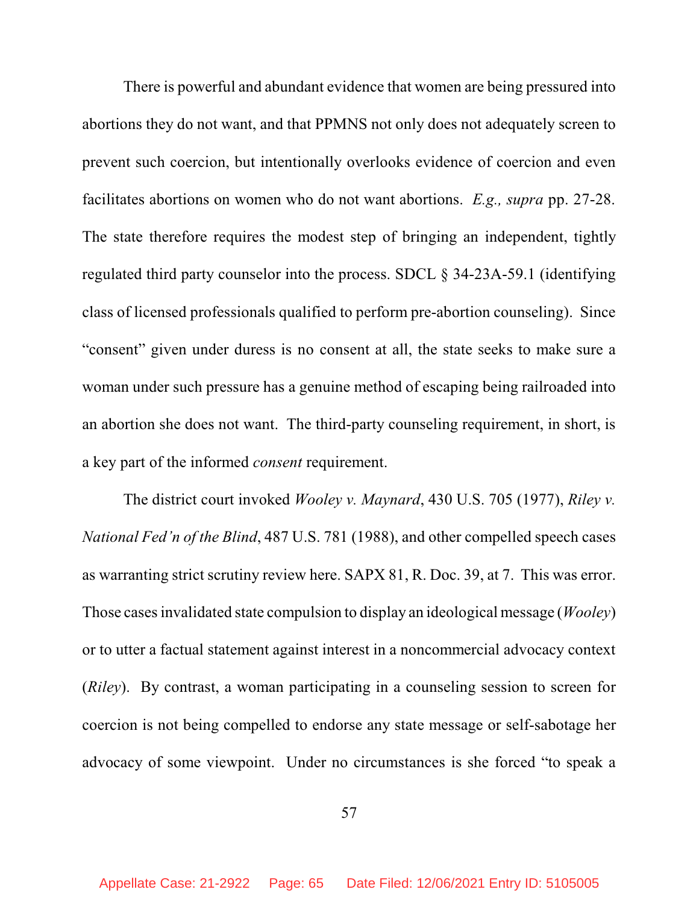There is powerful and abundant evidence that women are being pressured into abortions they do not want, and that PPMNS not only does not adequately screen to prevent such coercion, but intentionally overlooks evidence of coercion and even facilitates abortions on women who do not want abortions. *E.g., supra* pp. 27-28. The state therefore requires the modest step of bringing an independent, tightly regulated third party counselor into the process. SDCL § 34-23A-59.1 (identifying class of licensed professionals qualified to perform pre-abortion counseling). Since "consent" given under duress is no consent at all, the state seeks to make sure a woman under such pressure has a genuine method of escaping being railroaded into an abortion she does not want. The third-party counseling requirement, in short, is a key part of the informed *consent* requirement.

The district court invoked *Wooley v. Maynard*, 430 U.S. 705 (1977), *Riley v. National Fed'n of the Blind*, 487 U.S. 781 (1988), and other compelled speech cases as warranting strict scrutiny review here. SAPX 81, R. Doc. 39, at 7. This was error. Those cases invalidated state compulsion to display an ideological message (*Wooley*) or to utter a factual statement against interest in a noncommercial advocacy context (*Riley*). By contrast, a woman participating in a counseling session to screen for coercion is not being compelled to endorse any state message or self-sabotage her advocacy of some viewpoint. Under no circumstances is she forced "to speak a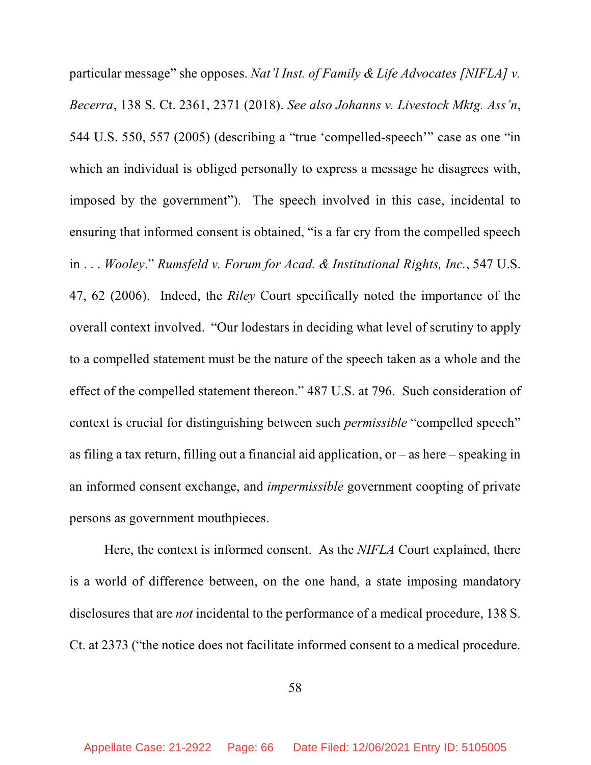particular message" she opposes. *Nat'l Inst. of Family & Life Advocates [NIFLA] v. Becerra*, 138 S. Ct. 2361, 2371 (2018). *See also Johanns v. Livestock Mktg. Ass'n*, 544 U.S. 550, 557 (2005) (describing a "true 'compelled-speech'" case as one "in which an individual is obliged personally to express a message he disagrees with, imposed by the government"). The speech involved in this case, incidental to ensuring that informed consent is obtained, "is a far cry from the compelled speech in . . . *Wooley*." *Rumsfeld v. Forum for Acad. & Institutional Rights, Inc.*, 547 U.S. 47, 62 (2006). Indeed, the *Riley* Court specifically noted the importance of the overall context involved. "Our lodestars in deciding what level of scrutiny to apply to a compelled statement must be the nature of the speech taken as a whole and the effect of the compelled statement thereon." 487 U.S. at 796. Such consideration of context is crucial for distinguishing between such *permissible* "compelled speech" as filing a tax return, filling out a financial aid application, or – as here – speaking in an informed consent exchange, and *impermissible* government coopting of private persons as government mouthpieces.

Here, the context is informed consent. As the *NIFLA* Court explained, there is a world of difference between, on the one hand, a state imposing mandatory disclosures that are *not* incidental to the performance of a medical procedure, 138 S. Ct. at 2373 ("the notice does not facilitate informed consent to a medical procedure.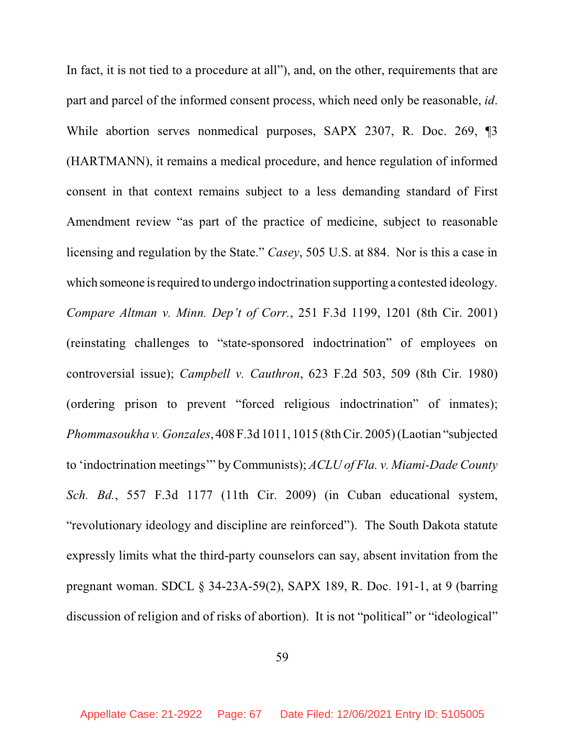In fact, it is not tied to a procedure at all"), and, on the other, requirements that are part and parcel of the informed consent process, which need only be reasonable, *id*. While abortion serves nonmedical purposes, SAPX 2307, R. Doc. 269, ¶3 (HARTMANN), it remains a medical procedure, and hence regulation of informed consent in that context remains subject to a less demanding standard of First Amendment review "as part of the practice of medicine, subject to reasonable licensing and regulation by the State." *Casey*, 505 U.S. at 884. Nor is this a case in which someone is required to undergo indoctrination supporting a contested ideology. *Compare Altman v. Minn. Dep't of Corr.*, 251 F.3d 1199, 1201 (8th Cir. 2001) (reinstating challenges to "state-sponsored indoctrination" of employees on controversial issue); *Campbell v. Cauthron*, 623 F.2d 503, 509 (8th Cir. 1980) (ordering prison to prevent "forced religious indoctrination" of inmates); *Phommasoukha v. Gonzales*, 408 F.3d 1011, 1015 (8th Cir. 2005) (Laotian "subjected to 'indoctrination meetings'" by Communists); *ACLU of Fla. v. Miami-Dade County Sch. Bd.*, 557 F.3d 1177 (11th Cir. 2009) (in Cuban educational system, "revolutionary ideology and discipline are reinforced"). The South Dakota statute expressly limits what the third-party counselors can say, absent invitation from the pregnant woman. SDCL § 34-23A-59(2), SAPX 189, R. Doc. 191-1, at 9 (barring discussion of religion and of risks of abortion). It is not "political" or "ideological"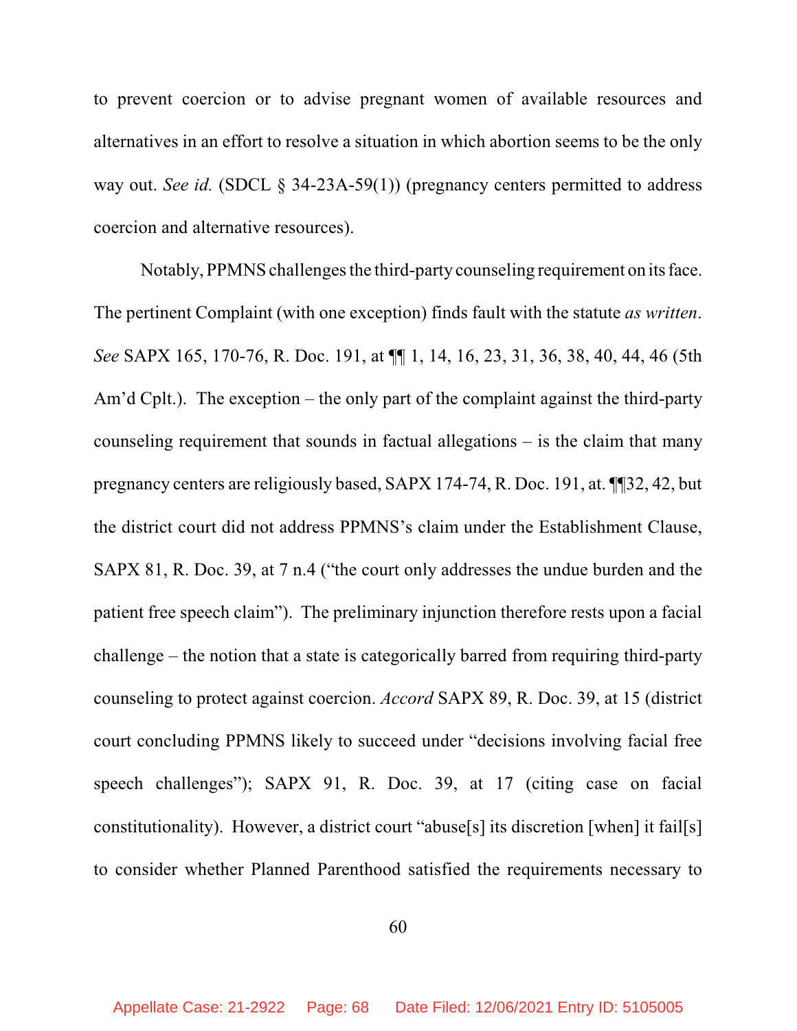to prevent coercion or to advise pregnant women of available resources and alternatives in an effort to resolve a situation in which abortion seems to be the only way out. *See id.* (SDCL § 34-23A-59(1)) (pregnancy centers permitted to address coercion and alternative resources).

Notably, PPMNS challenges the third-party counseling requirement on its face. The pertinent Complaint (with one exception) finds fault with the statute *as written*. *See* SAPX 165, 170-76, R. Doc. 191, at ¶¶ 1, 14, 16, 23, 31, 36, 38, 40, 44, 46 (5th Am'd Cplt.). The exception – the only part of the complaint against the third-party counseling requirement that sounds in factual allegations – is the claim that many pregnancy centers are religiously based, SAPX 174-74, R. Doc. 191, at. ¶¶32, 42, but the district court did not address PPMNS's claim under the Establishment Clause, SAPX 81, R. Doc. 39, at 7 n.4 ("the court only addresses the undue burden and the patient free speech claim"). The preliminary injunction therefore rests upon a facial challenge – the notion that a state is categorically barred from requiring third-party counseling to protect against coercion. *Accord* SAPX 89, R. Doc. 39, at 15 (district court concluding PPMNS likely to succeed under "decisions involving facial free speech challenges"); SAPX 91, R. Doc. 39, at 17 (citing case on facial constitutionality). However, a district court "abuse[s] its discretion [when] it fail[s] to consider whether Planned Parenthood satisfied the requirements necessary to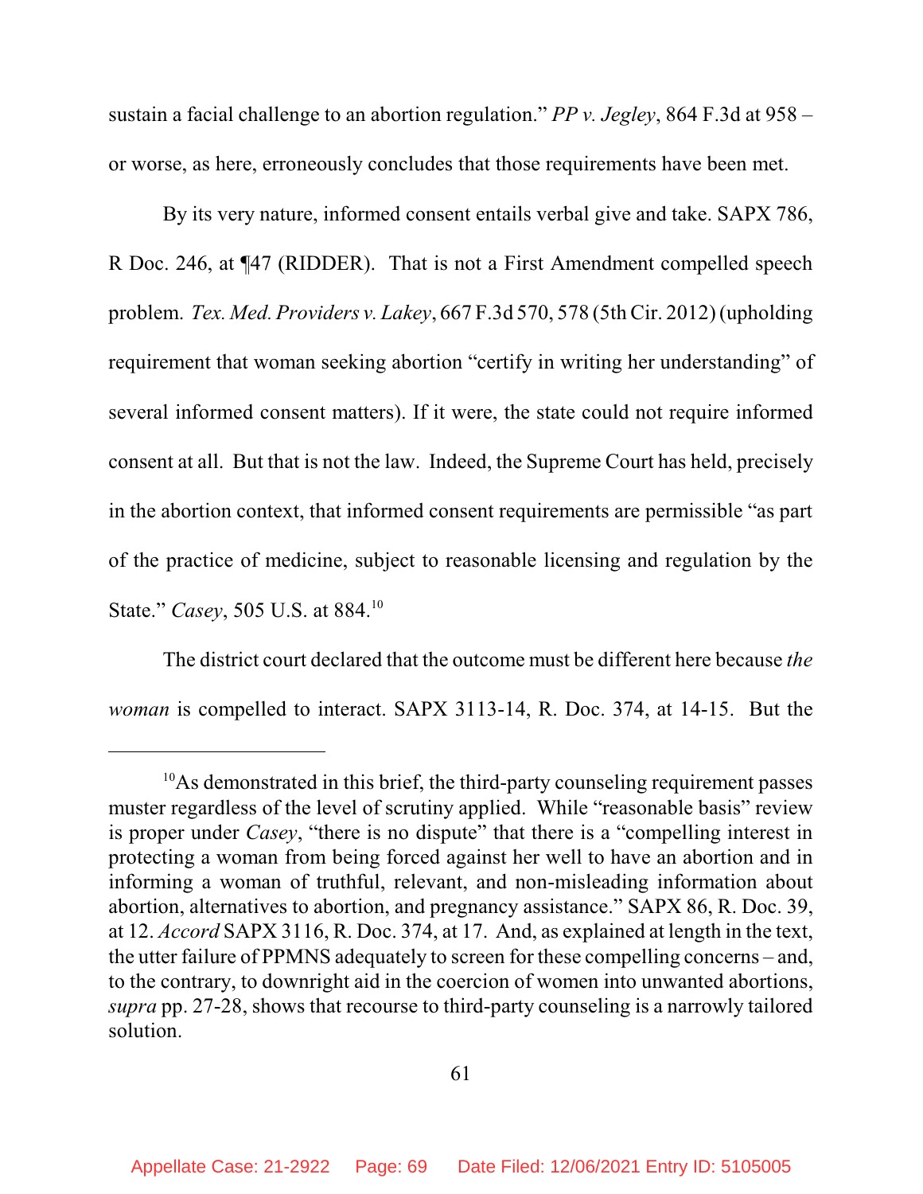sustain a facial challenge to an abortion regulation." *PP v. Jegley*, 864 F.3d at 958 – or worse, as here, erroneously concludes that those requirements have been met.

By its very nature, informed consent entails verbal give and take. SAPX 786, R Doc. 246, at ¶47 (RIDDER). That is not a First Amendment compelled speech problem. *Tex. Med. Providers v. Lakey*, 667 F.3d 570, 578 (5th Cir. 2012) (upholding requirement that woman seeking abortion "certify in writing her understanding" of several informed consent matters). If it were, the state could not require informed consent at all. But that is not the law. Indeed, the Supreme Court has held, precisely in the abortion context, that informed consent requirements are permissible "as part of the practice of medicine, subject to reasonable licensing and regulation by the State." *Casey*, 505 U.S. at 884.[10]

The district court declared that the outcome must be different here because *the woman* is compelled to interact. SAPX 3113-14, R. Doc. 374, at 14-15. But the

---

[10] As demonstrated in this brief, the third-party counseling requirement passes muster regardless of the level of scrutiny applied. While "reasonable basis" review is proper under *Casey*, "there is no dispute" that there is a "compelling interest in protecting a woman from being forced against her well to have an abortion and in informing a woman of truthful, relevant, and non-misleading information about abortion, alternatives to abortion, and pregnancy assistance." SAPX 86, R. Doc. 39, at 12. *Accord* SAPX 3116, R. Doc. 374, at 17. And, as explained at length in the text, the utter failure of PPMNS adequately to screen for these compelling concerns – and, to the contrary, to downright aid in the coercion of women into unwanted abortions, *supra* pp. 27-28, shows that recourse to third-party counseling is a narrowly tailored solution.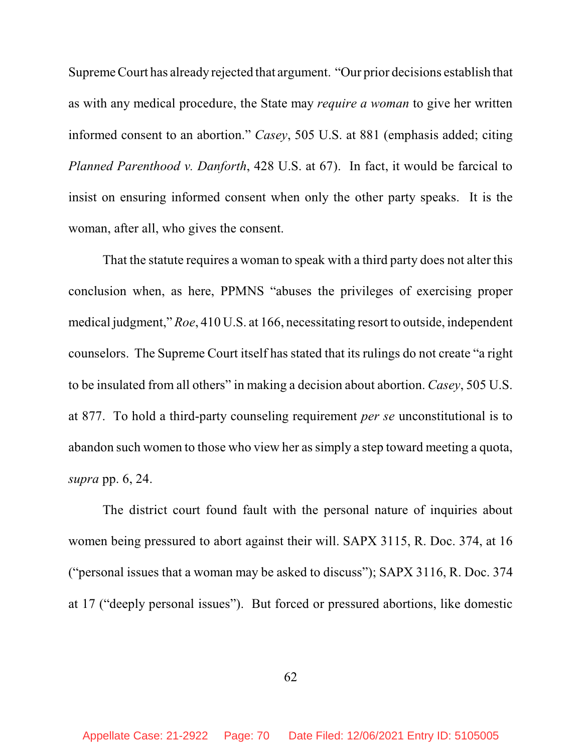Supreme Court has already rejected that argument. "Our prior decisions establish that as with any medical procedure, the State may *require a woman* to give her written informed consent to an abortion." *Casey*, 505 U.S. at 881 (emphasis added; citing *Planned Parenthood v. Danforth*, 428 U.S. at 67). In fact, it would be farcical to insist on ensuring informed consent when only the other party speaks. It is the woman, after all, who gives the consent.

That the statute requires a woman to speak with a third party does not alter this conclusion when, as here, PPMNS "abuses the privileges of exercising proper medical judgment," *Roe*, 410 U.S. at 166, necessitating resort to outside, independent counselors. The Supreme Court itself has stated that its rulings do not create "a right to be insulated from all others" in making a decision about abortion. *Casey*, 505 U.S. at 877. To hold a third-party counseling requirement *per se* unconstitutional is to abandon such women to those who view her as simply a step toward meeting a quota, *supra* pp. 6, 24.

The district court found fault with the personal nature of inquiries about women being pressured to abort against their will. SAPX 3115, R. Doc. 374, at 16 ("personal issues that a woman may be asked to discuss"); SAPX 3116, R. Doc. 374 at 17 ("deeply personal issues"). But forced or pressured abortions, like domestic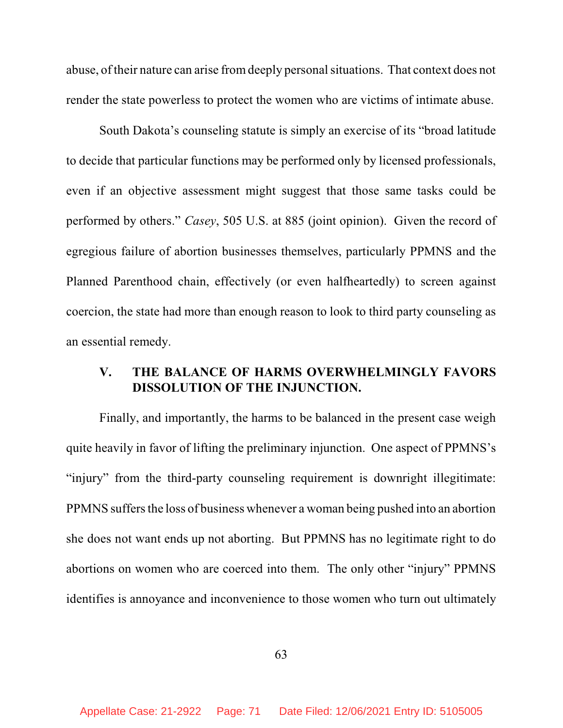abuse, of their nature can arise from deeply personal situations. That context does not render the state powerless to protect the women who are victims of intimate abuse.

South Dakota's counseling statute is simply an exercise of its "broad latitude to decide that particular functions may be performed only by licensed professionals, even if an objective assessment might suggest that those same tasks could be performed by others." *Casey*, 505 U.S. at 885 (joint opinion). Given the record of egregious failure of abortion businesses themselves, particularly PPMNS and the Planned Parenthood chain, effectively (or even halfheartedly) to screen against coercion, the state had more than enough reason to look to third party counseling as an essential remedy.

## V. THE BALANCE OF HARMS OVERWHELMINGLY FAVORS DISSOLUTION OF THE INJUNCTION.

Finally, and importantly, the harms to be balanced in the present case weigh quite heavily in favor of lifting the preliminary injunction. One aspect of PPMNS's "injury" from the third-party counseling requirement is downright illegitimate: PPMNS suffers the loss of business whenever a woman being pushed into an abortion she does not want ends up not aborting. But PPMNS has no legitimate right to do abortions on women who are coerced into them. The only other "injury" PPMNS identifies is annoyance and inconvenience to those women who turn out ultimately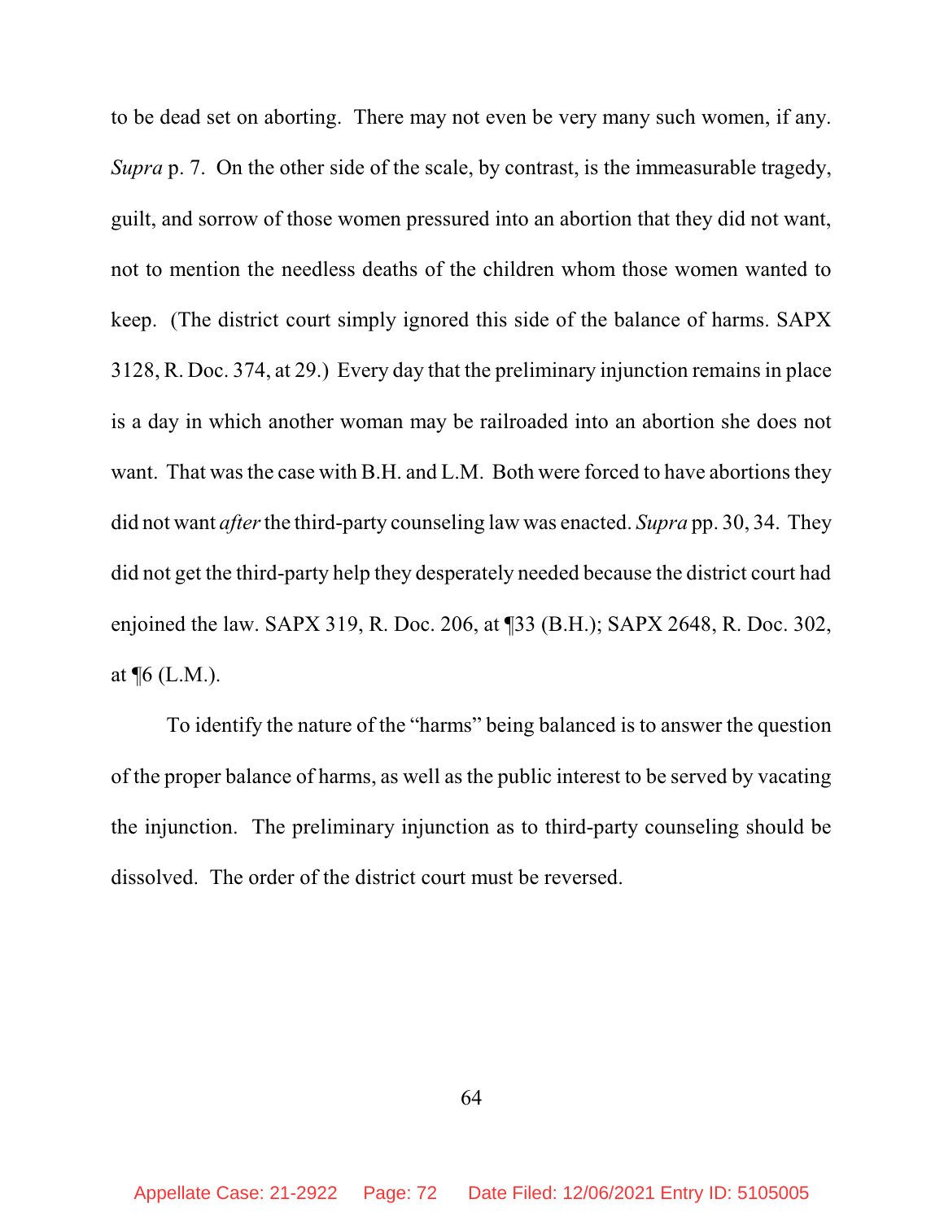to be dead set on aborting. There may not even be very many such women, if any. *Supra* p. 7. On the other side of the scale, by contrast, is the immeasurable tragedy, guilt, and sorrow of those women pressured into an abortion that they did not want, not to mention the needless deaths of the children whom those women wanted to keep. (The district court simply ignored this side of the balance of harms. SAPX 3128, R. Doc. 374, at 29.) Every day that the preliminary injunction remains in place is a day in which another woman may be railroaded into an abortion she does not want. That was the case with B.H. and L.M. Both were forced to have abortions they did not want *after* the third-party counseling law was enacted. *Supra* pp. 30, 34. They did not get the third-party help they desperately needed because the district court had enjoined the law. SAPX 319, R. Doc. 206, at ¶33 (B.H.); SAPX 2648, R. Doc. 302, at ¶6 (L.M.).

To identify the nature of the "harms" being balanced is to answer the question of the proper balance of harms, as well as the public interest to be served by vacating the injunction. The preliminary injunction as to third-party counseling should be dissolved. The order of the district court must be reversed.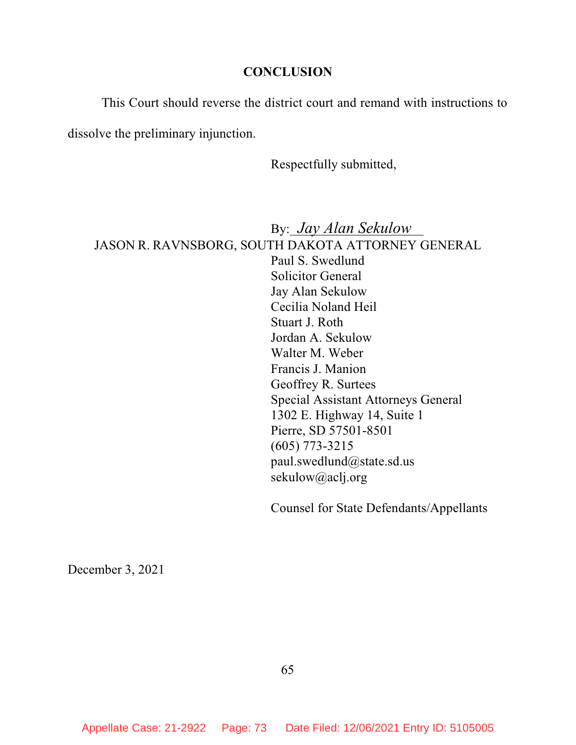## CONCLUSION

This Court should reverse the district court and remand with instructions to dissolve the preliminary injunction.

Respectfully submitted,

By: *Jay Alan Sekulow*

JASON R. RAVNSBORG, SOUTH DAKOTA ATTORNEY GENERAL
Paul S. Swedlund
Solicitor General
Jay Alan Sekulow
Cecilia Noland Heil
Stuart J. Roth
Jordan A. Sekulow
Walter M. Weber
Francis J. Manion
Geoffrey R. Surtees
Special Assistant Attorneys General
1302 E. Highway 14, Suite 1
Pierre, SD 57501-8501
(605) 773-3215
paul.swedlund@state.sd.us
sekulow@aclj.org

Counsel for State Defendants/Appellants

December 3, 2021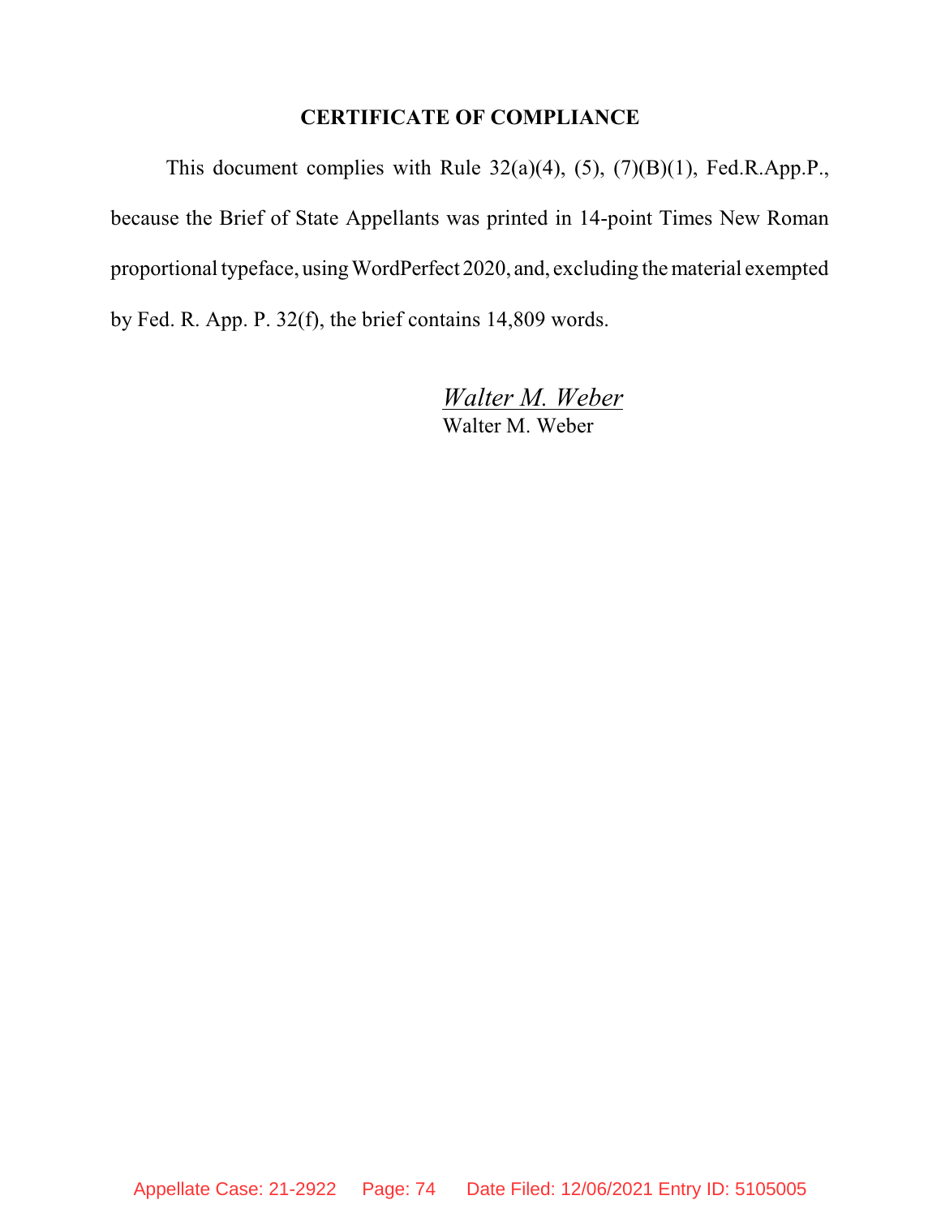## CERTIFICATE OF COMPLIANCE

This document complies with Rule 32(a)(4), (5), (7)(B)(1), Fed.R.App.P., because the Brief of State Appellants was printed in 14-point Times New Roman proportional typeface, using WordPerfect 2020, and, excluding the material exempted by Fed. R. App. P. 32(f), the brief contains 14,809 words.

*Walter M. Weber*
Walter M. Weber